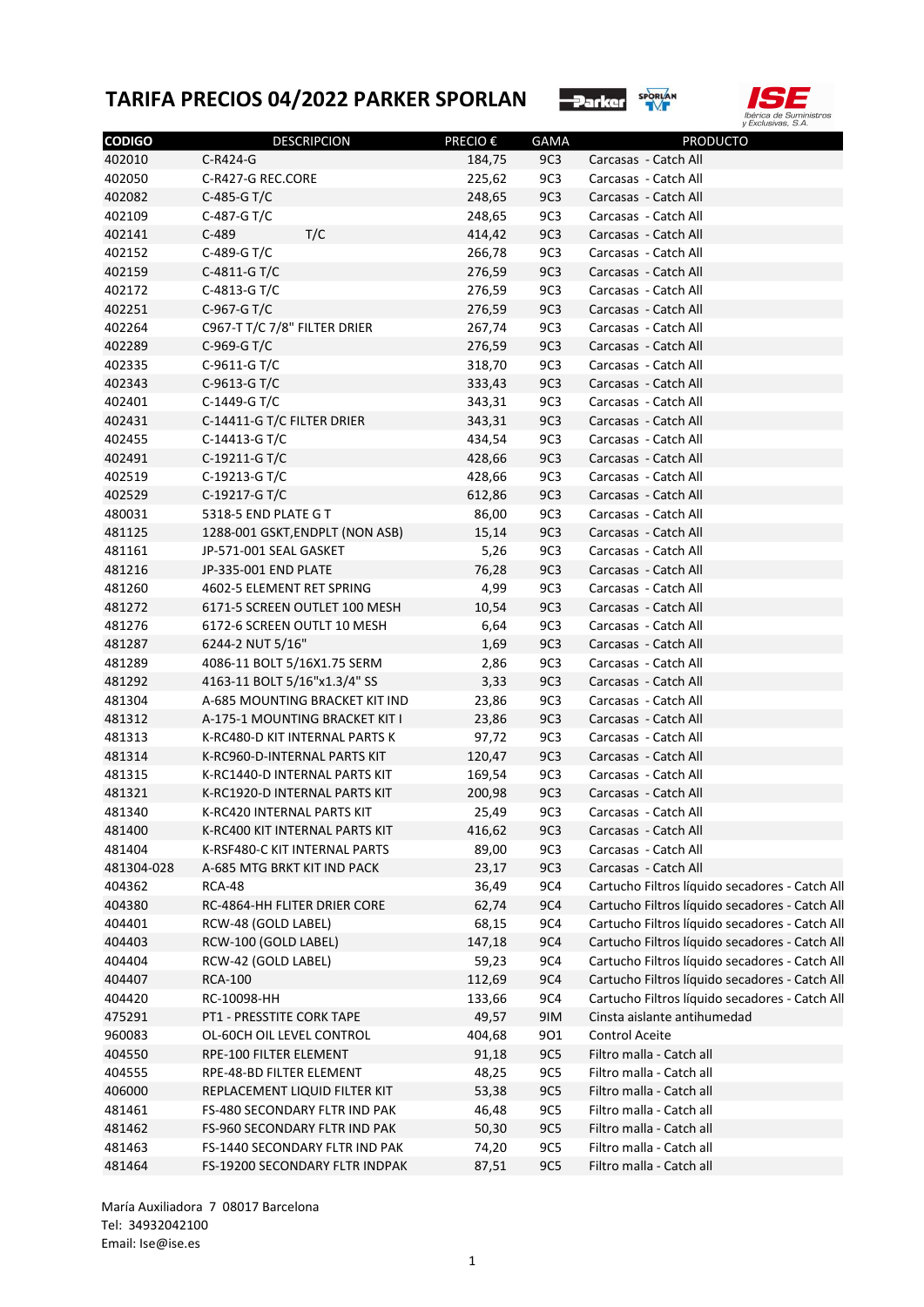# TARIFA PRECIOS 04/2022 PARKER SPORLAN

| CODIGO | DESCRIPCION | PRECIO € | GAMA | PRODUCTO |
|---|---|---|---|---|
| 402010 | C-R424-G | 184,75 | 9C3 | Carcasas - Catch All |
| 402050 | C-R427-G REC.CORE | 225,62 | 9C3 | Carcasas - Catch All |
| 402082 | C-485-G T/C | 248,65 | 9C3 | Carcasas - Catch All |
| 402109 | C-487-G T/C | 248,65 | 9C3 | Carcasas - Catch All |
| 402141 | C-489 T/C | 414,42 | 9C3 | Carcasas - Catch All |
| 402152 | C-489-G T/C | 266,78 | 9C3 | Carcasas - Catch All |
| 402159 | C-4811-G T/C | 276,59 | 9C3 | Carcasas - Catch All |
| 402172 | C-4813-G T/C | 276,59 | 9C3 | Carcasas - Catch All |
| 402251 | C-967-G T/C | 276,59 | 9C3 | Carcasas - Catch All |
| 402264 | C967-T T/C 7/8" FILTER DRIER | 267,74 | 9C3 | Carcasas - Catch All |
| 402289 | C-969-G T/C | 276,59 | 9C3 | Carcasas - Catch All |
| 402335 | C-9611-G T/C | 318,70 | 9C3 | Carcasas - Catch All |
| 402343 | C-9613-G T/C | 333,43 | 9C3 | Carcasas - Catch All |
| 402401 | C-1449-G T/C | 343,31 | 9C3 | Carcasas - Catch All |
| 402431 | C-14411-G T/C FILTER DRIER | 343,31 | 9C3 | Carcasas - Catch All |
| 402455 | C-14413-G T/C | 434,54 | 9C3 | Carcasas - Catch All |
| 402491 | C-19211-G T/C | 428,66 | 9C3 | Carcasas - Catch All |
| 402519 | C-19213-G T/C | 428,66 | 9C3 | Carcasas - Catch All |
| 402529 | C-19217-G T/C | 612,86 | 9C3 | Carcasas - Catch All |
| 480031 | 5318-5 END PLATE G T | 86,00 | 9C3 | Carcasas - Catch All |
| 481125 | 1288-001 GSKT,ENDPLT (NON ASB) | 15,14 | 9C3 | Carcasas - Catch All |
| 481161 | JP-571-001 SEAL GASKET | 5,26 | 9C3 | Carcasas - Catch All |
| 481216 | JP-335-001 END PLATE | 76,28 | 9C3 | Carcasas - Catch All |
| 481260 | 4602-5 ELEMENT RET SPRING | 4,99 | 9C3 | Carcasas - Catch All |
| 481272 | 6171-5 SCREEN OUTLET 100 MESH | 10,54 | 9C3 | Carcasas - Catch All |
| 481276 | 6172-6 SCREEN OUTLT 10 MESH | 6,64 | 9C3 | Carcasas - Catch All |
| 481287 | 6244-2 NUT 5/16" | 1,69 | 9C3 | Carcasas - Catch All |
| 481289 | 4086-11 BOLT 5/16X1.75 SERM | 2,86 | 9C3 | Carcasas - Catch All |
| 481292 | 4163-11 BOLT 5/16"x1.3/4" SS | 3,33 | 9C3 | Carcasas - Catch All |
| 481304 | A-685 MOUNTING BRACKET KIT IND | 23,86 | 9C3 | Carcasas - Catch All |
| 481312 | A-175-1 MOUNTING BRACKET KIT I | 23,86 | 9C3 | Carcasas - Catch All |
| 481313 | K-RC480-D KIT INTERNAL PARTS K | 97,72 | 9C3 | Carcasas - Catch All |
| 481314 | K-RC960-D-INTERNAL PARTS KIT | 120,47 | 9C3 | Carcasas - Catch All |
| 481315 | K-RC1440-D INTERNAL PARTS KIT | 169,54 | 9C3 | Carcasas - Catch All |
| 481321 | K-RC1920-D INTERNAL PARTS KIT | 200,98 | 9C3 | Carcasas - Catch All |
| 481340 | K-RC420 INTERNAL PARTS KIT | 25,49 | 9C3 | Carcasas - Catch All |
| 481400 | K-RC400 KIT INTERNAL PARTS KIT | 416,62 | 9C3 | Carcasas - Catch All |
| 481404 | K-RSF480-C KIT INTERNAL PARTS | 89,00 | 9C3 | Carcasas - Catch All |
| 481304-028 | A-685 MTG BRKT KIT IND PACK | 23,17 | 9C3 | Carcasas - Catch All |
| 404362 | RCA-48 | 36,49 | 9C4 | Cartucho Filtros líquido secadores - Catch All |
| 404380 | RC-4864-HH FLITER DRIER CORE | 62,74 | 9C4 | Cartucho Filtros líquido secadores - Catch All |
| 404401 | RCW-48 (GOLD LABEL) | 68,15 | 9C4 | Cartucho Filtros líquido secadores - Catch All |
| 404403 | RCW-100 (GOLD LABEL) | 147,18 | 9C4 | Cartucho Filtros líquido secadores - Catch All |
| 404404 | RCW-42 (GOLD LABEL) | 59,23 | 9C4 | Cartucho Filtros líquido secadores - Catch All |
| 404407 | RCA-100 | 112,69 | 9C4 | Cartucho Filtros líquido secadores - Catch All |
| 404420 | RC-10098-HH | 133,66 | 9C4 | Cartucho Filtros líquido secadores - Catch All |
| 475291 | PT1 - PRESSTITE CORK TAPE | 49,57 | 9IM | Cinsta aislante antihumedad |
| 960083 | OL-60CH OIL LEVEL CONTROL | 404,68 | 9O1 | Control Aceite |
| 404550 | RPE-100 FILTER ELEMENT | 91,18 | 9C5 | Filtro malla - Catch all |
| 404555 | RPE-48-BD FILTER ELEMENT | 48,25 | 9C5 | Filtro malla - Catch all |
| 406000 | REPLACEMENT LIQUID FILTER KIT | 53,38 | 9C5 | Filtro malla - Catch all |
| 481461 | FS-480 SECONDARY FLTR IND PAK | 46,48 | 9C5 | Filtro malla - Catch all |
| 481462 | FS-960 SECONDARY FLTR IND PAK | 50,30 | 9C5 | Filtro malla - Catch all |
| 481463 | FS-1440 SECONDARY FLTR IND PAK | 74,20 | 9C5 | Filtro malla - Catch all |
| 481464 | FS-19200 SECONDARY FLTR INDPAK | 87,51 | 9C5 | Filtro malla - Catch all |

María Auxiliadora 7 08017 Barcelona
Tel: 34932042100
Email: Ise@ise.es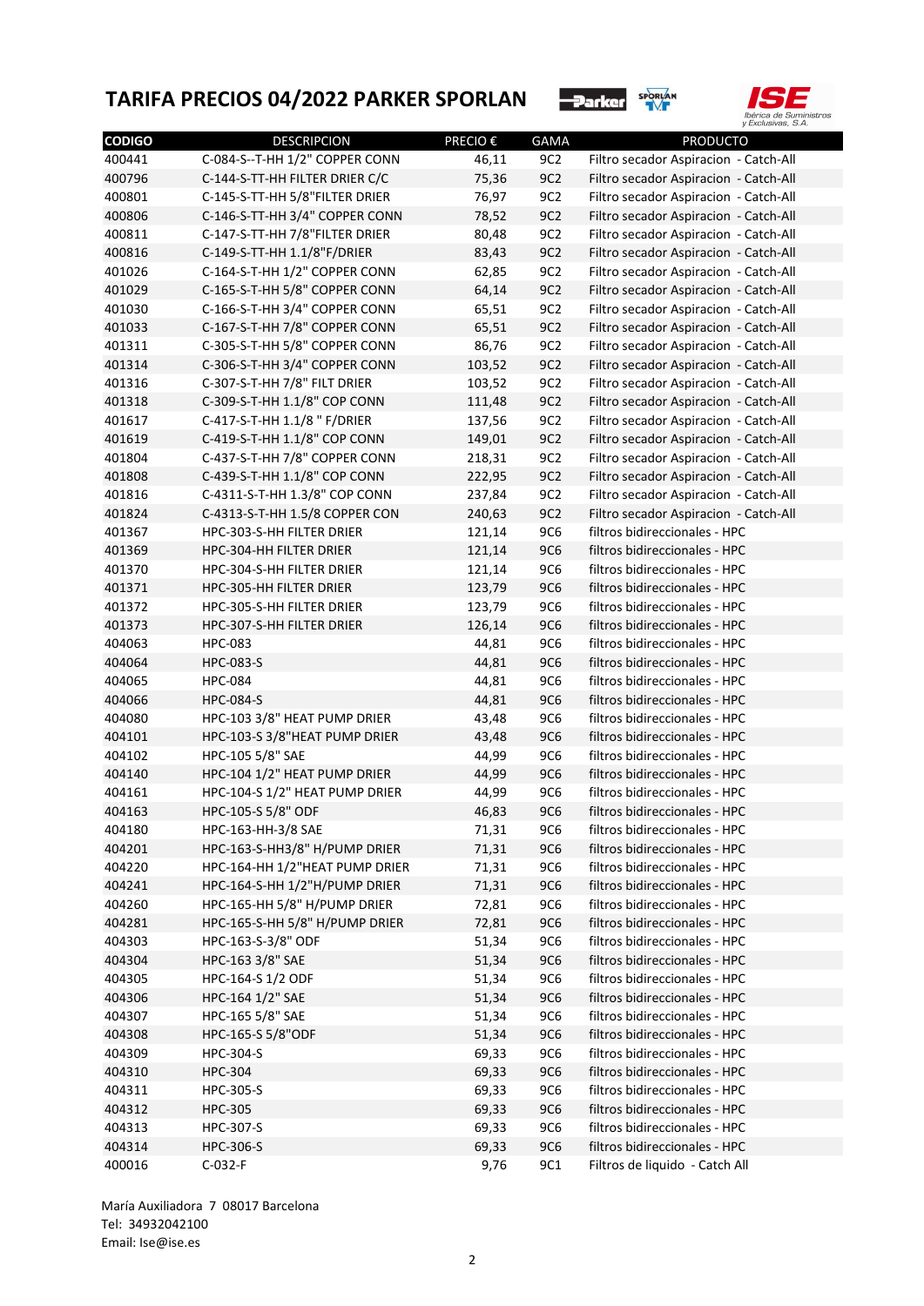# TARIFA PRECIOS 04/2022 PARKER SPORLAN

| CODIGO | DESCRIPCION | PRECIO € | GAMA | PRODUCTO |
|---|---|---|---|---|
| 400441 | C-084-S--T-HH 1/2" COPPER CONN | 46,11 | 9C2 | Filtro secador Aspiracion - Catch-All |
| 400796 | C-144-S-TT-HH FILTER DRIER C/C | 75,36 | 9C2 | Filtro secador Aspiracion - Catch-All |
| 400801 | C-145-S-TT-HH 5/8"FILTER DRIER | 76,97 | 9C2 | Filtro secador Aspiracion - Catch-All |
| 400806 | C-146-S-TT-HH 3/4" COPPER CONN | 78,52 | 9C2 | Filtro secador Aspiracion - Catch-All |
| 400811 | C-147-S-TT-HH 7/8"FILTER DRIER | 80,48 | 9C2 | Filtro secador Aspiracion - Catch-All |
| 400816 | C-149-S-TT-HH 1.1/8"F/DRIER | 83,43 | 9C2 | Filtro secador Aspiracion - Catch-All |
| 401026 | C-164-S-T-HH 1/2" COPPER CONN | 62,85 | 9C2 | Filtro secador Aspiracion - Catch-All |
| 401029 | C-165-S-T-HH 5/8" COPPER CONN | 64,14 | 9C2 | Filtro secador Aspiracion - Catch-All |
| 401030 | C-166-S-T-HH 3/4" COPPER CONN | 65,51 | 9C2 | Filtro secador Aspiracion - Catch-All |
| 401033 | C-167-S-T-HH 7/8" COPPER CONN | 65,51 | 9C2 | Filtro secador Aspiracion - Catch-All |
| 401311 | C-305-S-T-HH 5/8" COPPER CONN | 86,76 | 9C2 | Filtro secador Aspiracion - Catch-All |
| 401314 | C-306-S-T-HH 3/4" COPPER CONN | 103,52 | 9C2 | Filtro secador Aspiracion - Catch-All |
| 401316 | C-307-S-T-HH 7/8" FILT DRIER | 103,52 | 9C2 | Filtro secador Aspiracion - Catch-All |
| 401318 | C-309-S-T-HH 1.1/8" COP CONN | 111,48 | 9C2 | Filtro secador Aspiracion - Catch-All |
| 401617 | C-417-S-T-HH 1.1/8 " F/DRIER | 137,56 | 9C2 | Filtro secador Aspiracion - Catch-All |
| 401619 | C-419-S-T-HH 1.1/8" COP CONN | 149,01 | 9C2 | Filtro secador Aspiracion - Catch-All |
| 401804 | C-437-S-T-HH 7/8" COPPER CONN | 218,31 | 9C2 | Filtro secador Aspiracion - Catch-All |
| 401808 | C-439-S-T-HH 1.1/8" COP CONN | 222,95 | 9C2 | Filtro secador Aspiracion - Catch-All |
| 401816 | C-4311-S-T-HH 1.3/8" COP CONN | 237,84 | 9C2 | Filtro secador Aspiracion - Catch-All |
| 401824 | C-4313-S-T-HH 1.5/8 COPPER CON | 240,63 | 9C2 | Filtro secador Aspiracion - Catch-All |
| 401367 | HPC-303-S-HH FILTER DRIER | 121,14 | 9C6 | filtros bidireccionales - HPC |
| 401369 | HPC-304-HH FILTER DRIER | 121,14 | 9C6 | filtros bidireccionales - HPC |
| 401370 | HPC-304-S-HH FILTER DRIER | 121,14 | 9C6 | filtros bidireccionales - HPC |
| 401371 | HPC-305-HH FILTER DRIER | 123,79 | 9C6 | filtros bidireccionales - HPC |
| 401372 | HPC-305-S-HH FILTER DRIER | 123,79 | 9C6 | filtros bidireccionales - HPC |
| 401373 | HPC-307-S-HH FILTER DRIER | 126,14 | 9C6 | filtros bidireccionales - HPC |
| 404063 | HPC-083 | 44,81 | 9C6 | filtros bidireccionales - HPC |
| 404064 | HPC-083-S | 44,81 | 9C6 | filtros bidireccionales - HPC |
| 404065 | HPC-084 | 44,81 | 9C6 | filtros bidireccionales - HPC |
| 404066 | HPC-084-S | 44,81 | 9C6 | filtros bidireccionales - HPC |
| 404080 | HPC-103 3/8" HEAT PUMP DRIER | 43,48 | 9C6 | filtros bidireccionales - HPC |
| 404101 | HPC-103-S 3/8"HEAT PUMP DRIER | 43,48 | 9C6 | filtros bidireccionales - HPC |
| 404102 | HPC-105 5/8" SAE | 44,99 | 9C6 | filtros bidireccionales - HPC |
| 404140 | HPC-104 1/2" HEAT PUMP DRIER | 44,99 | 9C6 | filtros bidireccionales - HPC |
| 404161 | HPC-104-S 1/2" HEAT PUMP DRIER | 44,99 | 9C6 | filtros bidireccionales - HPC |
| 404163 | HPC-105-S 5/8" ODF | 46,83 | 9C6 | filtros bidireccionales - HPC |
| 404180 | HPC-163-HH-3/8 SAE | 71,31 | 9C6 | filtros bidireccionales - HPC |
| 404201 | HPC-163-S-HH3/8" H/PUMP DRIER | 71,31 | 9C6 | filtros bidireccionales - HPC |
| 404220 | HPC-164-HH 1/2"HEAT PUMP DRIER | 71,31 | 9C6 | filtros bidireccionales - HPC |
| 404241 | HPC-164-S-HH 1/2"H/PUMP DRIER | 71,31 | 9C6 | filtros bidireccionales - HPC |
| 404260 | HPC-165-HH 5/8" H/PUMP DRIER | 72,81 | 9C6 | filtros bidireccionales - HPC |
| 404281 | HPC-165-S-HH 5/8" H/PUMP DRIER | 72,81 | 9C6 | filtros bidireccionales - HPC |
| 404303 | HPC-163-S-3/8" ODF | 51,34 | 9C6 | filtros bidireccionales - HPC |
| 404304 | HPC-163 3/8" SAE | 51,34 | 9C6 | filtros bidireccionales - HPC |
| 404305 | HPC-164-S 1/2 ODF | 51,34 | 9C6 | filtros bidireccionales - HPC |
| 404306 | HPC-164 1/2" SAE | 51,34 | 9C6 | filtros bidireccionales - HPC |
| 404307 | HPC-165 5/8" SAE | 51,34 | 9C6 | filtros bidireccionales - HPC |
| 404308 | HPC-165-S 5/8"ODF | 51,34 | 9C6 | filtros bidireccionales - HPC |
| 404309 | HPC-304-S | 69,33 | 9C6 | filtros bidireccionales - HPC |
| 404310 | HPC-304 | 69,33 | 9C6 | filtros bidireccionales - HPC |
| 404311 | HPC-305-S | 69,33 | 9C6 | filtros bidireccionales - HPC |
| 404312 | HPC-305 | 69,33 | 9C6 | filtros bidireccionales - HPC |
| 404313 | HPC-307-S | 69,33 | 9C6 | filtros bidireccionales - HPC |
| 404314 | HPC-306-S | 69,33 | 9C6 | filtros bidireccionales - HPC |
| 400016 | C-032-F | 9,76 | 9C1 | Filtros de liquido - Catch All |

María Auxiliadora 7 08017 Barcelona
Tel: 34932042100
Email: Ise@ise.es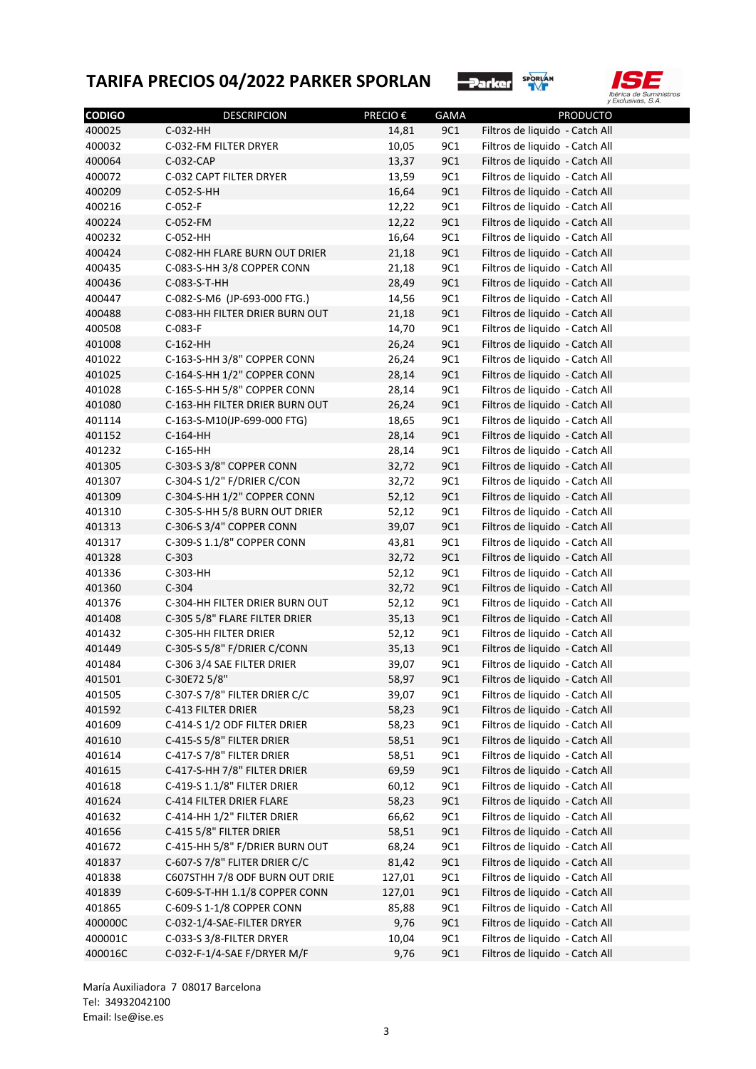# TARIFA PRECIOS 04/2022 PARKER SPORLAN

| CODIGO | DESCRIPCION | PRECIO € | GAMA | PRODUCTO |
|---|---|---|---|---|
| 400025 | C-032-HH | 14,81 | 9C1 | Filtros de liquido - Catch All |
| 400032 | C-032-FM FILTER DRYER | 10,05 | 9C1 | Filtros de liquido - Catch All |
| 400064 | C-032-CAP | 13,37 | 9C1 | Filtros de liquido - Catch All |
| 400072 | C-032 CAPT FILTER DRYER | 13,59 | 9C1 | Filtros de liquido - Catch All |
| 400209 | C-052-S-HH | 16,64 | 9C1 | Filtros de liquido - Catch All |
| 400216 | C-052-F | 12,22 | 9C1 | Filtros de liquido - Catch All |
| 400224 | C-052-FM | 12,22 | 9C1 | Filtros de liquido - Catch All |
| 400232 | C-052-HH | 16,64 | 9C1 | Filtros de liquido - Catch All |
| 400424 | C-082-HH FLARE BURN OUT DRIER | 21,18 | 9C1 | Filtros de liquido - Catch All |
| 400435 | C-083-S-HH 3/8 COPPER CONN | 21,18 | 9C1 | Filtros de liquido - Catch All |
| 400436 | C-083-S-T-HH | 28,49 | 9C1 | Filtros de liquido - Catch All |
| 400447 | C-082-S-M6 (JP-693-000 FTG.) | 14,56 | 9C1 | Filtros de liquido - Catch All |
| 400488 | C-083-HH FILTER DRIER BURN OUT | 21,18 | 9C1 | Filtros de liquido - Catch All |
| 400508 | C-083-F | 14,70 | 9C1 | Filtros de liquido - Catch All |
| 401008 | C-162-HH | 26,24 | 9C1 | Filtros de liquido - Catch All |
| 401022 | C-163-S-HH 3/8" COPPER CONN | 26,24 | 9C1 | Filtros de liquido - Catch All |
| 401025 | C-164-S-HH 1/2" COPPER CONN | 28,14 | 9C1 | Filtros de liquido - Catch All |
| 401028 | C-165-S-HH 5/8" COPPER CONN | 28,14 | 9C1 | Filtros de liquido - Catch All |
| 401080 | C-163-HH FILTER DRIER BURN OUT | 26,24 | 9C1 | Filtros de liquido - Catch All |
| 401114 | C-163-S-M10(JP-699-000 FTG) | 18,65 | 9C1 | Filtros de liquido - Catch All |
| 401152 | C-164-HH | 28,14 | 9C1 | Filtros de liquido - Catch All |
| 401232 | C-165-HH | 28,14 | 9C1 | Filtros de liquido - Catch All |
| 401305 | C-303-S 3/8" COPPER CONN | 32,72 | 9C1 | Filtros de liquido - Catch All |
| 401307 | C-304-S 1/2" F/DRIER C/CON | 32,72 | 9C1 | Filtros de liquido - Catch All |
| 401309 | C-304-S-HH 1/2" COPPER CONN | 52,12 | 9C1 | Filtros de liquido - Catch All |
| 401310 | C-305-S-HH 5/8 BURN OUT DRIER | 52,12 | 9C1 | Filtros de liquido - Catch All |
| 401313 | C-306-S 3/4" COPPER CONN | 39,07 | 9C1 | Filtros de liquido - Catch All |
| 401317 | C-309-S 1.1/8" COPPER CONN | 43,81 | 9C1 | Filtros de liquido - Catch All |
| 401328 | C-303 | 32,72 | 9C1 | Filtros de liquido - Catch All |
| 401336 | C-303-HH | 52,12 | 9C1 | Filtros de liquido - Catch All |
| 401360 | C-304 | 32,72 | 9C1 | Filtros de liquido - Catch All |
| 401376 | C-304-HH FILTER DRIER BURN OUT | 52,12 | 9C1 | Filtros de liquido - Catch All |
| 401408 | C-305 5/8" FLARE FILTER DRIER | 35,13 | 9C1 | Filtros de liquido - Catch All |
| 401432 | C-305-HH FILTER DRIER | 52,12 | 9C1 | Filtros de liquido - Catch All |
| 401449 | C-305-S 5/8" F/DRIER C/CONN | 35,13 | 9C1 | Filtros de liquido - Catch All |
| 401484 | C-306 3/4 SAE FILTER DRIER | 39,07 | 9C1 | Filtros de liquido - Catch All |
| 401501 | C-30E72 5/8" | 58,97 | 9C1 | Filtros de liquido - Catch All |
| 401505 | C-307-S 7/8" FILTER DRIER C/C | 39,07 | 9C1 | Filtros de liquido - Catch All |
| 401592 | C-413 FILTER DRIER | 58,23 | 9C1 | Filtros de liquido - Catch All |
| 401609 | C-414-S 1/2 ODF FILTER DRIER | 58,23 | 9C1 | Filtros de liquido - Catch All |
| 401610 | C-415-S 5/8" FILTER DRIER | 58,51 | 9C1 | Filtros de liquido - Catch All |
| 401614 | C-417-S 7/8" FILTER DRIER | 58,51 | 9C1 | Filtros de liquido - Catch All |
| 401615 | C-417-S-HH 7/8" FILTER DRIER | 69,59 | 9C1 | Filtros de liquido - Catch All |
| 401618 | C-419-S 1.1/8" FILTER DRIER | 60,12 | 9C1 | Filtros de liquido - Catch All |
| 401624 | C-414 FILTER DRIER FLARE | 58,23 | 9C1 | Filtros de liquido - Catch All |
| 401632 | C-414-HH 1/2" FILTER DRIER | 66,62 | 9C1 | Filtros de liquido - Catch All |
| 401656 | C-415 5/8" FILTER DRIER | 58,51 | 9C1 | Filtros de liquido - Catch All |
| 401672 | C-415-HH 5/8" F/DRIER BURN OUT | 68,24 | 9C1 | Filtros de liquido - Catch All |
| 401837 | C-607-S 7/8" FLITER DRIER C/C | 81,42 | 9C1 | Filtros de liquido - Catch All |
| 401838 | C607STHH 7/8 ODF BURN OUT DRIE | 127,01 | 9C1 | Filtros de liquido - Catch All |
| 401839 | C-609-S-T-HH 1.1/8" COPPER CONN | 127,01 | 9C1 | Filtros de liquido - Catch All |
| 401865 | C-609-S 1-1/8 COPPER CONN | 85,88 | 9C1 | Filtros de liquido - Catch All |
| 400000C | C-032-1/4-SAE-FILTER DRYER | 9,76 | 9C1 | Filtros de liquido - Catch All |
| 400001C | C-033-S 3/8-FILTER DRYER | 10,04 | 9C1 | Filtros de liquido - Catch All |
| 400016C | C-032-F-1/4-SAE F/DRYER M/F | 9,76 | 9C1 | Filtros de liquido - Catch All |

María Auxiliadora 7 08017 Barcelona
Tel: 34932042100
Email: Ise@ise.es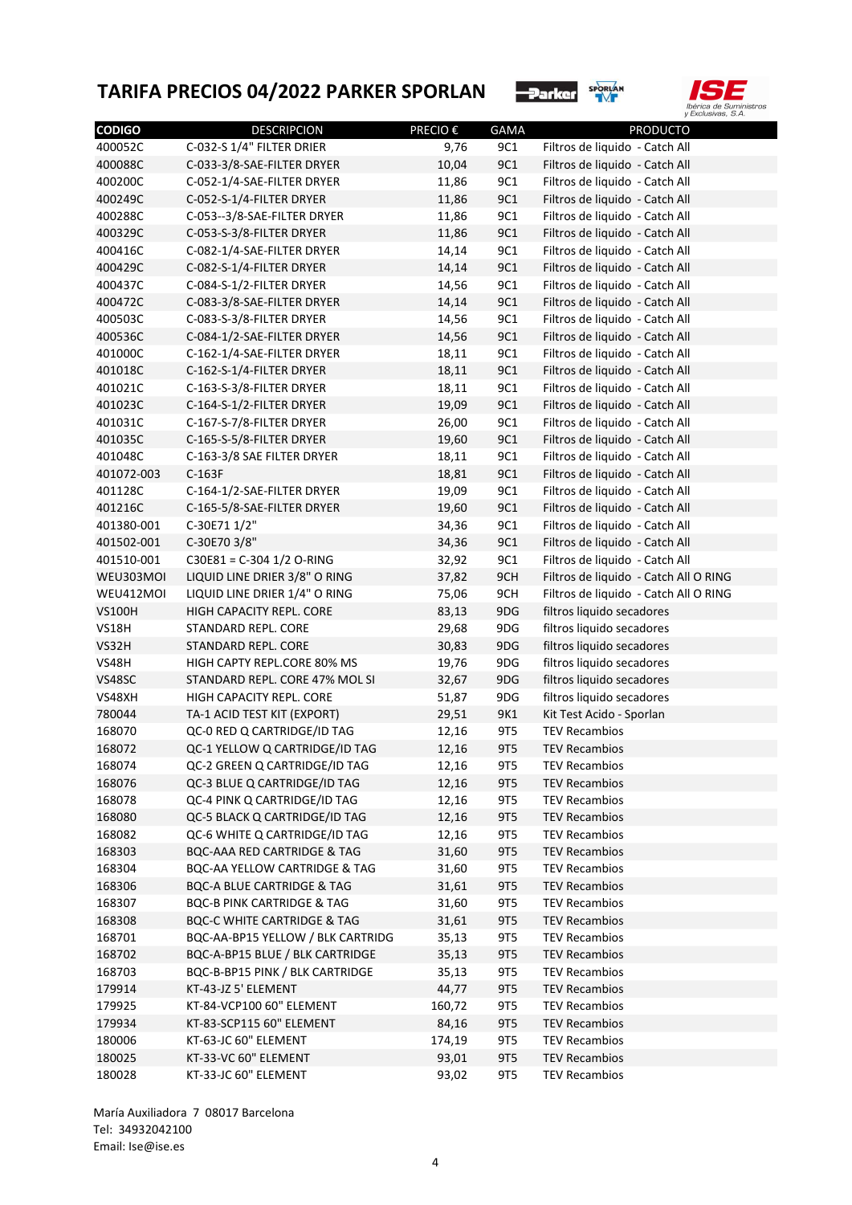# TARIFA PRECIOS 04/2022 PARKER SPORLAN

| CODIGO | DESCRIPCION | PRECIO € | GAMA | PRODUCTO |
|---|---|---|---|---|
| 400052C | C-032-S 1/4" FILTER DRIER | 9,76 | 9C1 | Filtros de liquido - Catch All |
| 400088C | C-033-3/8-SAE-FILTER DRYER | 10,04 | 9C1 | Filtros de liquido - Catch All |
| 400200C | C-052-1/4-SAE-FILTER DRYER | 11,86 | 9C1 | Filtros de liquido - Catch All |
| 400249C | C-052-S-1/4-FILTER DRYER | 11,86 | 9C1 | Filtros de liquido - Catch All |
| 400288C | C-053--3/8-SAE-FILTER DRYER | 11,86 | 9C1 | Filtros de liquido - Catch All |
| 400329C | C-053-S-3/8-FILTER DRYER | 11,86 | 9C1 | Filtros de liquido - Catch All |
| 400416C | C-082-1/4-SAE-FILTER DRYER | 14,14 | 9C1 | Filtros de liquido - Catch All |
| 400429C | C-082-S-1/4-FILTER DRYER | 14,14 | 9C1 | Filtros de liquido - Catch All |
| 400437C | C-084-S-1/2-FILTER DRYER | 14,56 | 9C1 | Filtros de liquido - Catch All |
| 400472C | C-083-3/8-SAE-FILTER DRYER | 14,14 | 9C1 | Filtros de liquido - Catch All |
| 400503C | C-083-S-3/8-FILTER DRYER | 14,56 | 9C1 | Filtros de liquido - Catch All |
| 400536C | C-084-1/2-SAE-FILTER DRYER | 14,56 | 9C1 | Filtros de liquido - Catch All |
| 401000C | C-162-1/4-SAE-FILTER DRYER | 18,11 | 9C1 | Filtros de liquido - Catch All |
| 401018C | C-162-S-1/4-FILTER DRYER | 18,11 | 9C1 | Filtros de liquido - Catch All |
| 401021C | C-163-S-3/8-FILTER DRYER | 18,11 | 9C1 | Filtros de liquido - Catch All |
| 401023C | C-164-S-1/2-FILTER DRYER | 19,09 | 9C1 | Filtros de liquido - Catch All |
| 401031C | C-167-S-7/8-FILTER DRYER | 26,00 | 9C1 | Filtros de liquido - Catch All |
| 401035C | C-165-S-5/8-FILTER DRYER | 19,60 | 9C1 | Filtros de liquido - Catch All |
| 401048C | C-163-3/8 SAE FILTER DRYER | 18,11 | 9C1 | Filtros de liquido - Catch All |
| 401072-003 | C-163F | 18,81 | 9C1 | Filtros de liquido - Catch All |
| 401128C | C-164-1/2-SAE-FILTER DRYER | 19,09 | 9C1 | Filtros de liquido - Catch All |
| 401216C | C-165-5/8-SAE-FILTER DRYER | 19,60 | 9C1 | Filtros de liquido - Catch All |
| 401380-001 | C-30E71 1/2" | 34,36 | 9C1 | Filtros de liquido - Catch All |
| 401502-001 | C-30E70 3/8" | 34,36 | 9C1 | Filtros de liquido - Catch All |
| 401510-001 | C30E81 = C-304 1/2 O-RING | 32,92 | 9C1 | Filtros de liquido - Catch All |
| WEU303MOI | LIQUID LINE DRIER 3/8" O RING | 37,82 | 9CH | Filtros de liquido - Catch All O RING |
| WEU412MOI | LIQUID LINE DRIER 1/4" O RING | 75,06 | 9CH | Filtros de liquido - Catch All O RING |
| VS100H | HIGH CAPACITY REPL. CORE | 83,13 | 9DG | filtros liquido secadores |
| VS18H | STANDARD REPL. CORE | 29,68 | 9DG | filtros liquido secadores |
| VS32H | STANDARD REPL. CORE | 30,83 | 9DG | filtros liquido secadores |
| VS48H | HIGH CAPTY REPL.CORE 80% MS | 19,76 | 9DG | filtros liquido secadores |
| VS48SC | STANDARD REPL. CORE 47% MOL SI | 32,67 | 9DG | filtros liquido secadores |
| VS48XH | HIGH CAPACITY REPL. CORE | 51,87 | 9DG | filtros liquido secadores |
| 780044 | TA-1 ACID TEST KIT (EXPORT) | 29,51 | 9K1 | Kit Test Acido - Sporlan |
| 168070 | QC-0 RED Q CARTRIDGE/ID TAG | 12,16 | 9T5 | TEV Recambios |
| 168072 | QC-1 YELLOW Q CARTRIDGE/ID TAG | 12,16 | 9T5 | TEV Recambios |
| 168074 | QC-2 GREEN Q CARTRIDGE/ID TAG | 12,16 | 9T5 | TEV Recambios |
| 168076 | QC-3 BLUE Q CARTRIDGE/ID TAG | 12,16 | 9T5 | TEV Recambios |
| 168078 | QC-4 PINK Q CARTRIDGE/ID TAG | 12,16 | 9T5 | TEV Recambios |
| 168080 | QC-5 BLACK Q CARTRIDGE/ID TAG | 12,16 | 9T5 | TEV Recambios |
| 168082 | QC-6 WHITE Q CARTRIDGE/ID TAG | 12,16 | 9T5 | TEV Recambios |
| 168303 | BQC-AAA RED CARTRIDGE & TAG | 31,60 | 9T5 | TEV Recambios |
| 168304 | BQC-AA YELLOW CARTRIDGE & TAG | 31,60 | 9T5 | TEV Recambios |
| 168306 | BQC-A BLUE CARTRIDGE & TAG | 31,61 | 9T5 | TEV Recambios |
| 168307 | BQC-B PINK CARTRIDGE & TAG | 31,60 | 9T5 | TEV Recambios |
| 168308 | BQC-C WHITE CARTRIDGE & TAG | 31,61 | 9T5 | TEV Recambios |
| 168701 | BQC-AA-BP15 YELLOW / BLK CARTRIDG | 35,13 | 9T5 | TEV Recambios |
| 168702 | BQC-A-BP15 BLUE / BLK CARTRIDGE | 35,13 | 9T5 | TEV Recambios |
| 168703 | BQC-B-BP15 PINK / BLK CARTRIDGE | 35,13 | 9T5 | TEV Recambios |
| 179914 | KT-43-JZ 5' ELEMENT | 44,77 | 9T5 | TEV Recambios |
| 179925 | KT-84-VCP100 60" ELEMENT | 160,72 | 9T5 | TEV Recambios |
| 179934 | KT-83-SCP115 60" ELEMENT | 84,16 | 9T5 | TEV Recambios |
| 180006 | KT-63-JC 60" ELEMENT | 174,19 | 9T5 | TEV Recambios |
| 180025 | KT-33-VC 60" ELEMENT | 93,01 | 9T5 | TEV Recambios |
| 180028 | KT-33-JC 60" ELEMENT | 93,02 | 9T5 | TEV Recambios |

María Auxiliadora 7 08017 Barcelona
Tel: 34932042100
Email: Ise@ise.es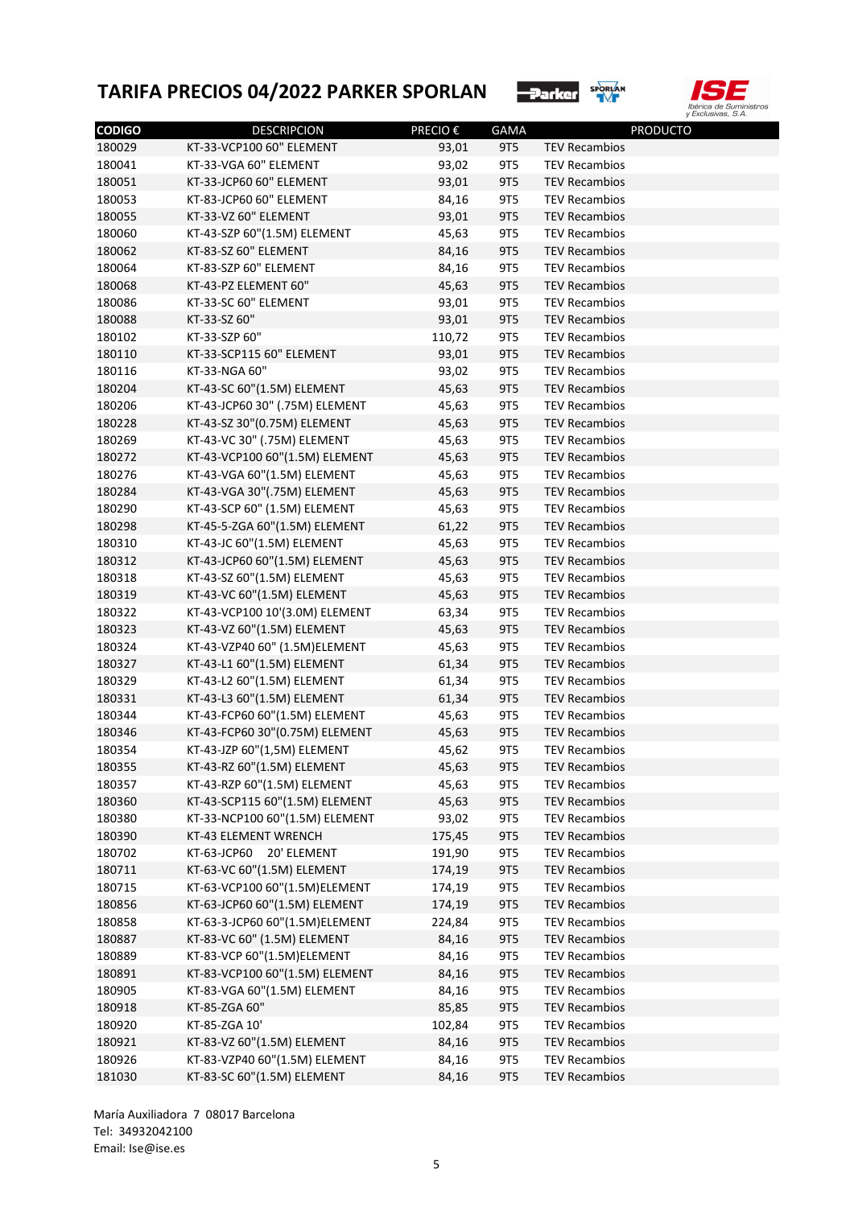# TARIFA PRECIOS 04/2022 PARKER SPORLAN

| CODIGO | DESCRIPCION | PRECIO € | GAMA | PRODUCTO |
|---|---|---|---|---|
| 180029 | KT-33-VCP100 60" ELEMENT | 93,01 | 9T5 | TEV Recambios |
| 180041 | KT-33-VGA 60" ELEMENT | 93,02 | 9T5 | TEV Recambios |
| 180051 | KT-33-JCP60 60" ELEMENT | 93,01 | 9T5 | TEV Recambios |
| 180053 | KT-83-JCP60 60" ELEMENT | 84,16 | 9T5 | TEV Recambios |
| 180055 | KT-33-VZ 60" ELEMENT | 93,01 | 9T5 | TEV Recambios |
| 180060 | KT-43-SZP 60"(1.5M) ELEMENT | 45,63 | 9T5 | TEV Recambios |
| 180062 | KT-83-SZ 60" ELEMENT | 84,16 | 9T5 | TEV Recambios |
| 180064 | KT-83-SZP 60" ELEMENT | 84,16 | 9T5 | TEV Recambios |
| 180068 | KT-43-PZ ELEMENT 60" | 45,63 | 9T5 | TEV Recambios |
| 180086 | KT-33-SC 60" ELEMENT | 93,01 | 9T5 | TEV Recambios |
| 180088 | KT-33-SZ 60" | 93,01 | 9T5 | TEV Recambios |
| 180102 | KT-33-SZP 60" | 110,72 | 9T5 | TEV Recambios |
| 180110 | KT-33-SCP115 60" ELEMENT | 93,01 | 9T5 | TEV Recambios |
| 180116 | KT-33-NGA 60" | 93,02 | 9T5 | TEV Recambios |
| 180204 | KT-43-SC 60"(1.5M) ELEMENT | 45,63 | 9T5 | TEV Recambios |
| 180206 | KT-43-JCP60 30" (.75M) ELEMENT | 45,63 | 9T5 | TEV Recambios |
| 180228 | KT-43-SZ 30"(0.75M) ELEMENT | 45,63 | 9T5 | TEV Recambios |
| 180269 | KT-43-VC 30" (.75M) ELEMENT | 45,63 | 9T5 | TEV Recambios |
| 180272 | KT-43-VCP100 60"(1.5M) ELEMENT | 45,63 | 9T5 | TEV Recambios |
| 180276 | KT-43-VGA 60"(1.5M) ELEMENT | 45,63 | 9T5 | TEV Recambios |
| 180284 | KT-43-VGA 30"(.75M) ELEMENT | 45,63 | 9T5 | TEV Recambios |
| 180290 | KT-43-SCP 60" (1.5M) ELEMENT | 45,63 | 9T5 | TEV Recambios |
| 180298 | KT-45-5-ZGA 60"(1.5M) ELEMENT | 61,22 | 9T5 | TEV Recambios |
| 180310 | KT-43-JC 60"(1.5M) ELEMENT | 45,63 | 9T5 | TEV Recambios |
| 180312 | KT-43-JCP60 60"(1.5M) ELEMENT | 45,63 | 9T5 | TEV Recambios |
| 180318 | KT-43-SZ 60"(1.5M) ELEMENT | 45,63 | 9T5 | TEV Recambios |
| 180319 | KT-43-VC 60"(1.5M) ELEMENT | 45,63 | 9T5 | TEV Recambios |
| 180322 | KT-43-VCP100 10'(3.0M) ELEMENT | 63,34 | 9T5 | TEV Recambios |
| 180323 | KT-43-VZ 60"(1.5M) ELEMENT | 45,63 | 9T5 | TEV Recambios |
| 180324 | KT-43-VZP40 60" (1.5M)ELEMENT | 45,63 | 9T5 | TEV Recambios |
| 180327 | KT-43-L1 60"(1.5M) ELEMENT | 61,34 | 9T5 | TEV Recambios |
| 180329 | KT-43-L2 60"(1.5M) ELEMENT | 61,34 | 9T5 | TEV Recambios |
| 180331 | KT-43-L3 60"(1.5M) ELEMENT | 61,34 | 9T5 | TEV Recambios |
| 180344 | KT-43-FCP60 60"(1.5M) ELEMENT | 45,63 | 9T5 | TEV Recambios |
| 180346 | KT-43-FCP60 30"(0.75M) ELEMENT | 45,63 | 9T5 | TEV Recambios |
| 180354 | KT-43-JZP 60"(1,5M) ELEMENT | 45,62 | 9T5 | TEV Recambios |
| 180355 | KT-43-RZ 60"(1.5M) ELEMENT | 45,63 | 9T5 | TEV Recambios |
| 180357 | KT-43-RZP 60"(1.5M) ELEMENT | 45,63 | 9T5 | TEV Recambios |
| 180360 | KT-43-SCP115 60"(1.5M) ELEMENT | 45,63 | 9T5 | TEV Recambios |
| 180380 | KT-33-NCP100 60"(1.5M) ELEMENT | 93,02 | 9T5 | TEV Recambios |
| 180390 | KT-43 ELEMENT WRENCH | 175,45 | 9T5 | TEV Recambios |
| 180702 | KT-63-JCP60 20' ELEMENT | 191,90 | 9T5 | TEV Recambios |
| 180711 | KT-63-VC 60"(1.5M) ELEMENT | 174,19 | 9T5 | TEV Recambios |
| 180715 | KT-63-VCP100 60"(1.5M)ELEMENT | 174,19 | 9T5 | TEV Recambios |
| 180856 | KT-63-JCP60 60"(1.5M) ELEMENT | 174,19 | 9T5 | TEV Recambios |
| 180858 | KT-63-3-JCP60 60"(1.5M)ELEMENT | 224,84 | 9T5 | TEV Recambios |
| 180887 | KT-83-VC 60" (1.5M) ELEMENT | 84,16 | 9T5 | TEV Recambios |
| 180889 | KT-83-VCP 60"(1.5M)ELEMENT | 84,16 | 9T5 | TEV Recambios |
| 180891 | KT-83-VCP100 60"(1.5M) ELEMENT | 84,16 | 9T5 | TEV Recambios |
| 180905 | KT-83-VGA 60"(1.5M) ELEMENT | 84,16 | 9T5 | TEV Recambios |
| 180918 | KT-85-ZGA 60" | 85,85 | 9T5 | TEV Recambios |
| 180920 | KT-85-ZGA 10' | 102,84 | 9T5 | TEV Recambios |
| 180921 | KT-83-VZ 60"(1.5M) ELEMENT | 84,16 | 9T5 | TEV Recambios |
| 180926 | KT-83-VZP40 60"(1.5M) ELEMENT | 84,16 | 9T5 | TEV Recambios |
| 181030 | KT-83-SC 60"(1.5M) ELEMENT | 84,16 | 9T5 | TEV Recambios |

María Auxiliadora 7 08017 Barcelona
Tel: 34932042100
Email: Ise@ise.es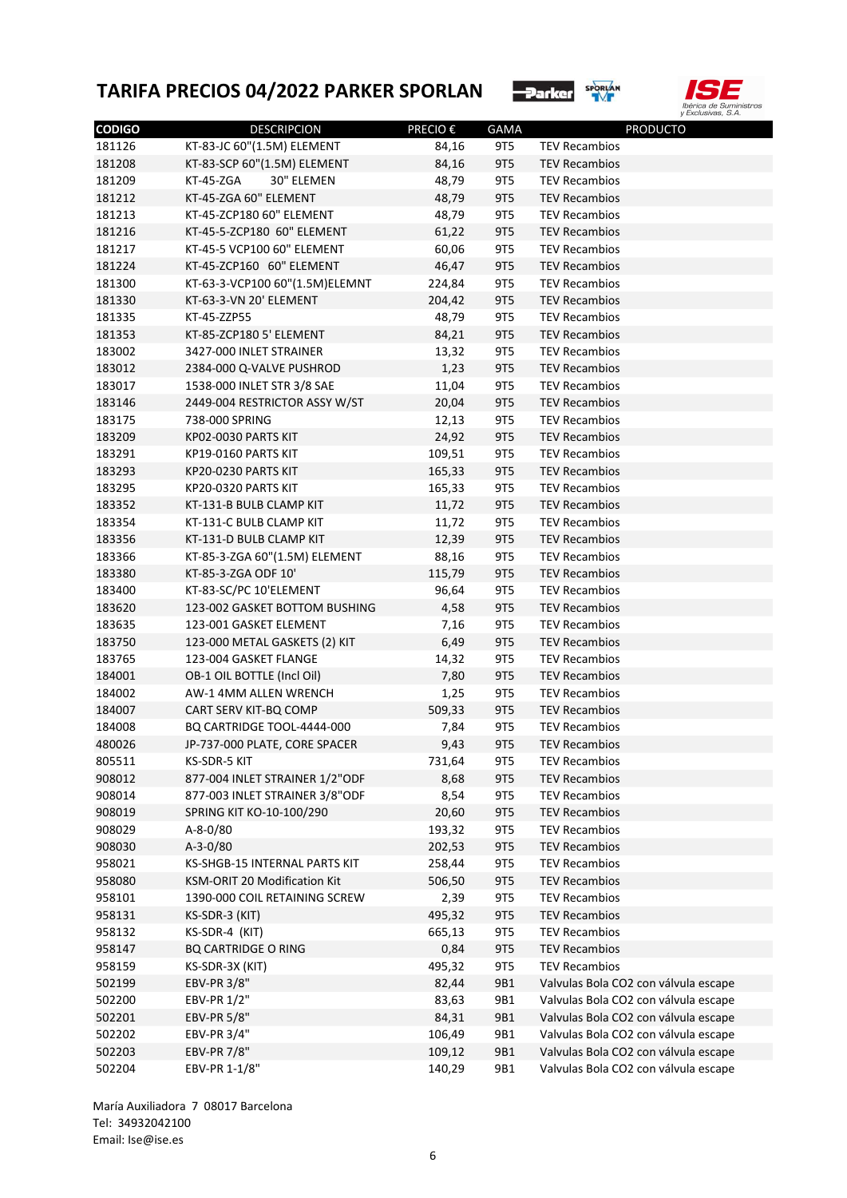# TARIFA PRECIOS 04/2022 PARKER SPORLAN

| CODIGO | DESCRIPCION | PRECIO € | GAMA | PRODUCTO |
|---|---|---|---|---|
| 181126 | KT-83-JC 60"(1.5M) ELEMENT | 84,16 | 9T5 | TEV Recambios |
| 181208 | KT-83-SCP 60"(1.5M) ELEMENT | 84,16 | 9T5 | TEV Recambios |
| 181209 | KT-45-ZGA 30" ELEMEN | 48,79 | 9T5 | TEV Recambios |
| 181212 | KT-45-ZGA 60" ELEMENT | 48,79 | 9T5 | TEV Recambios |
| 181213 | KT-45-ZCP180 60" ELEMENT | 48,79 | 9T5 | TEV Recambios |
| 181216 | KT-45-5-ZCP180 60" ELEMENT | 61,22 | 9T5 | TEV Recambios |
| 181217 | KT-45-5 VCP100 60" ELEMENT | 60,06 | 9T5 | TEV Recambios |
| 181224 | KT-45-ZCP160 60" ELEMENT | 46,47 | 9T5 | TEV Recambios |
| 181300 | KT-63-3-VCP100 60"(1.5M)ELEMNT | 224,84 | 9T5 | TEV Recambios |
| 181330 | KT-63-3-VN 20' ELEMENT | 204,42 | 9T5 | TEV Recambios |
| 181335 | KT-45-ZZP55 | 48,79 | 9T5 | TEV Recambios |
| 181353 | KT-85-ZCP180 5' ELEMENT | 84,21 | 9T5 | TEV Recambios |
| 183002 | 3427-000 INLET STRAINER | 13,32 | 9T5 | TEV Recambios |
| 183012 | 2384-000 Q-VALVE PUSHROD | 1,23 | 9T5 | TEV Recambios |
| 183017 | 1538-000 INLET STR 3/8 SAE | 11,04 | 9T5 | TEV Recambios |
| 183146 | 2449-004 RESTRICTOR ASSY W/ST | 20,04 | 9T5 | TEV Recambios |
| 183175 | 738-000 SPRING | 12,13 | 9T5 | TEV Recambios |
| 183209 | KP02-0030 PARTS KIT | 24,92 | 9T5 | TEV Recambios |
| 183291 | KP19-0160 PARTS KIT | 109,51 | 9T5 | TEV Recambios |
| 183293 | KP20-0230 PARTS KIT | 165,33 | 9T5 | TEV Recambios |
| 183295 | KP20-0320 PARTS KIT | 165,33 | 9T5 | TEV Recambios |
| 183352 | KT-131-B BULB CLAMP KIT | 11,72 | 9T5 | TEV Recambios |
| 183354 | KT-131-C BULB CLAMP KIT | 11,72 | 9T5 | TEV Recambios |
| 183356 | KT-131-D BULB CLAMP KIT | 12,39 | 9T5 | TEV Recambios |
| 183366 | KT-85-3-ZGA 60"(1.5M) ELEMENT | 88,16 | 9T5 | TEV Recambios |
| 183380 | KT-85-3-ZGA ODF 10' | 115,79 | 9T5 | TEV Recambios |
| 183400 | KT-83-SC/PC 10'ELEMENT | 96,64 | 9T5 | TEV Recambios |
| 183620 | 123-002 GASKET BOTTOM BUSHING | 4,58 | 9T5 | TEV Recambios |
| 183635 | 123-001 GASKET ELEMENT | 7,16 | 9T5 | TEV Recambios |
| 183750 | 123-000 METAL GASKETS (2) KIT | 6,49 | 9T5 | TEV Recambios |
| 183765 | 123-004 GASKET FLANGE | 14,32 | 9T5 | TEV Recambios |
| 184001 | OB-1 OIL BOTTLE (Incl Oil) | 7,80 | 9T5 | TEV Recambios |
| 184002 | AW-1 4MM ALLEN WRENCH | 1,25 | 9T5 | TEV Recambios |
| 184007 | CART SERV KIT-BQ COMP | 509,33 | 9T5 | TEV Recambios |
| 184008 | BQ CARTRIDGE TOOL-4444-000 | 7,84 | 9T5 | TEV Recambios |
| 480026 | JP-737-000 PLATE, CORE SPACER | 9,43 | 9T5 | TEV Recambios |
| 805511 | KS-SDR-5 KIT | 731,64 | 9T5 | TEV Recambios |
| 908012 | 877-004 INLET STRAINER 1/2"ODF | 8,68 | 9T5 | TEV Recambios |
| 908014 | 877-003 INLET STRAINER 3/8"ODF | 8,54 | 9T5 | TEV Recambios |
| 908019 | SPRING KIT KO-10-100/290 | 20,60 | 9T5 | TEV Recambios |
| 908029 | A-8-0/80 | 193,32 | 9T5 | TEV Recambios |
| 908030 | A-3-0/80 | 202,53 | 9T5 | TEV Recambios |
| 958021 | KS-SHGB-15 INTERNAL PARTS KIT | 258,44 | 9T5 | TEV Recambios |
| 958080 | KSM-ORIT 20 Modification Kit | 506,50 | 9T5 | TEV Recambios |
| 958101 | 1390-000 COIL RETAINING SCREW | 2,39 | 9T5 | TEV Recambios |
| 958131 | KS-SDR-3 (KIT) | 495,32 | 9T5 | TEV Recambios |
| 958132 | KS-SDR-4 (KIT) | 665,13 | 9T5 | TEV Recambios |
| 958147 | BQ CARTRIDGE O RING | 0,84 | 9T5 | TEV Recambios |
| 958159 | KS-SDR-3X (KIT) | 495,32 | 9T5 | TEV Recambios |
| 502199 | EBV-PR 3/8" | 82,44 | 9B1 | Valvulas Bola CO2 con válvula escape |
| 502200 | EBV-PR 1/2" | 83,63 | 9B1 | Valvulas Bola CO2 con válvula escape |
| 502201 | EBV-PR 5/8" | 84,31 | 9B1 | Valvulas Bola CO2 con válvula escape |
| 502202 | EBV-PR 3/4" | 106,49 | 9B1 | Valvulas Bola CO2 con válvula escape |
| 502203 | EBV-PR 7/8" | 109,12 | 9B1 | Valvulas Bola CO2 con válvula escape |
| 502204 | EBV-PR 1-1/8" | 140,29 | 9B1 | Valvulas Bola CO2 con válvula escape |

María Auxiliadora 7 08017 Barcelona
Tel: 34932042100
Email: Ise@ise.es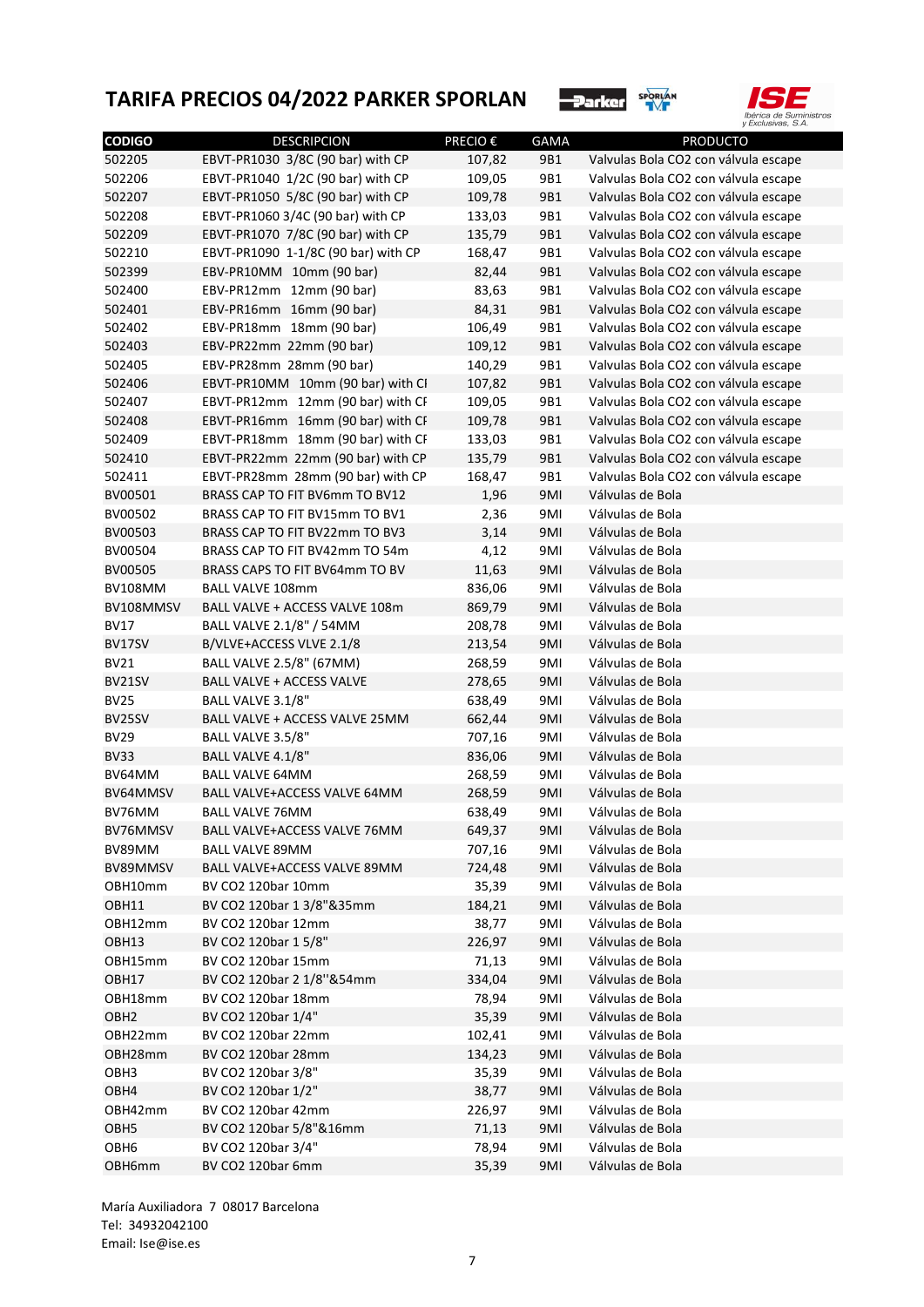# TARIFA PRECIOS 04/2022 PARKER SPORLAN

| CODIGO | DESCRIPCION | PRECIO € | GAMA | PRODUCTO |
|---|---|---|---|---|
| 502205 | EBVT-PR1030 3/8C (90 bar) with CP | 107,82 | 9B1 | Valvulas Bola CO2 con válvula escape |
| 502206 | EBVT-PR1040 1/2C (90 bar) with CP | 109,05 | 9B1 | Valvulas Bola CO2 con válvula escape |
| 502207 | EBVT-PR1050 5/8C (90 bar) with CP | 109,78 | 9B1 | Valvulas Bola CO2 con válvula escape |
| 502208 | EBVT-PR1060 3/4C (90 bar) with CP | 133,03 | 9B1 | Valvulas Bola CO2 con válvula escape |
| 502209 | EBVT-PR1070 7/8C (90 bar) with CP | 135,79 | 9B1 | Valvulas Bola CO2 con válvula escape |
| 502210 | EBVT-PR1090 1-1/8C (90 bar) with CP | 168,47 | 9B1 | Valvulas Bola CO2 con válvula escape |
| 502399 | EBV-PR10MM 10mm (90 bar) | 82,44 | 9B1 | Valvulas Bola CO2 con válvula escape |
| 502400 | EBV-PR12mm 12mm (90 bar) | 83,63 | 9B1 | Valvulas Bola CO2 con válvula escape |
| 502401 | EBV-PR16mm 16mm (90 bar) | 84,31 | 9B1 | Valvulas Bola CO2 con válvula escape |
| 502402 | EBV-PR18mm 18mm (90 bar) | 106,49 | 9B1 | Valvulas Bola CO2 con válvula escape |
| 502403 | EBV-PR22mm 22mm (90 bar) | 109,12 | 9B1 | Valvulas Bola CO2 con válvula escape |
| 502405 | EBV-PR28mm 28mm (90 bar) | 140,29 | 9B1 | Valvulas Bola CO2 con válvula escape |
| 502406 | EBVT-PR10MM 10mm (90 bar) with CI | 107,82 | 9B1 | Valvulas Bola CO2 con válvula escape |
| 502407 | EBVT-PR12mm 12mm (90 bar) with CI | 109,05 | 9B1 | Valvulas Bola CO2 con válvula escape |
| 502408 | EBVT-PR16mm 16mm (90 bar) with CI | 109,78 | 9B1 | Valvulas Bola CO2 con válvula escape |
| 502409 | EBVT-PR18mm 18mm (90 bar) with CI | 133,03 | 9B1 | Valvulas Bola CO2 con válvula escape |
| 502410 | EBVT-PR22mm 22mm (90 bar) with CP | 135,79 | 9B1 | Valvulas Bola CO2 con válvula escape |
| 502411 | EBVT-PR28mm 28mm (90 bar) with CP | 168,47 | 9B1 | Valvulas Bola CO2 con válvula escape |
| BV00501 | BRASS CAP TO FIT BV6mm TO BV12 | 1,96 | 9MI | Válvulas de Bola |
| BV00502 | BRASS CAP TO FIT BV15mm TO BV1 | 2,36 | 9MI | Válvulas de Bola |
| BV00503 | BRASS CAP TO FIT BV22mm TO BV3 | 3,14 | 9MI | Válvulas de Bola |
| BV00504 | BRASS CAP TO FIT BV42mm TO 54m | 4,12 | 9MI | Válvulas de Bola |
| BV00505 | BRASS CAPS TO FIT BV64mm TO BV | 11,63 | 9MI | Válvulas de Bola |
| BV108MM | BALL VALVE 108mm | 836,06 | 9MI | Válvulas de Bola |
| BV108MMSV | BALL VALVE + ACCESS VALVE 108m | 869,79 | 9MI | Válvulas de Bola |
| BV17 | BALL VALVE 2.1/8" / 54MM | 208,78 | 9MI | Válvulas de Bola |
| BV17SV | B/VLVE+ACCESS VLVE 2.1/8 | 213,54 | 9MI | Válvulas de Bola |
| BV21 | BALL VALVE 2.5/8" (67MM) | 268,59 | 9MI | Válvulas de Bola |
| BV21SV | BALL VALVE + ACCESS VALVE | 278,65 | 9MI | Válvulas de Bola |
| BV25 | BALL VALVE 3.1/8" | 638,49 | 9MI | Válvulas de Bola |
| BV25SV | BALL VALVE + ACCESS VALVE 25MM | 662,44 | 9MI | Válvulas de Bola |
| BV29 | BALL VALVE 3.5/8" | 707,16 | 9MI | Válvulas de Bola |
| BV33 | BALL VALVE 4.1/8" | 836,06 | 9MI | Válvulas de Bola |
| BV64MM | BALL VALVE 64MM | 268,59 | 9MI | Válvulas de Bola |
| BV64MMSV | BALL VALVE+ACCESS VALVE 64MM | 268,59 | 9MI | Válvulas de Bola |
| BV76MM | BALL VALVE 76MM | 638,49 | 9MI | Válvulas de Bola |
| BV76MMSV | BALL VALVE+ACCESS VALVE 76MM | 649,37 | 9MI | Válvulas de Bola |
| BV89MM | BALL VALVE 89MM | 707,16 | 9MI | Válvulas de Bola |
| BV89MMSV | BALL VALVE+ACCESS VALVE 89MM | 724,48 | 9MI | Válvulas de Bola |
| OBH10mm | BV CO2 120bar 10mm | 35,39 | 9MI | Válvulas de Bola |
| OBH11 | BV CO2 120bar 1 3/8"&35mm | 184,21 | 9MI | Válvulas de Bola |
| OBH12mm | BV CO2 120bar 12mm | 38,77 | 9MI | Válvulas de Bola |
| OBH13 | BV CO2 120bar 1 5/8" | 226,97 | 9MI | Válvulas de Bola |
| OBH15mm | BV CO2 120bar 15mm | 71,13 | 9MI | Válvulas de Bola |
| OBH17 | BV CO2 120bar 2 1/8''&54mm | 334,04 | 9MI | Válvulas de Bola |
| OBH18mm | BV CO2 120bar 18mm | 78,94 | 9MI | Válvulas de Bola |
| OBH2 | BV CO2 120bar 1/4" | 35,39 | 9MI | Válvulas de Bola |
| OBH22mm | BV CO2 120bar 22mm | 102,41 | 9MI | Válvulas de Bola |
| OBH28mm | BV CO2 120bar 28mm | 134,23 | 9MI | Válvulas de Bola |
| OBH3 | BV CO2 120bar 3/8" | 35,39 | 9MI | Válvulas de Bola |
| OBH4 | BV CO2 120bar 1/2" | 38,77 | 9MI | Válvulas de Bola |
| OBH42mm | BV CO2 120bar 42mm | 226,97 | 9MI | Válvulas de Bola |
| OBH5 | BV CO2 120bar 5/8"&16mm | 71,13 | 9MI | Válvulas de Bola |
| OBH6 | BV CO2 120bar 3/4" | 78,94 | 9MI | Válvulas de Bola |
| OBH6mm | BV CO2 120bar 6mm | 35,39 | 9MI | Válvulas de Bola |

María Auxiliadora 7 08017 Barcelona
Tel: 34932042100
Email: Ise@ise.es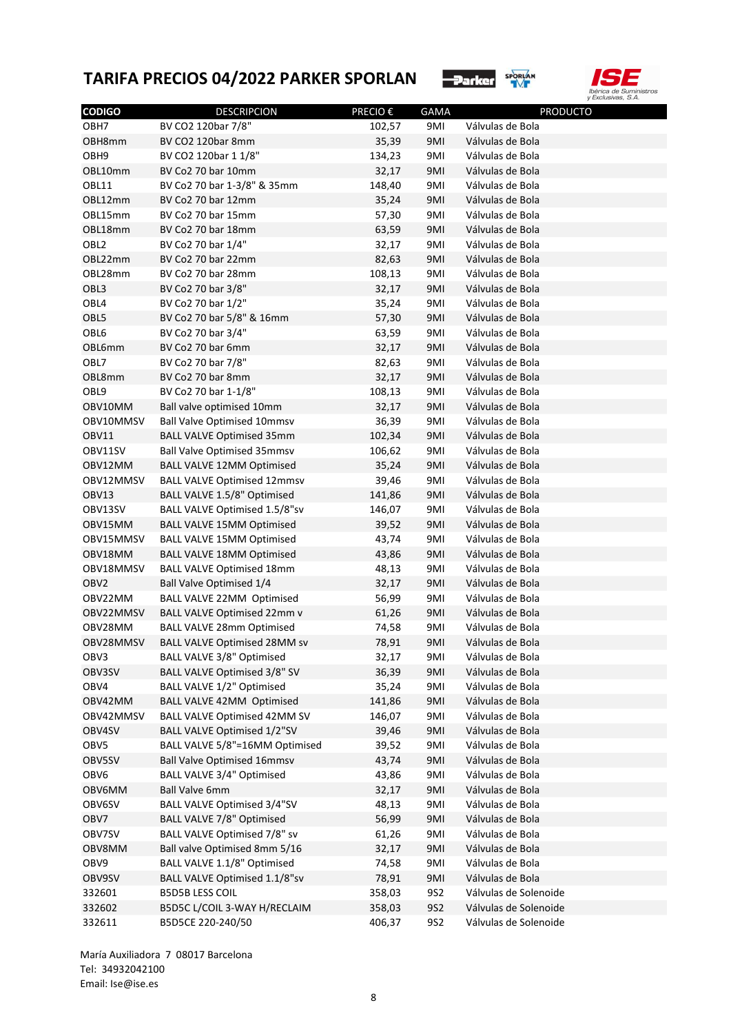# TARIFA PRECIOS 04/2022 PARKER SPORLAN

| CODIGO | DESCRIPCION | PRECIO € | GAMA | PRODUCTO |
|---|---|---|---|---|
| OBH7 | BV CO2 120bar 7/8" | 102,57 | 9MI | Válvulas de Bola |
| OBH8mm | BV CO2 120bar 8mm | 35,39 | 9MI | Válvulas de Bola |
| OBH9 | BV CO2 120bar 1 1/8" | 134,23 | 9MI | Válvulas de Bola |
| OBL10mm | BV Co2 70 bar 10mm | 32,17 | 9MI | Válvulas de Bola |
| OBL11 | BV Co2 70 bar 1-3/8" & 35mm | 148,40 | 9MI | Válvulas de Bola |
| OBL12mm | BV Co2 70 bar 12mm | 35,24 | 9MI | Válvulas de Bola |
| OBL15mm | BV Co2 70 bar 15mm | 57,30 | 9MI | Válvulas de Bola |
| OBL18mm | BV Co2 70 bar 18mm | 63,59 | 9MI | Válvulas de Bola |
| OBL2 | BV Co2 70 bar 1/4" | 32,17 | 9MI | Válvulas de Bola |
| OBL22mm | BV Co2 70 bar 22mm | 82,63 | 9MI | Válvulas de Bola |
| OBL28mm | BV Co2 70 bar 28mm | 108,13 | 9MI | Válvulas de Bola |
| OBL3 | BV Co2 70 bar 3/8" | 32,17 | 9MI | Válvulas de Bola |
| OBL4 | BV Co2 70 bar 1/2" | 35,24 | 9MI | Válvulas de Bola |
| OBL5 | BV Co2 70 bar 5/8" & 16mm | 57,30 | 9MI | Válvulas de Bola |
| OBL6 | BV Co2 70 bar 3/4" | 63,59 | 9MI | Válvulas de Bola |
| OBL6mm | BV Co2 70 bar 6mm | 32,17 | 9MI | Válvulas de Bola |
| OBL7 | BV Co2 70 bar 7/8" | 82,63 | 9MI | Válvulas de Bola |
| OBL8mm | BV Co2 70 bar 8mm | 32,17 | 9MI | Válvulas de Bola |
| OBL9 | BV Co2 70 bar 1-1/8" | 108,13 | 9MI | Válvulas de Bola |
| OBV10MM | Ball valve optimised 10mm | 32,17 | 9MI | Válvulas de Bola |
| OBV10MMSV | Ball Valve Optimised 10mmsv | 36,39 | 9MI | Válvulas de Bola |
| OBV11 | BALL VALVE Optimised 35mm | 102,34 | 9MI | Válvulas de Bola |
| OBV11SV | Ball Valve Optimised 35mmsv | 106,62 | 9MI | Válvulas de Bola |
| OBV12MM | BALL VALVE 12MM Optimised | 35,24 | 9MI | Válvulas de Bola |
| OBV12MMSV | BALL VALVE Optimised 12mmsv | 39,46 | 9MI | Válvulas de Bola |
| OBV13 | BALL VALVE 1.5/8" Optimised | 141,86 | 9MI | Válvulas de Bola |
| OBV13SV | BALL VALVE Optimised 1.5/8"sv | 146,07 | 9MI | Válvulas de Bola |
| OBV15MM | BALL VALVE 15MM Optimised | 39,52 | 9MI | Válvulas de Bola |
| OBV15MMSV | BALL VALVE 15MM Optimised | 43,74 | 9MI | Válvulas de Bola |
| OBV18MM | BALL VALVE 18MM Optimised | 43,86 | 9MI | Válvulas de Bola |
| OBV18MMSV | BALL VALVE Optimised 18mm | 48,13 | 9MI | Válvulas de Bola |
| OBV2 | Ball Valve Optimised 1/4 | 32,17 | 9MI | Válvulas de Bola |
| OBV22MM | BALL VALVE 22MM Optimised | 56,99 | 9MI | Válvulas de Bola |
| OBV22MMSV | BALL VALVE Optimised 22mm v | 61,26 | 9MI | Válvulas de Bola |
| OBV28MM | BALL VALVE 28mm Optimised | 74,58 | 9MI | Válvulas de Bola |
| OBV28MMSV | BALL VALVE Optimised 28MM sv | 78,91 | 9MI | Válvulas de Bola |
| OBV3 | BALL VALVE 3/8" Optimised | 32,17 | 9MI | Válvulas de Bola |
| OBV3SV | BALL VALVE Optimised 3/8" SV | 36,39 | 9MI | Válvulas de Bola |
| OBV4 | BALL VALVE 1/2" Optimised | 35,24 | 9MI | Válvulas de Bola |
| OBV42MM | BALL VALVE 42MM Optimised | 141,86 | 9MI | Válvulas de Bola |
| OBV42MMSV | BALL VALVE Optimised 42MM SV | 146,07 | 9MI | Válvulas de Bola |
| OBV4SV | BALL VALVE Optimised 1/2"SV | 39,46 | 9MI | Válvulas de Bola |
| OBV5 | BALL VALVE 5/8"=16MM Optimised | 39,52 | 9MI | Válvulas de Bola |
| OBV5SV | Ball Valve Optimised 16mmsv | 43,74 | 9MI | Válvulas de Bola |
| OBV6 | BALL VALVE 3/4" Optimised | 43,86 | 9MI | Válvulas de Bola |
| OBV6MM | Ball Valve 6mm | 32,17 | 9MI | Válvulas de Bola |
| OBV6SV | BALL VALVE Optimised 3/4"SV | 48,13 | 9MI | Válvulas de Bola |
| OBV7 | BALL VALVE 7/8" Optimised | 56,99 | 9MI | Válvulas de Bola |
| OBV7SV | BALL VALVE Optimised 7/8" sv | 61,26 | 9MI | Válvulas de Bola |
| OBV8MM | Ball valve Optimised 8mm 5/16 | 32,17 | 9MI | Válvulas de Bola |
| OBV9 | BALL VALVE 1.1/8" Optimised | 74,58 | 9MI | Válvulas de Bola |
| OBV9SV | BALL VALVE Optimised 1.1/8"sv | 78,91 | 9MI | Válvulas de Bola |
| 332601 | B5D5B LESS COIL | 358,03 | 9S2 | Válvulas de Solenoide |
| 332602 | B5D5C L/COIL 3-WAY H/RECLAIM | 358,03 | 9S2 | Válvulas de Solenoide |
| 332611 | B5D5CE 220-240/50 | 406,37 | 9S2 | Válvulas de Solenoide |

María Auxiliadora 7 08017 Barcelona
Tel: 34932042100
Email: Ise@ise.es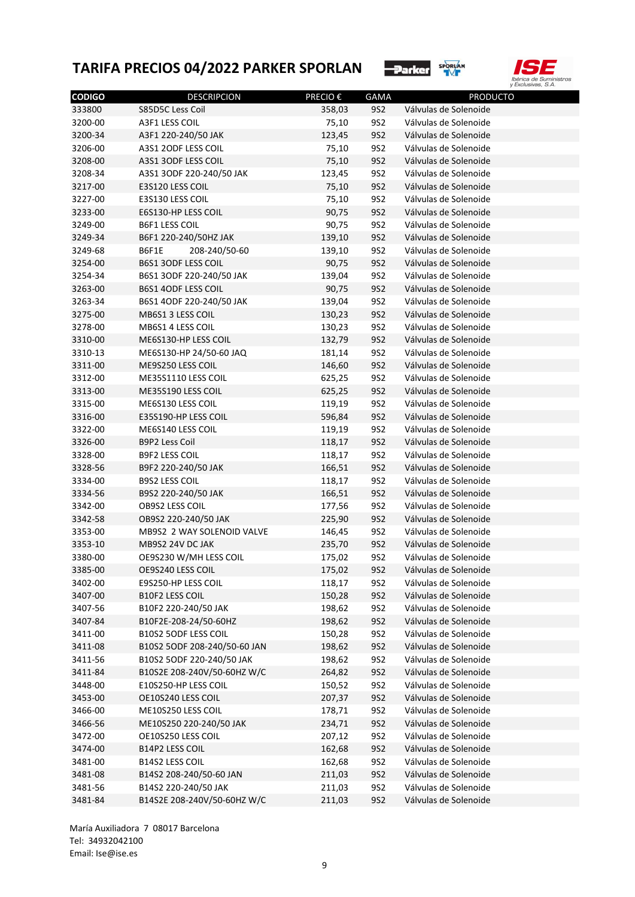# TARIFA PRECIOS 04/2022 PARKER SPORLAN

| CODIGO | DESCRIPCION | PRECIO € | GAMA | PRODUCTO |
|---|---|---|---|---|
| 333800 | S85D5C Less Coil | 358,03 | 9S2 | Válvulas de Solenoide |
| 3200-00 | A3F1 LESS COIL | 75,10 | 9S2 | Válvulas de Solenoide |
| 3200-34 | A3F1 220-240/50 JAK | 123,45 | 9S2 | Válvulas de Solenoide |
| 3206-00 | A3S1 2ODF LESS COIL | 75,10 | 9S2 | Válvulas de Solenoide |
| 3208-00 | A3S1 3ODF LESS COIL | 75,10 | 9S2 | Válvulas de Solenoide |
| 3208-34 | A3S1 3ODF 220-240/50 JAK | 123,45 | 9S2 | Válvulas de Solenoide |
| 3217-00 | E3S120 LESS COIL | 75,10 | 9S2 | Válvulas de Solenoide |
| 3227-00 | E3S130 LESS COIL | 75,10 | 9S2 | Válvulas de Solenoide |
| 3233-00 | E6S130-HP LESS COIL | 90,75 | 9S2 | Válvulas de Solenoide |
| 3249-00 | B6F1 LESS COIL | 90,75 | 9S2 | Válvulas de Solenoide |
| 3249-34 | B6F1 220-240/50HZ JAK | 139,10 | 9S2 | Válvulas de Solenoide |
| 3249-68 | B6F1E 208-240/50-60 | 139,10 | 9S2 | Válvulas de Solenoide |
| 3254-00 | B6S1 3ODF LESS COIL | 90,75 | 9S2 | Válvulas de Solenoide |
| 3254-34 | B6S1 3ODF 220-240/50 JAK | 139,04 | 9S2 | Válvulas de Solenoide |
| 3263-00 | B6S1 4ODF LESS COIL | 90,75 | 9S2 | Válvulas de Solenoide |
| 3263-34 | B6S1 4ODF 220-240/50 JAK | 139,04 | 9S2 | Válvulas de Solenoide |
| 3275-00 | MB6S1 3 LESS COIL | 130,23 | 9S2 | Válvulas de Solenoide |
| 3278-00 | MB6S1 4 LESS COIL | 130,23 | 9S2 | Válvulas de Solenoide |
| 3310-00 | ME6S130-HP LESS COIL | 132,79 | 9S2 | Válvulas de Solenoide |
| 3310-13 | ME6S130-HP 24/50-60 JAQ | 181,14 | 9S2 | Válvulas de Solenoide |
| 3311-00 | ME9S250 LESS COIL | 146,60 | 9S2 | Válvulas de Solenoide |
| 3312-00 | ME35S1110 LESS COIL | 625,25 | 9S2 | Válvulas de Solenoide |
| 3313-00 | ME35S190 LESS COIL | 625,25 | 9S2 | Válvulas de Solenoide |
| 3315-00 | ME6S130 LESS COIL | 119,19 | 9S2 | Válvulas de Solenoide |
| 3316-00 | E35S190-HP LESS COIL | 596,84 | 9S2 | Válvulas de Solenoide |
| 3322-00 | ME6S140 LESS COIL | 119,19 | 9S2 | Válvulas de Solenoide |
| 3326-00 | B9P2 Less Coil | 118,17 | 9S2 | Válvulas de Solenoide |
| 3328-00 | B9F2 LESS COIL | 118,17 | 9S2 | Válvulas de Solenoide |
| 3328-56 | B9F2 220-240/50 JAK | 166,51 | 9S2 | Válvulas de Solenoide |
| 3334-00 | B9S2 LESS COIL | 118,17 | 9S2 | Válvulas de Solenoide |
| 3334-56 | B9S2 220-240/50 JAK | 166,51 | 9S2 | Válvulas de Solenoide |
| 3342-00 | OB9S2 LESS COIL | 177,56 | 9S2 | Válvulas de Solenoide |
| 3342-58 | OB9S2 220-240/50 JAK | 225,90 | 9S2 | Válvulas de Solenoide |
| 3353-00 | MB9S2 2 WAY SOLENOID VALVE | 146,45 | 9S2 | Válvulas de Solenoide |
| 3353-10 | MB9S2 24V DC JAK | 235,70 | 9S2 | Válvulas de Solenoide |
| 3380-00 | OE9S230 W/MH LESS COIL | 175,02 | 9S2 | Válvulas de Solenoide |
| 3385-00 | OE9S240 LESS COIL | 175,02 | 9S2 | Válvulas de Solenoide |
| 3402-00 | E9S250-HP LESS COIL | 118,17 | 9S2 | Válvulas de Solenoide |
| 3407-00 | B10F2 LESS COIL | 150,28 | 9S2 | Válvulas de Solenoide |
| 3407-56 | B10F2 220-240/50 JAK | 198,62 | 9S2 | Válvulas de Solenoide |
| 3407-84 | B10F2E-208-24/50-60HZ | 198,62 | 9S2 | Válvulas de Solenoide |
| 3411-00 | B10S2 5ODF LESS COIL | 150,28 | 9S2 | Válvulas de Solenoide |
| 3411-08 | B10S2 5ODF 208-240/50-60 JAN | 198,62 | 9S2 | Válvulas de Solenoide |
| 3411-56 | B10S2 5ODF 220-240/50 JAK | 198,62 | 9S2 | Válvulas de Solenoide |
| 3411-84 | B10S2E 208-240V/50-60HZ W/C | 264,82 | 9S2 | Válvulas de Solenoide |
| 3448-00 | E10S250-HP LESS COIL | 150,52 | 9S2 | Válvulas de Solenoide |
| 3453-00 | OE10S240 LESS COIL | 207,37 | 9S2 | Válvulas de Solenoide |
| 3466-00 | ME10S250 LESS COIL | 178,71 | 9S2 | Válvulas de Solenoide |
| 3466-56 | ME10S250 220-240/50 JAK | 234,71 | 9S2 | Válvulas de Solenoide |
| 3472-00 | OE10S250 LESS COIL | 207,12 | 9S2 | Válvulas de Solenoide |
| 3474-00 | B14P2 LESS COIL | 162,68 | 9S2 | Válvulas de Solenoide |
| 3481-00 | B14S2 LESS COIL | 162,68 | 9S2 | Válvulas de Solenoide |
| 3481-08 | B14S2 208-240/50-60 JAN | 211,03 | 9S2 | Válvulas de Solenoide |
| 3481-56 | B14S2 220-240/50 JAK | 211,03 | 9S2 | Válvulas de Solenoide |
| 3481-84 | B14S2E 208-240V/50-60HZ W/C | 211,03 | 9S2 | Válvulas de Solenoide |

María Auxiliadora 7 08017 Barcelona
Tel: 34932042100
Email: Ise@ise.es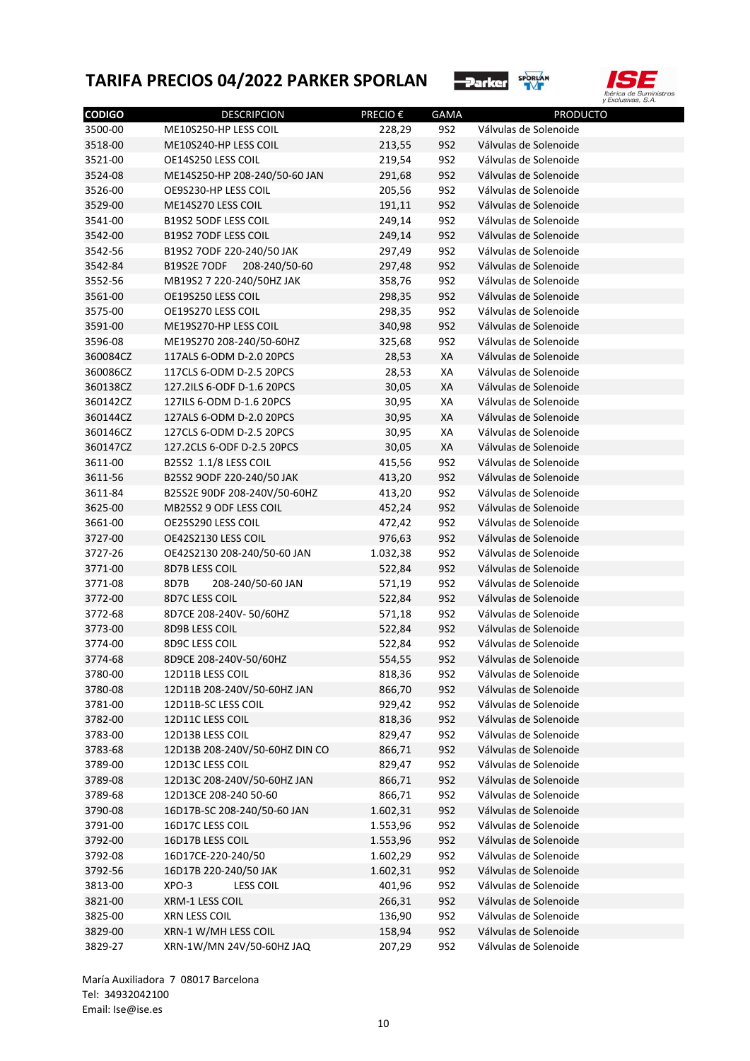# TARIFA PRECIOS 04/2022 PARKER SPORLAN

| CODIGO | DESCRIPCION | PRECIO € | GAMA | PRODUCTO |
|---|---|---|---|---|
| 3500-00 | ME10S250-HP LESS COIL | 228,29 | 9S2 | Válvulas de Solenoide |
| 3518-00 | ME10S240-HP LESS COIL | 213,55 | 9S2 | Válvulas de Solenoide |
| 3521-00 | OE14S250 LESS COIL | 219,54 | 9S2 | Válvulas de Solenoide |
| 3524-08 | ME14S250-HP 208-240/50-60 JAN | 291,68 | 9S2 | Válvulas de Solenoide |
| 3526-00 | OE9S230-HP LESS COIL | 205,56 | 9S2 | Válvulas de Solenoide |
| 3529-00 | ME14S270 LESS COIL | 191,11 | 9S2 | Válvulas de Solenoide |
| 3541-00 | B19S2 5ODF LESS COIL | 249,14 | 9S2 | Válvulas de Solenoide |
| 3542-00 | B19S2 7ODF LESS COIL | 249,14 | 9S2 | Válvulas de Solenoide |
| 3542-56 | B19S2 7ODF 220-240/50 JAK | 297,49 | 9S2 | Válvulas de Solenoide |
| 3542-84 | B19S2E 7ODF 208-240/50-60 | 297,48 | 9S2 | Válvulas de Solenoide |
| 3552-56 | MB19S2 7 220-240/50HZ JAK | 358,76 | 9S2 | Válvulas de Solenoide |
| 3561-00 | OE19S250 LESS COIL | 298,35 | 9S2 | Válvulas de Solenoide |
| 3575-00 | OE19S270 LESS COIL | 298,35 | 9S2 | Válvulas de Solenoide |
| 3591-00 | ME19S270-HP LESS COIL | 340,98 | 9S2 | Válvulas de Solenoide |
| 3596-08 | ME19S270 208-240/50-60HZ | 325,68 | 9S2 | Válvulas de Solenoide |
| 360084CZ | 117ALS 6-ODM D-2.0 20PCS | 28,53 | XA | Válvulas de Solenoide |
| 360086CZ | 117CLS 6-ODM D-2.5 20PCS | 28,53 | XA | Válvulas de Solenoide |
| 360138CZ | 127.2ILS 6-ODF D-1.6 20PCS | 30,05 | XA | Válvulas de Solenoide |
| 360142CZ | 127ILS 6-ODM D-1.6 20PCS | 30,95 | XA | Válvulas de Solenoide |
| 360144CZ | 127ALS 6-ODM D-2.0 20PCS | 30,95 | XA | Válvulas de Solenoide |
| 360146CZ | 127CLS 6-ODM D-2.5 20PCS | 30,95 | XA | Válvulas de Solenoide |
| 360147CZ | 127.2CLS 6-ODF D-2.5 20PCS | 30,05 | XA | Válvulas de Solenoide |
| 3611-00 | B25S2 1.1/8 LESS COIL | 415,56 | 9S2 | Válvulas de Solenoide |
| 3611-56 | B25S2 9ODF 220-240/50 JAK | 413,20 | 9S2 | Válvulas de Solenoide |
| 3611-84 | B25S2E 9ODF 208-240V/50-60HZ | 413,20 | 9S2 | Válvulas de Solenoide |
| 3625-00 | MB25S2 9 ODF LESS COIL | 452,24 | 9S2 | Válvulas de Solenoide |
| 3661-00 | OE25S290 LESS COIL | 472,42 | 9S2 | Válvulas de Solenoide |
| 3727-00 | OE42S2130 LESS COIL | 976,63 | 9S2 | Válvulas de Solenoide |
| 3727-26 | OE42S2130 208-240/50-60 JAN | 1.032,38 | 9S2 | Válvulas de Solenoide |
| 3771-00 | 8D7B LESS COIL | 522,84 | 9S2 | Válvulas de Solenoide |
| 3771-08 | 8D7B 208-240/50-60 JAN | 571,19 | 9S2 | Válvulas de Solenoide |
| 3772-00 | 8D7C LESS COIL | 522,84 | 9S2 | Válvulas de Solenoide |
| 3772-68 | 8D7CE 208-240V- 50/60HZ | 571,18 | 9S2 | Válvulas de Solenoide |
| 3773-00 | 8D9B LESS COIL | 522,84 | 9S2 | Válvulas de Solenoide |
| 3774-00 | 8D9C LESS COIL | 522,84 | 9S2 | Válvulas de Solenoide |
| 3774-68 | 8D9CE 208-240V-50/60HZ | 554,55 | 9S2 | Válvulas de Solenoide |
| 3780-00 | 12D11B LESS COIL | 818,36 | 9S2 | Válvulas de Solenoide |
| 3780-08 | 12D11B 208-240V/50-60HZ JAN | 866,70 | 9S2 | Válvulas de Solenoide |
| 3781-00 | 12D11B-SC LESS COIL | 929,42 | 9S2 | Válvulas de Solenoide |
| 3782-00 | 12D11C LESS COIL | 818,36 | 9S2 | Válvulas de Solenoide |
| 3783-00 | 12D13B LESS COIL | 829,47 | 9S2 | Válvulas de Solenoide |
| 3783-68 | 12D13B 208-240V/50-60HZ DIN CO | 866,71 | 9S2 | Válvulas de Solenoide |
| 3789-00 | 12D13C LESS COIL | 829,47 | 9S2 | Válvulas de Solenoide |
| 3789-08 | 12D13C 208-240V/50-60HZ JAN | 866,71 | 9S2 | Válvulas de Solenoide |
| 3789-68 | 12D13CE 208-240 50-60 | 866,71 | 9S2 | Válvulas de Solenoide |
| 3790-08 | 16D17B-SC 208-240/50-60 JAN | 1.602,31 | 9S2 | Válvulas de Solenoide |
| 3791-00 | 16D17C LESS COIL | 1.553,96 | 9S2 | Válvulas de Solenoide |
| 3792-00 | 16D17B LESS COIL | 1.553,96 | 9S2 | Válvulas de Solenoide |
| 3792-08 | 16D17CE-220-240/50 | 1.602,29 | 9S2 | Válvulas de Solenoide |
| 3792-56 | 16D17B 220-240/50 JAK | 1.602,31 | 9S2 | Válvulas de Solenoide |
| 3813-00 | XPO-3 LESS COIL | 401,96 | 9S2 | Válvulas de Solenoide |
| 3821-00 | XRM-1 LESS COIL | 266,31 | 9S2 | Válvulas de Solenoide |
| 3825-00 | XRN LESS COIL | 136,90 | 9S2 | Válvulas de Solenoide |
| 3829-00 | XRN-1 W/MH LESS COIL | 158,94 | 9S2 | Válvulas de Solenoide |
| 3829-27 | XRN-1W/MN 24V/50-60HZ JAQ | 207,29 | 9S2 | Válvulas de Solenoide |

María Auxiliadora 7 08017 Barcelona
Tel: 34932042100
Email: Ise@ise.es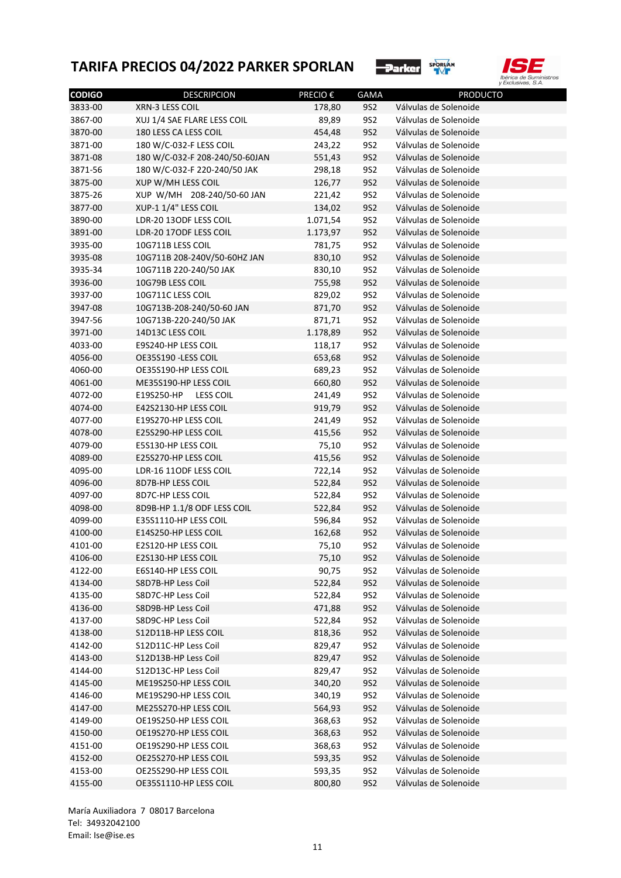# TARIFA PRECIOS 04/2022 PARKER SPORLAN

| CODIGO | DESCRIPCION | PRECIO € | GAMA | PRODUCTO |
|---|---|---|---|---|
| 3833-00 | XRN-3 LESS COIL | 178,80 | 9S2 | Válvulas de Solenoide |
| 3867-00 | XUJ 1/4 SAE FLARE LESS COIL | 89,89 | 9S2 | Válvulas de Solenoide |
| 3870-00 | 180 LESS CA LESS COIL | 454,48 | 9S2 | Válvulas de Solenoide |
| 3871-00 | 180 W/C-032-F LESS COIL | 243,22 | 9S2 | Válvulas de Solenoide |
| 3871-08 | 180 W/C-032-F 208-240/50-60JAN | 551,43 | 9S2 | Válvulas de Solenoide |
| 3871-56 | 180 W/C-032-F 220-240/50 JAK | 298,18 | 9S2 | Válvulas de Solenoide |
| 3875-00 | XUP W/MH LESS COIL | 126,77 | 9S2 | Válvulas de Solenoide |
| 3875-26 | XUP W/MH 208-240/50-60 JAN | 221,42 | 9S2 | Válvulas de Solenoide |
| 3877-00 | XUP-1 1/4" LESS COIL | 134,02 | 9S2 | Válvulas de Solenoide |
| 3890-00 | LDR-20 13ODF LESS COIL | 1.071,54 | 9S2 | Válvulas de Solenoide |
| 3891-00 | LDR-20 17ODF LESS COIL | 1.173,97 | 9S2 | Válvulas de Solenoide |
| 3935-00 | 10G711B LESS COIL | 781,75 | 9S2 | Válvulas de Solenoide |
| 3935-08 | 10G711B 208-240V/50-60HZ JAN | 830,10 | 9S2 | Válvulas de Solenoide |
| 3935-34 | 10G711B 220-240/50 JAK | 830,10 | 9S2 | Válvulas de Solenoide |
| 3936-00 | 10G79B LESS COIL | 755,98 | 9S2 | Válvulas de Solenoide |
| 3937-00 | 10G711C LESS COIL | 829,02 | 9S2 | Válvulas de Solenoide |
| 3947-08 | 10G713B-208-240/50-60 JAN | 871,70 | 9S2 | Válvulas de Solenoide |
| 3947-56 | 10G713B-220-240/50 JAK | 871,71 | 9S2 | Válvulas de Solenoide |
| 3971-00 | 14D13C LESS COIL | 1.178,89 | 9S2 | Válvulas de Solenoide |
| 4033-00 | E9S240-HP LESS COIL | 118,17 | 9S2 | Válvulas de Solenoide |
| 4056-00 | OE35S190 -LESS COIL | 653,68 | 9S2 | Válvulas de Solenoide |
| 4060-00 | OE35S190-HP LESS COIL | 689,23 | 9S2 | Válvulas de Solenoide |
| 4061-00 | ME35S190-HP LESS COIL | 660,80 | 9S2 | Válvulas de Solenoide |
| 4072-00 | E19S250-HP LESS COIL | 241,49 | 9S2 | Válvulas de Solenoide |
| 4074-00 | E42S2130-HP LESS COIL | 919,79 | 9S2 | Válvulas de Solenoide |
| 4077-00 | E19S270-HP LESS COIL | 241,49 | 9S2 | Válvulas de Solenoide |
| 4078-00 | E25S290-HP LESS COIL | 415,56 | 9S2 | Válvulas de Solenoide |
| 4079-00 | E5S130-HP LESS COIL | 75,10 | 9S2 | Válvulas de Solenoide |
| 4089-00 | E25S270-HP LESS COIL | 415,56 | 9S2 | Válvulas de Solenoide |
| 4095-00 | LDR-16 11ODF LESS COIL | 722,14 | 9S2 | Válvulas de Solenoide |
| 4096-00 | 8D7B-HP LESS COIL | 522,84 | 9S2 | Válvulas de Solenoide |
| 4097-00 | 8D7C-HP LESS COIL | 522,84 | 9S2 | Válvulas de Solenoide |
| 4098-00 | 8D9B-HP 1.1/8 ODF LESS COIL | 522,84 | 9S2 | Válvulas de Solenoide |
| 4099-00 | E35S1110-HP LESS COIL | 596,84 | 9S2 | Válvulas de Solenoide |
| 4100-00 | E14S250-HP LESS COIL | 162,68 | 9S2 | Válvulas de Solenoide |
| 4101-00 | E2S120-HP LESS COIL | 75,10 | 9S2 | Válvulas de Solenoide |
| 4106-00 | E2S130-HP LESS COIL | 75,10 | 9S2 | Válvulas de Solenoide |
| 4122-00 | E6S140-HP LESS COIL | 90,75 | 9S2 | Válvulas de Solenoide |
| 4134-00 | S8D7B-HP Less Coil | 522,84 | 9S2 | Válvulas de Solenoide |
| 4135-00 | S8D7C-HP Less Coil | 522,84 | 9S2 | Válvulas de Solenoide |
| 4136-00 | S8D9B-HP Less Coil | 471,88 | 9S2 | Válvulas de Solenoide |
| 4137-00 | S8D9C-HP Less Coil | 522,84 | 9S2 | Válvulas de Solenoide |
| 4138-00 | S12D11B-HP LESS COIL | 818,36 | 9S2 | Válvulas de Solenoide |
| 4142-00 | S12D11C-HP Less Coil | 829,47 | 9S2 | Válvulas de Solenoide |
| 4143-00 | S12D13B-HP Less Coil | 829,47 | 9S2 | Válvulas de Solenoide |
| 4144-00 | S12D13C-HP Less Coil | 829,47 | 9S2 | Válvulas de Solenoide |
| 4145-00 | ME19S250-HP LESS COIL | 340,20 | 9S2 | Válvulas de Solenoide |
| 4146-00 | ME19S290-HP LESS COIL | 340,19 | 9S2 | Válvulas de Solenoide |
| 4147-00 | ME25S270-HP LESS COIL | 564,93 | 9S2 | Válvulas de Solenoide |
| 4149-00 | OE19S250-HP LESS COIL | 368,63 | 9S2 | Válvulas de Solenoide |
| 4150-00 | OE19S270-HP LESS COIL | 368,63 | 9S2 | Válvulas de Solenoide |
| 4151-00 | OE19S290-HP LESS COIL | 368,63 | 9S2 | Válvulas de Solenoide |
| 4152-00 | OE25S270-HP LESS COIL | 593,35 | 9S2 | Válvulas de Solenoide |
| 4153-00 | OE25S290-HP LESS COIL | 593,35 | 9S2 | Válvulas de Solenoide |
| 4155-00 | OE35S1110-HP LESS COIL | 800,80 | 9S2 | Válvulas de Solenoide |

María Auxiliadora 7 08017 Barcelona
Tel: 34932042100
Email: Ise@ise.es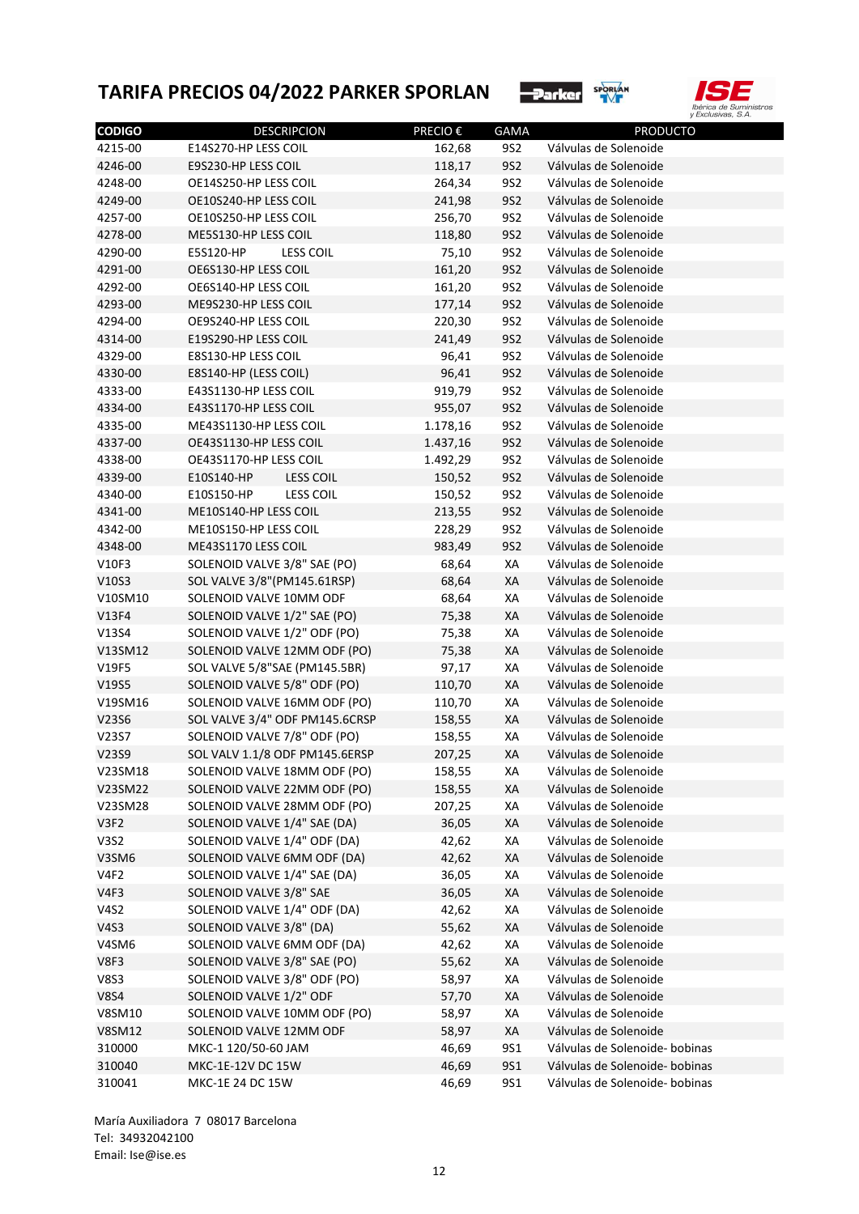# TARIFA PRECIOS 04/2022 PARKER SPORLAN

| CODIGO | DESCRIPCION | PRECIO € | GAMA | PRODUCTO |
|---|---|---|---|---|
| 4215-00 | E14S270-HP LESS COIL | 162,68 | 9S2 | Válvulas de Solenoide |
| 4246-00 | E9S230-HP LESS COIL | 118,17 | 9S2 | Válvulas de Solenoide |
| 4248-00 | OE14S250-HP LESS COIL | 264,34 | 9S2 | Válvulas de Solenoide |
| 4249-00 | OE10S240-HP LESS COIL | 241,98 | 9S2 | Válvulas de Solenoide |
| 4257-00 | OE10S250-HP LESS COIL | 256,70 | 9S2 | Válvulas de Solenoide |
| 4278-00 | ME5S130-HP LESS COIL | 118,80 | 9S2 | Válvulas de Solenoide |
| 4290-00 | E5S120-HP LESS COIL | 75,10 | 9S2 | Válvulas de Solenoide |
| 4291-00 | OE6S130-HP LESS COIL | 161,20 | 9S2 | Válvulas de Solenoide |
| 4292-00 | OE6S140-HP LESS COIL | 161,20 | 9S2 | Válvulas de Solenoide |
| 4293-00 | ME9S230-HP LESS COIL | 177,14 | 9S2 | Válvulas de Solenoide |
| 4294-00 | OE9S240-HP LESS COIL | 220,30 | 9S2 | Válvulas de Solenoide |
| 4314-00 | E19S290-HP LESS COIL | 241,49 | 9S2 | Válvulas de Solenoide |
| 4329-00 | E8S130-HP LESS COIL | 96,41 | 9S2 | Válvulas de Solenoide |
| 4330-00 | E8S140-HP (LESS COIL) | 96,41 | 9S2 | Válvulas de Solenoide |
| 4333-00 | E43S1130-HP LESS COIL | 919,79 | 9S2 | Válvulas de Solenoide |
| 4334-00 | E43S1170-HP LESS COIL | 955,07 | 9S2 | Válvulas de Solenoide |
| 4335-00 | ME43S1130-HP LESS COIL | 1.178,16 | 9S2 | Válvulas de Solenoide |
| 4337-00 | OE43S1130-HP LESS COIL | 1.437,16 | 9S2 | Válvulas de Solenoide |
| 4338-00 | OE43S1170-HP LESS COIL | 1.492,29 | 9S2 | Válvulas de Solenoide |
| 4339-00 | E10S140-HP LESS COIL | 150,52 | 9S2 | Válvulas de Solenoide |
| 4340-00 | E10S150-HP LESS COIL | 150,52 | 9S2 | Válvulas de Solenoide |
| 4341-00 | ME10S140-HP LESS COIL | 213,55 | 9S2 | Válvulas de Solenoide |
| 4342-00 | ME10S150-HP LESS COIL | 228,29 | 9S2 | Válvulas de Solenoide |
| 4348-00 | ME43S1170 LESS COIL | 983,49 | 9S2 | Válvulas de Solenoide |
| V10F3 | SOLENOID VALVE 3/8" SAE (PO) | 68,64 | XA | Válvulas de Solenoide |
| V10S3 | SOL VALVE 3/8"(PM145.61RSP) | 68,64 | XA | Válvulas de Solenoide |
| V10SM10 | SOLENOID VALVE 10MM ODF | 68,64 | XA | Válvulas de Solenoide |
| V13F4 | SOLENOID VALVE 1/2" SAE (PO) | 75,38 | XA | Válvulas de Solenoide |
| V13S4 | SOLENOID VALVE 1/2" ODF (PO) | 75,38 | XA | Válvulas de Solenoide |
| V13SM12 | SOLENOID VALVE 12MM ODF (PO) | 75,38 | XA | Válvulas de Solenoide |
| V19F5 | SOL VALVE 5/8"SAE (PM145.5BR) | 97,17 | XA | Válvulas de Solenoide |
| V19S5 | SOLENOID VALVE 5/8" ODF (PO) | 110,70 | XA | Válvulas de Solenoide |
| V19SM16 | SOLENOID VALVE 16MM ODF (PO) | 110,70 | XA | Válvulas de Solenoide |
| V23S6 | SOL VALVE 3/4" ODF PM145.6CRSP | 158,55 | XA | Válvulas de Solenoide |
| V23S7 | SOLENOID VALVE 7/8" ODF (PO) | 158,55 | XA | Válvulas de Solenoide |
| V23S9 | SOL VALV 1.1/8 ODF PM145.6ERSP | 207,25 | XA | Válvulas de Solenoide |
| V23SM18 | SOLENOID VALVE 18MM ODF (PO) | 158,55 | XA | Válvulas de Solenoide |
| V23SM22 | SOLENOID VALVE 22MM ODF (PO) | 158,55 | XA | Válvulas de Solenoide |
| V23SM28 | SOLENOID VALVE 28MM ODF (PO) | 207,25 | XA | Válvulas de Solenoide |
| V3F2 | SOLENOID VALVE 1/4" SAE (DA) | 36,05 | XA | Válvulas de Solenoide |
| V3S2 | SOLENOID VALVE 1/4" ODF (DA) | 42,62 | XA | Válvulas de Solenoide |
| V3SM6 | SOLENOID VALVE 6MM ODF (DA) | 42,62 | XA | Válvulas de Solenoide |
| V4F2 | SOLENOID VALVE 1/4" SAE (DA) | 36,05 | XA | Válvulas de Solenoide |
| V4F3 | SOLENOID VALVE 3/8" SAE | 36,05 | XA | Válvulas de Solenoide |
| V4S2 | SOLENOID VALVE 1/4" ODF (DA) | 42,62 | XA | Válvulas de Solenoide |
| V4S3 | SOLENOID VALVE 3/8" (DA) | 55,62 | XA | Válvulas de Solenoide |
| V4SM6 | SOLENOID VALVE 6MM ODF (DA) | 42,62 | XA | Válvulas de Solenoide |
| V8F3 | SOLENOID VALVE 3/8" SAE (PO) | 55,62 | XA | Válvulas de Solenoide |
| V8S3 | SOLENOID VALVE 3/8" ODF (PO) | 58,97 | XA | Válvulas de Solenoide |
| V8S4 | SOLENOID VALVE 1/2" ODF | 57,70 | XA | Válvulas de Solenoide |
| V8SM10 | SOLENOID VALVE 10MM ODF (PO) | 58,97 | XA | Válvulas de Solenoide |
| V8SM12 | SOLENOID VALVE 12MM ODF | 58,97 | XA | Válvulas de Solenoide |
| 310000 | MKC-1 120/50-60 JAM | 46,69 | 9S1 | Válvulas de Solenoide- bobinas |
| 310040 | MKC-1E-12V DC 15W | 46,69 | 9S1 | Válvulas de Solenoide- bobinas |
| 310041 | MKC-1E 24 DC 15W | 46,69 | 9S1 | Válvulas de Solenoide- bobinas |

María Auxiliadora 7 08017 Barcelona
Tel: 34932042100
Email: Ise@ise.es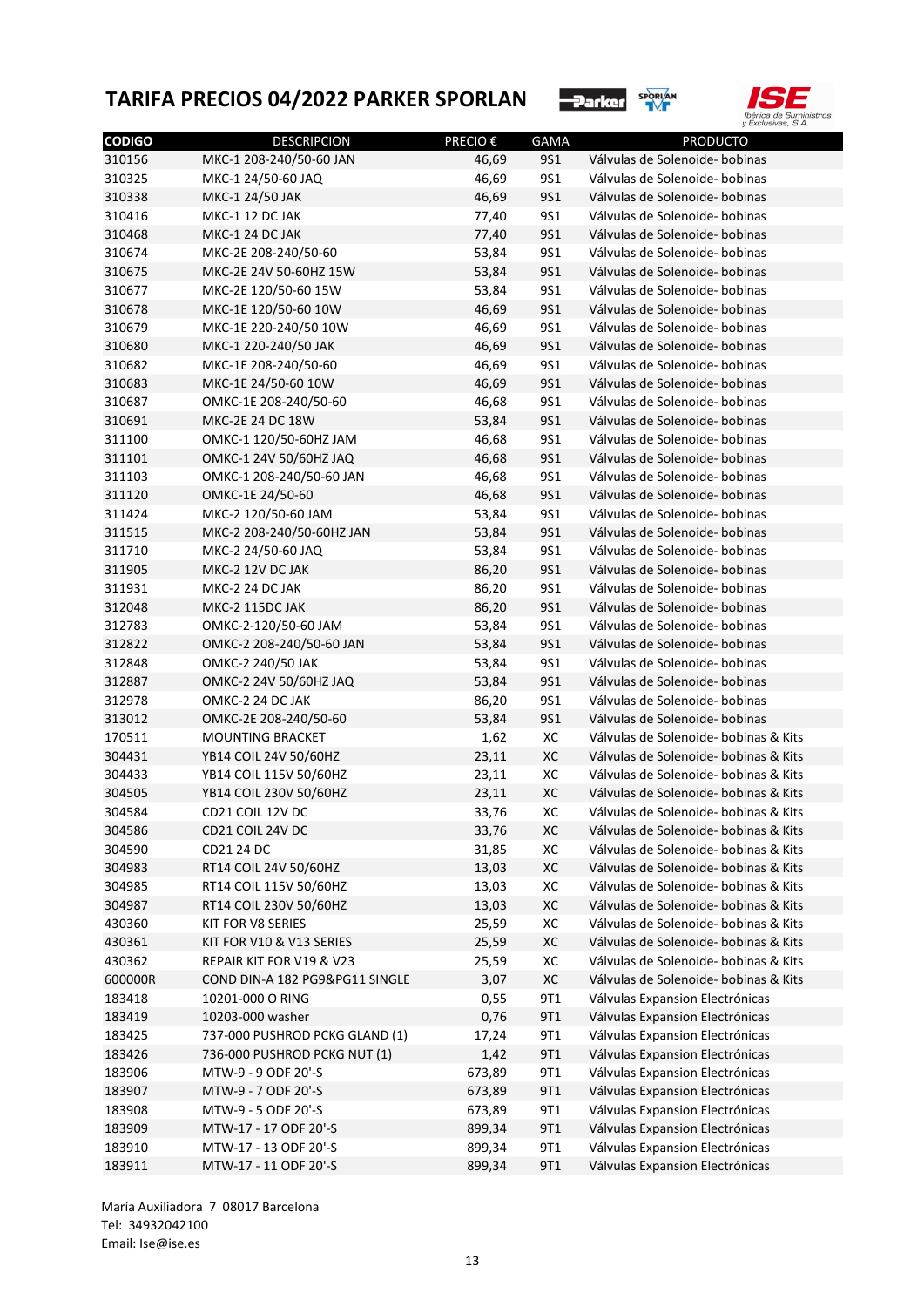# TARIFA PRECIOS 04/2022 PARKER SPORLAN

| CODIGO | DESCRIPCION | PRECIO € | GAMA | PRODUCTO |
|---|---|---|---|---|
| 310156 | MKC-1 208-240/50-60 JAN | 46,69 | 9S1 | Válvulas de Solenoide- bobinas |
| 310325 | MKC-1 24/50-60 JAQ | 46,69 | 9S1 | Válvulas de Solenoide- bobinas |
| 310338 | MKC-1 24/50 JAK | 46,69 | 9S1 | Válvulas de Solenoide- bobinas |
| 310416 | MKC-1 12 DC JAK | 77,40 | 9S1 | Válvulas de Solenoide- bobinas |
| 310468 | MKC-1 24 DC JAK | 77,40 | 9S1 | Válvulas de Solenoide- bobinas |
| 310674 | MKC-2E 208-240/50-60 | 53,84 | 9S1 | Válvulas de Solenoide- bobinas |
| 310675 | MKC-2E 24V 50-60HZ 15W | 53,84 | 9S1 | Válvulas de Solenoide- bobinas |
| 310677 | MKC-2E 120/50-60 15W | 53,84 | 9S1 | Válvulas de Solenoide- bobinas |
| 310678 | MKC-1E 120/50-60 10W | 46,69 | 9S1 | Válvulas de Solenoide- bobinas |
| 310679 | MKC-1E 220-240/50 10W | 46,69 | 9S1 | Válvulas de Solenoide- bobinas |
| 310680 | MKC-1 220-240/50 JAK | 46,69 | 9S1 | Válvulas de Solenoide- bobinas |
| 310682 | MKC-1E 208-240/50-60 | 46,69 | 9S1 | Válvulas de Solenoide- bobinas |
| 310683 | MKC-1E 24/50-60 10W | 46,69 | 9S1 | Válvulas de Solenoide- bobinas |
| 310687 | OMKC-1E 208-240/50-60 | 46,68 | 9S1 | Válvulas de Solenoide- bobinas |
| 310691 | MKC-2E 24 DC 18W | 53,84 | 9S1 | Válvulas de Solenoide- bobinas |
| 311100 | OMKC-1 120/50-60HZ JAM | 46,68 | 9S1 | Válvulas de Solenoide- bobinas |
| 311101 | OMKC-1 24V 50/60HZ JAQ | 46,68 | 9S1 | Válvulas de Solenoide- bobinas |
| 311103 | OMKC-1 208-240/50-60 JAN | 46,68 | 9S1 | Válvulas de Solenoide- bobinas |
| 311120 | OMKC-1E 24/50-60 | 46,68 | 9S1 | Válvulas de Solenoide- bobinas |
| 311424 | MKC-2 120/50-60 JAM | 53,84 | 9S1 | Válvulas de Solenoide- bobinas |
| 311515 | MKC-2 208-240/50-60HZ JAN | 53,84 | 9S1 | Válvulas de Solenoide- bobinas |
| 311710 | MKC-2 24/50-60 JAQ | 53,84 | 9S1 | Válvulas de Solenoide- bobinas |
| 311905 | MKC-2 12V DC JAK | 86,20 | 9S1 | Válvulas de Solenoide- bobinas |
| 311931 | MKC-2 24 DC JAK | 86,20 | 9S1 | Válvulas de Solenoide- bobinas |
| 312048 | MKC-2 115DC JAK | 86,20 | 9S1 | Válvulas de Solenoide- bobinas |
| 312783 | OMKC-2-120/50-60 JAM | 53,84 | 9S1 | Válvulas de Solenoide- bobinas |
| 312822 | OMKC-2 208-240/50-60 JAN | 53,84 | 9S1 | Válvulas de Solenoide- bobinas |
| 312848 | OMKC-2 240/50 JAK | 53,84 | 9S1 | Válvulas de Solenoide- bobinas |
| 312887 | OMKC-2 24V 50/60HZ JAQ | 53,84 | 9S1 | Válvulas de Solenoide- bobinas |
| 312978 | OMKC-2 24 DC JAK | 86,20 | 9S1 | Válvulas de Solenoide- bobinas |
| 313012 | OMKC-2E 208-240/50-60 | 53,84 | 9S1 | Válvulas de Solenoide- bobinas |
| 170511 | MOUNTING BRACKET | 1,62 | XC | Válvulas de Solenoide- bobinas & Kits |
| 304431 | YB14 COIL 24V 50/60HZ | 23,11 | XC | Válvulas de Solenoide- bobinas & Kits |
| 304433 | YB14 COIL 115V 50/60HZ | 23,11 | XC | Válvulas de Solenoide- bobinas & Kits |
| 304505 | YB14 COIL 230V 50/60HZ | 23,11 | XC | Válvulas de Solenoide- bobinas & Kits |
| 304584 | CD21 COIL 12V DC | 33,76 | XC | Válvulas de Solenoide- bobinas & Kits |
| 304586 | CD21 COIL 24V DC | 33,76 | XC | Válvulas de Solenoide- bobinas & Kits |
| 304590 | CD21 24 DC | 31,85 | XC | Válvulas de Solenoide- bobinas & Kits |
| 304983 | RT14 COIL 24V 50/60HZ | 13,03 | XC | Válvulas de Solenoide- bobinas & Kits |
| 304985 | RT14 COIL 115V 50/60HZ | 13,03 | XC | Válvulas de Solenoide- bobinas & Kits |
| 304987 | RT14 COIL 230V 50/60HZ | 13,03 | XC | Válvulas de Solenoide- bobinas & Kits |
| 430360 | KIT FOR V8 SERIES | 25,59 | XC | Válvulas de Solenoide- bobinas & Kits |
| 430361 | KIT FOR V10 & V13 SERIES | 25,59 | XC | Válvulas de Solenoide- bobinas & Kits |
| 430362 | REPAIR KIT FOR V19 & V23 | 25,59 | XC | Válvulas de Solenoide- bobinas & Kits |
| 600000R | COND DIN-A 182 PG9&PG11 SINGLE | 3,07 | XC | Válvulas de Solenoide- bobinas & Kits |
| 183418 | 10201-000 O RING | 0,55 | 9T1 | Válvulas Expansion Electrónicas |
| 183419 | 10203-000 washer | 0,76 | 9T1 | Válvulas Expansion Electrónicas |
| 183425 | 737-000 PUSHROD PCKG GLAND (1) | 17,24 | 9T1 | Válvulas Expansion Electrónicas |
| 183426 | 736-000 PUSHROD PCKG NUT (1) | 1,42 | 9T1 | Válvulas Expansion Electrónicas |
| 183906 | MTW-9 - 9 ODF 20'-S | 673,89 | 9T1 | Válvulas Expansion Electrónicas |
| 183907 | MTW-9 - 7 ODF 20'-S | 673,89 | 9T1 | Válvulas Expansion Electrónicas |
| 183908 | MTW-9 - 5 ODF 20'-S | 673,89 | 9T1 | Válvulas Expansion Electrónicas |
| 183909 | MTW-17 - 17 ODF 20'-S | 899,34 | 9T1 | Válvulas Expansion Electrónicas |
| 183910 | MTW-17 - 13 ODF 20'-S | 899,34 | 9T1 | Válvulas Expansion Electrónicas |
| 183911 | MTW-17 - 11 ODF 20'-S | 899,34 | 9T1 | Válvulas Expansion Electrónicas |

María Auxiliadora 7 08017 Barcelona
Tel: 34932042100
Email: Ise@ise.es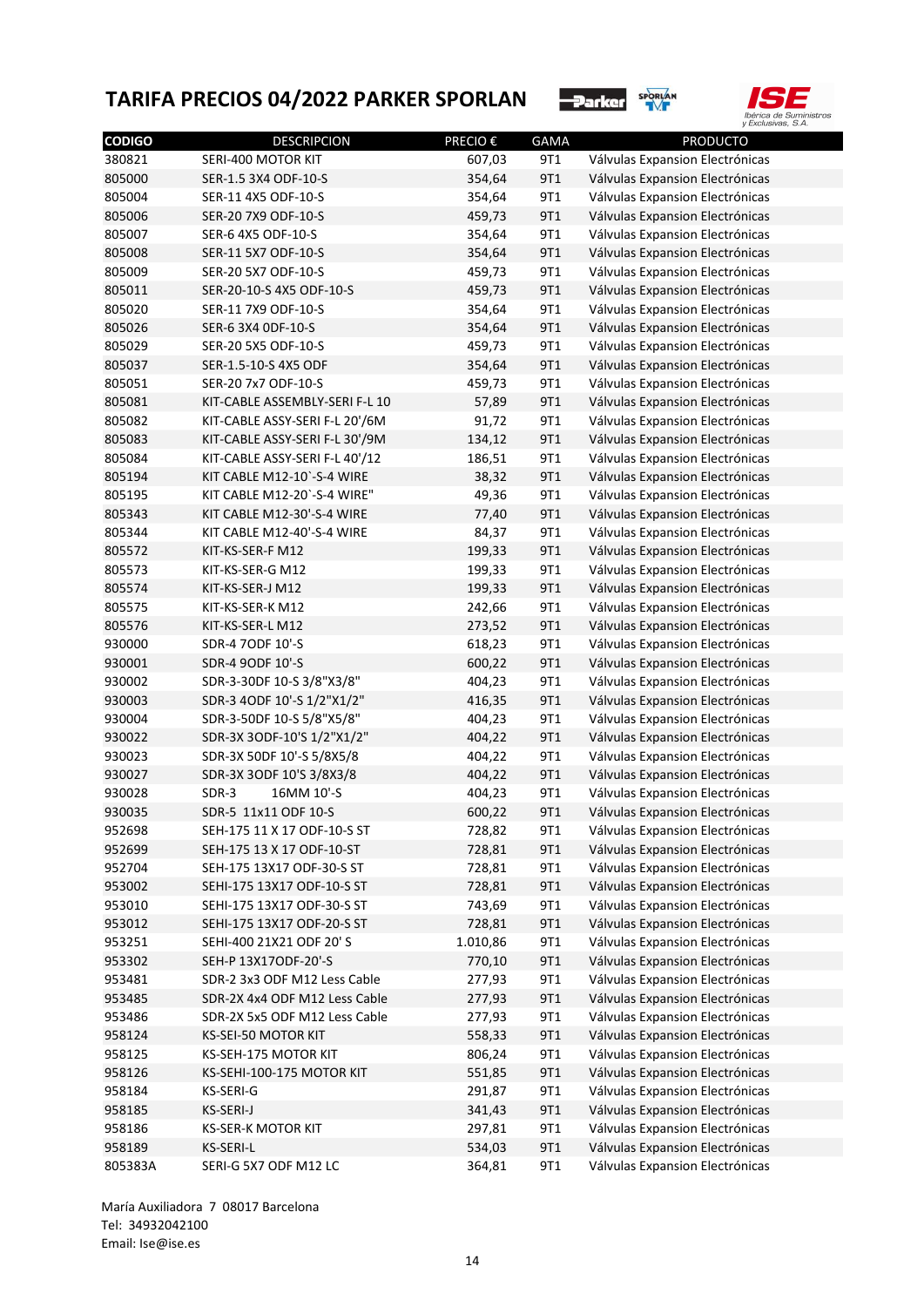# TARIFA PRECIOS 04/2022 PARKER SPORLAN

| CODIGO | DESCRIPCION | PRECIO € | GAMA | PRODUCTO |
|---|---|---|---|---|
| 380821 | SERI-400 MOTOR KIT | 607,03 | 9T1 | Válvulas Expansion Electrónicas |
| 805000 | SER-1.5 3X4 ODF-10-S | 354,64 | 9T1 | Válvulas Expansion Electrónicas |
| 805004 | SER-11 4X5 ODF-10-S | 354,64 | 9T1 | Válvulas Expansion Electrónicas |
| 805006 | SER-20 7X9 ODF-10-S | 459,73 | 9T1 | Válvulas Expansion Electrónicas |
| 805007 | SER-6 4X5 ODF-10-S | 354,64 | 9T1 | Válvulas Expansion Electrónicas |
| 805008 | SER-11 5X7 ODF-10-S | 354,64 | 9T1 | Válvulas Expansion Electrónicas |
| 805009 | SER-20 5X7 ODF-10-S | 459,73 | 9T1 | Válvulas Expansion Electrónicas |
| 805011 | SER-20-10-S 4X5 ODF-10-S | 459,73 | 9T1 | Válvulas Expansion Electrónicas |
| 805020 | SER-11 7X9 ODF-10-S | 354,64 | 9T1 | Válvulas Expansion Electrónicas |
| 805026 | SER-6 3X4 0DF-10-S | 354,64 | 9T1 | Válvulas Expansion Electrónicas |
| 805029 | SER-20 5X5 ODF-10-S | 459,73 | 9T1 | Válvulas Expansion Electrónicas |
| 805037 | SER-1.5-10-S 4X5 ODF | 354,64 | 9T1 | Válvulas Expansion Electrónicas |
| 805051 | SER-20 7x7 ODF-10-S | 459,73 | 9T1 | Válvulas Expansion Electrónicas |
| 805081 | KIT-CABLE ASSEMBLY-SERI F-L 10 | 57,89 | 9T1 | Válvulas Expansion Electrónicas |
| 805082 | KIT-CABLE ASSY-SERI F-L 20'/6M | 91,72 | 9T1 | Válvulas Expansion Electrónicas |
| 805083 | KIT-CABLE ASSY-SERI F-L 30'/9M | 134,12 | 9T1 | Válvulas Expansion Electrónicas |
| 805084 | KIT-CABLE ASSY-SERI F-L 40'/12 | 186,51 | 9T1 | Válvulas Expansion Electrónicas |
| 805194 | KIT CABLE M12-10`-S-4 WIRE | 38,32 | 9T1 | Válvulas Expansion Electrónicas |
| 805195 | KIT CABLE M12-20`-S-4 WIRE" | 49,36 | 9T1 | Válvulas Expansion Electrónicas |
| 805343 | KIT CABLE M12-30'-S-4 WIRE | 77,40 | 9T1 | Válvulas Expansion Electrónicas |
| 805344 | KIT CABLE M12-40'-S-4 WIRE | 84,37 | 9T1 | Válvulas Expansion Electrónicas |
| 805572 | KIT-KS-SER-F M12 | 199,33 | 9T1 | Válvulas Expansion Electrónicas |
| 805573 | KIT-KS-SER-G M12 | 199,33 | 9T1 | Válvulas Expansion Electrónicas |
| 805574 | KIT-KS-SER-J M12 | 199,33 | 9T1 | Válvulas Expansion Electrónicas |
| 805575 | KIT-KS-SER-K M12 | 242,66 | 9T1 | Válvulas Expansion Electrónicas |
| 805576 | KIT-KS-SER-L M12 | 273,52 | 9T1 | Válvulas Expansion Electrónicas |
| 930000 | SDR-4 7ODF 10'-S | 618,23 | 9T1 | Válvulas Expansion Electrónicas |
| 930001 | SDR-4 9ODF 10'-S | 600,22 | 9T1 | Válvulas Expansion Electrónicas |
| 930002 | SDR-3-30DF 10-S 3/8"X3/8" | 404,23 | 9T1 | Válvulas Expansion Electrónicas |
| 930003 | SDR-3 4ODF 10'-S 1/2"X1/2" | 416,35 | 9T1 | Válvulas Expansion Electrónicas |
| 930004 | SDR-3-50DF 10-S 5/8"X5/8" | 404,23 | 9T1 | Válvulas Expansion Electrónicas |
| 930022 | SDR-3X 3ODF-10'S 1/2"X1/2" | 404,22 | 9T1 | Válvulas Expansion Electrónicas |
| 930023 | SDR-3X 50DF 10'-S 5/8X5/8 | 404,22 | 9T1 | Válvulas Expansion Electrónicas |
| 930027 | SDR-3X 3ODF 10'S 3/8X3/8 | 404,22 | 9T1 | Válvulas Expansion Electrónicas |
| 930028 | SDR-3 16MM 10'-S | 404,23 | 9T1 | Válvulas Expansion Electrónicas |
| 930035 | SDR-5 11x11 ODF 10-S | 600,22 | 9T1 | Válvulas Expansion Electrónicas |
| 952698 | SEH-175 11 X 17 ODF-10-S ST | 728,82 | 9T1 | Válvulas Expansion Electrónicas |
| 952699 | SEH-175 13 X 17 ODF-10-ST | 728,81 | 9T1 | Válvulas Expansion Electrónicas |
| 952704 | SEH-175 13X17 ODF-30-S ST | 728,81 | 9T1 | Válvulas Expansion Electrónicas |
| 953002 | SEHI-175 13X17 ODF-10-S ST | 728,81 | 9T1 | Válvulas Expansion Electrónicas |
| 953010 | SEHI-175 13X17 ODF-30-S ST | 743,69 | 9T1 | Válvulas Expansion Electrónicas |
| 953012 | SEHI-175 13X17 ODF-20-S ST | 728,81 | 9T1 | Válvulas Expansion Electrónicas |
| 953251 | SEHI-400 21X21 ODF 20' S | 1.010,86 | 9T1 | Válvulas Expansion Electrónicas |
| 953302 | SEH-P 13X17ODF-20'-S | 770,10 | 9T1 | Válvulas Expansion Electrónicas |
| 953481 | SDR-2 3x3 ODF M12 Less Cable | 277,93 | 9T1 | Válvulas Expansion Electrónicas |
| 953485 | SDR-2X 4x4 ODF M12 Less Cable | 277,93 | 9T1 | Válvulas Expansion Electrónicas |
| 953486 | SDR-2X 5x5 ODF M12 Less Cable | 277,93 | 9T1 | Válvulas Expansion Electrónicas |
| 958124 | KS-SEI-50 MOTOR KIT | 558,33 | 9T1 | Válvulas Expansion Electrónicas |
| 958125 | KS-SEH-175 MOTOR KIT | 806,24 | 9T1 | Válvulas Expansion Electrónicas |
| 958126 | KS-SEHI-100-175 MOTOR KIT | 551,85 | 9T1 | Válvulas Expansion Electrónicas |
| 958184 | KS-SERI-G | 291,87 | 9T1 | Válvulas Expansion Electrónicas |
| 958185 | KS-SERI-J | 341,43 | 9T1 | Válvulas Expansion Electrónicas |
| 958186 | KS-SER-K MOTOR KIT | 297,81 | 9T1 | Válvulas Expansion Electrónicas |
| 958189 | KS-SERI-L | 534,03 | 9T1 | Válvulas Expansion Electrónicas |
| 805383A | SERI-G 5X7 ODF M12 LC | 364,81 | 9T1 | Válvulas Expansion Electrónicas |

María Auxiliadora 7 08017 Barcelona
Tel: 34932042100
Email: Ise@ise.es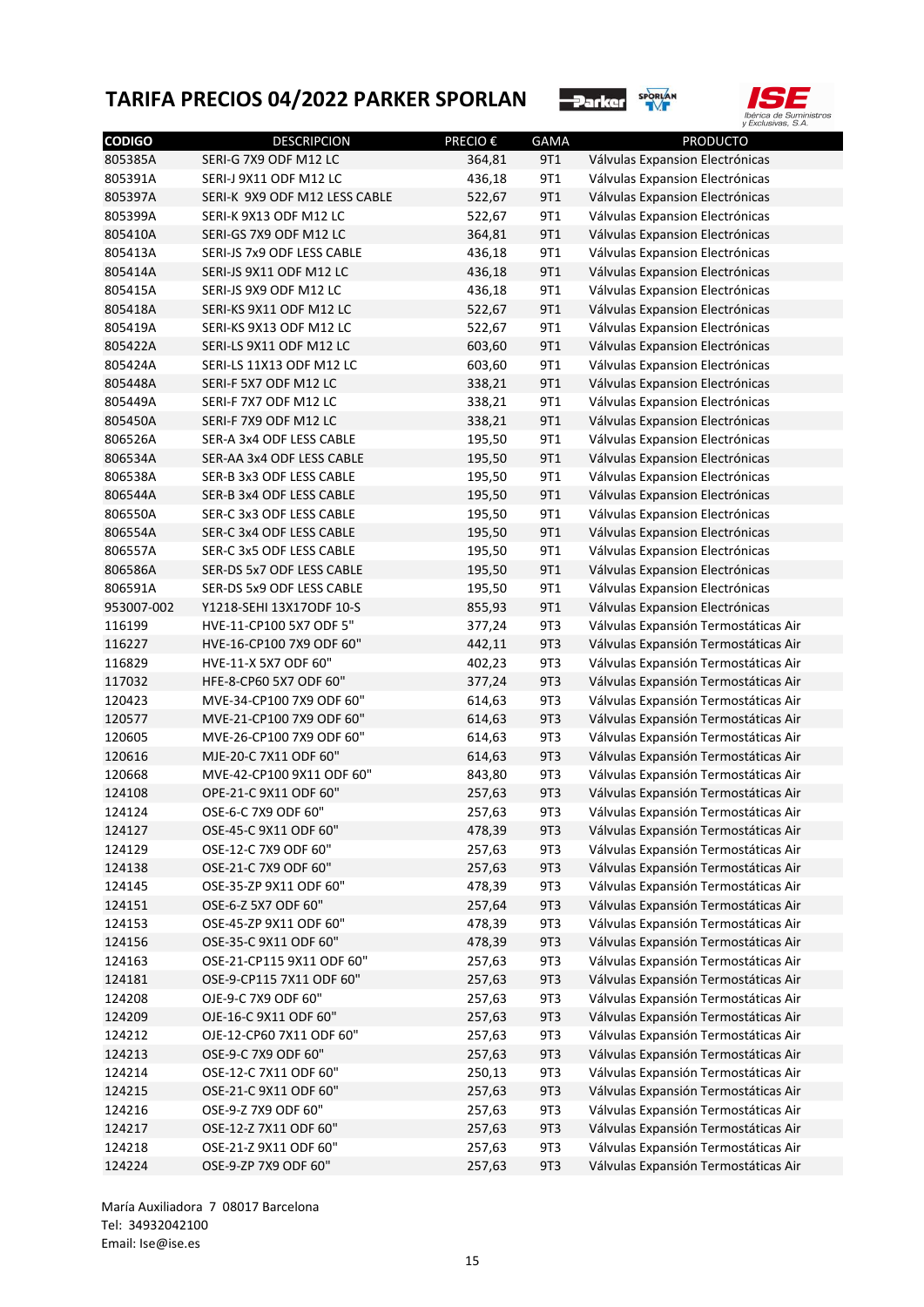# TARIFA PRECIOS 04/2022 PARKER SPORLAN

| CODIGO | DESCRIPCION | PRECIO € | GAMA | PRODUCTO |
|---|---|---|---|---|
| 805385A | SERI-G 7X9 ODF M12 LC | 364,81 | 9T1 | Válvulas Expansion Electrónicas |
| 805391A | SERI-J 9X11 ODF M12 LC | 436,18 | 9T1 | Válvulas Expansion Electrónicas |
| 805397A | SERI-K 9X9 ODF M12 LESS CABLE | 522,67 | 9T1 | Válvulas Expansion Electrónicas |
| 805399A | SERI-K 9X13 ODF M12 LC | 522,67 | 9T1 | Válvulas Expansion Electrónicas |
| 805410A | SERI-GS 7X9 ODF M12 LC | 364,81 | 9T1 | Válvulas Expansion Electrónicas |
| 805413A | SERI-JS 7x9 ODF LESS CABLE | 436,18 | 9T1 | Válvulas Expansion Electrónicas |
| 805414A | SERI-JS 9X11 ODF M12 LC | 436,18 | 9T1 | Válvulas Expansion Electrónicas |
| 805415A | SERI-JS 9X9 ODF M12 LC | 436,18 | 9T1 | Válvulas Expansion Electrónicas |
| 805418A | SERI-KS 9X11 ODF M12 LC | 522,67 | 9T1 | Válvulas Expansion Electrónicas |
| 805419A | SERI-KS 9X13 ODF M12 LC | 522,67 | 9T1 | Válvulas Expansion Electrónicas |
| 805422A | SERI-LS 9X11 ODF M12 LC | 603,60 | 9T1 | Válvulas Expansion Electrónicas |
| 805424A | SERI-LS 11X13 ODF M12 LC | 603,60 | 9T1 | Válvulas Expansion Electrónicas |
| 805448A | SERI-F 5X7 ODF M12 LC | 338,21 | 9T1 | Válvulas Expansion Electrónicas |
| 805449A | SERI-F 7X7 ODF M12 LC | 338,21 | 9T1 | Válvulas Expansion Electrónicas |
| 805450A | SERI-F 7X9 ODF M12 LC | 338,21 | 9T1 | Válvulas Expansion Electrónicas |
| 806526A | SER-A 3x4 ODF LESS CABLE | 195,50 | 9T1 | Válvulas Expansion Electrónicas |
| 806534A | SER-AA 3x4 ODF LESS CABLE | 195,50 | 9T1 | Válvulas Expansion Electrónicas |
| 806538A | SER-B 3x3 ODF LESS CABLE | 195,50 | 9T1 | Válvulas Expansion Electrónicas |
| 806544A | SER-B 3x4 ODF LESS CABLE | 195,50 | 9T1 | Válvulas Expansion Electrónicas |
| 806550A | SER-C 3x3 ODF LESS CABLE | 195,50 | 9T1 | Válvulas Expansion Electrónicas |
| 806554A | SER-C 3x4 ODF LESS CABLE | 195,50 | 9T1 | Válvulas Expansion Electrónicas |
| 806557A | SER-C 3x5 ODF LESS CABLE | 195,50 | 9T1 | Válvulas Expansion Electrónicas |
| 806586A | SER-DS 5x7 ODF LESS CABLE | 195,50 | 9T1 | Válvulas Expansion Electrónicas |
| 806591A | SER-DS 5x9 ODF LESS CABLE | 195,50 | 9T1 | Válvulas Expansion Electrónicas |
| 953007-002 | Y1218-SEHI 13X17ODF 10-S | 855,93 | 9T1 | Válvulas Expansion Electrónicas |
| 116199 | HVE-11-CP100 5X7 ODF 5" | 377,24 | 9T3 | Válvulas Expansión Termostáticas Air |
| 116227 | HVE-16-CP100 7X9 ODF 60" | 442,11 | 9T3 | Válvulas Expansión Termostáticas Air |
| 116829 | HVE-11-X 5X7 ODF 60" | 402,23 | 9T3 | Válvulas Expansión Termostáticas Air |
| 117032 | HFE-8-CP60 5X7 ODF 60" | 377,24 | 9T3 | Válvulas Expansión Termostáticas Air |
| 120423 | MVE-34-CP100 7X9 ODF 60" | 614,63 | 9T3 | Válvulas Expansión Termostáticas Air |
| 120577 | MVE-21-CP100 7X9 ODF 60" | 614,63 | 9T3 | Válvulas Expansión Termostáticas Air |
| 120605 | MVE-26-CP100 7X9 ODF 60" | 614,63 | 9T3 | Válvulas Expansión Termostáticas Air |
| 120616 | MJE-20-C 7X11 ODF 60" | 614,63 | 9T3 | Válvulas Expansión Termostáticas Air |
| 120668 | MVE-42-CP100 9X11 ODF 60" | 843,80 | 9T3 | Válvulas Expansión Termostáticas Air |
| 124108 | OPE-21-C 9X11 ODF 60" | 257,63 | 9T3 | Válvulas Expansión Termostáticas Air |
| 124124 | OSE-6-C 7X9 ODF 60" | 257,63 | 9T3 | Válvulas Expansión Termostáticas Air |
| 124127 | OSE-45-C 9X11 ODF 60" | 478,39 | 9T3 | Válvulas Expansión Termostáticas Air |
| 124129 | OSE-12-C 7X9 ODF 60" | 257,63 | 9T3 | Válvulas Expansión Termostáticas Air |
| 124138 | OSE-21-C 7X9 ODF 60" | 257,63 | 9T3 | Válvulas Expansión Termostáticas Air |
| 124145 | OSE-35-ZP 9X11 ODF 60" | 478,39 | 9T3 | Válvulas Expansión Termostáticas Air |
| 124151 | OSE-6-Z 5X7 ODF 60" | 257,64 | 9T3 | Válvulas Expansión Termostáticas Air |
| 124153 | OSE-45-ZP 9X11 ODF 60" | 478,39 | 9T3 | Válvulas Expansión Termostáticas Air |
| 124156 | OSE-35-C 9X11 ODF 60" | 478,39 | 9T3 | Válvulas Expansión Termostáticas Air |
| 124163 | OSE-21-CP115 9X11 ODF 60" | 257,63 | 9T3 | Válvulas Expansión Termostáticas Air |
| 124181 | OSE-9-CP115 7X11 ODF 60" | 257,63 | 9T3 | Válvulas Expansión Termostáticas Air |
| 124208 | OJE-9-C 7X9 ODF 60" | 257,63 | 9T3 | Válvulas Expansión Termostáticas Air |
| 124209 | OJE-16-C 9X11 ODF 60" | 257,63 | 9T3 | Válvulas Expansión Termostáticas Air |
| 124212 | OJE-12-CP60 7X11 ODF 60" | 257,63 | 9T3 | Válvulas Expansión Termostáticas Air |
| 124213 | OSE-9-C 7X9 ODF 60" | 257,63 | 9T3 | Válvulas Expansión Termostáticas Air |
| 124214 | OSE-12-C 7X11 ODF 60" | 250,13 | 9T3 | Válvulas Expansión Termostáticas Air |
| 124215 | OSE-21-C 9X11 ODF 60" | 257,63 | 9T3 | Válvulas Expansión Termostáticas Air |
| 124216 | OSE-9-Z 7X9 ODF 60" | 257,63 | 9T3 | Válvulas Expansión Termostáticas Air |
| 124217 | OSE-12-Z 7X11 ODF 60" | 257,63 | 9T3 | Válvulas Expansión Termostáticas Air |
| 124218 | OSE-21-Z 9X11 ODF 60" | 257,63 | 9T3 | Válvulas Expansión Termostáticas Air |
| 124224 | OSE-9-ZP 7X9 ODF 60" | 257,63 | 9T3 | Válvulas Expansión Termostáticas Air |

María Auxiliadora 7 08017 Barcelona
Tel: 34932042100
Email: Ise@ise.es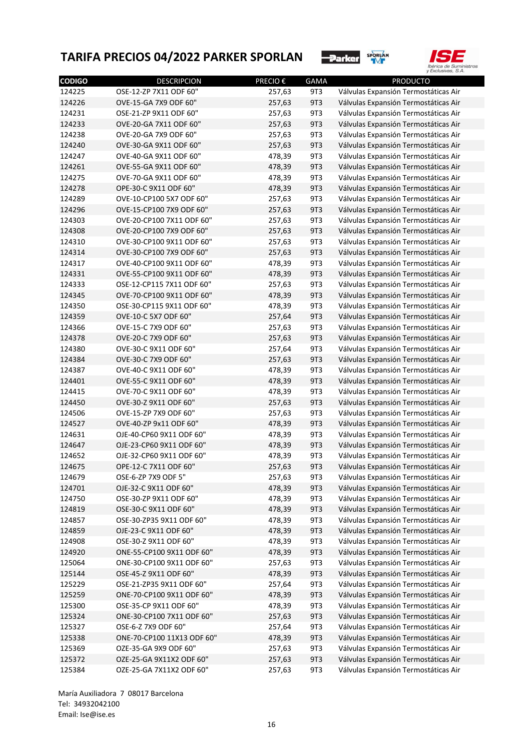# TARIFA PRECIOS 04/2022 PARKER SPORLAN

| CODIGO | DESCRIPCION | PRECIO € | GAMA | PRODUCTO |
|---|---|---|---|---|
| 124225 | OSE-12-ZP 7X11 ODF 60" | 257,63 | 9T3 | Válvulas Expansión Termostáticas Air |
| 124226 | OVE-15-GA 7X9 ODF 60" | 257,63 | 9T3 | Válvulas Expansión Termostáticas Air |
| 124231 | OSE-21-ZP 9X11 ODF 60" | 257,63 | 9T3 | Válvulas Expansión Termostáticas Air |
| 124233 | OVE-20-GA 7X11 ODF 60" | 257,63 | 9T3 | Válvulas Expansión Termostáticas Air |
| 124238 | OVE-20-GA 7X9 ODF 60" | 257,63 | 9T3 | Válvulas Expansión Termostáticas Air |
| 124240 | OVE-30-GA 9X11 ODF 60" | 257,63 | 9T3 | Válvulas Expansión Termostáticas Air |
| 124247 | OVE-40-GA 9X11 ODF 60" | 478,39 | 9T3 | Válvulas Expansión Termostáticas Air |
| 124261 | OVE-55-GA 9X11 ODF 60" | 478,39 | 9T3 | Válvulas Expansión Termostáticas Air |
| 124275 | OVE-70-GA 9X11 ODF 60" | 478,39 | 9T3 | Válvulas Expansión Termostáticas Air |
| 124278 | OPE-30-C 9X11 ODF 60" | 478,39 | 9T3 | Válvulas Expansión Termostáticas Air |
| 124289 | OVE-10-CP100 5X7 ODF 60" | 257,63 | 9T3 | Válvulas Expansión Termostáticas Air |
| 124296 | OVE-15-CP100 7X9 ODF 60" | 257,63 | 9T3 | Válvulas Expansión Termostáticas Air |
| 124303 | OVE-20-CP100 7X11 ODF 60" | 257,63 | 9T3 | Válvulas Expansión Termostáticas Air |
| 124308 | OVE-20-CP100 7X9 ODF 60" | 257,63 | 9T3 | Válvulas Expansión Termostáticas Air |
| 124310 | OVE-30-CP100 9X11 ODF 60" | 257,63 | 9T3 | Válvulas Expansión Termostáticas Air |
| 124314 | OVE-30-CP100 7X9 ODF 60" | 257,63 | 9T3 | Válvulas Expansión Termostáticas Air |
| 124317 | OVE-40-CP100 9X11 ODF 60" | 478,39 | 9T3 | Válvulas Expansión Termostáticas Air |
| 124331 | OVE-55-CP100 9X11 ODF 60" | 478,39 | 9T3 | Válvulas Expansión Termostáticas Air |
| 124333 | OSE-12-CP115 7X11 ODF 60" | 257,63 | 9T3 | Válvulas Expansión Termostáticas Air |
| 124345 | OVE-70-CP100 9X11 ODF 60" | 478,39 | 9T3 | Válvulas Expansión Termostáticas Air |
| 124350 | OSE-30-CP115 9X11 ODF 60" | 478,39 | 9T3 | Válvulas Expansión Termostáticas Air |
| 124359 | OVE-10-C 5X7 ODF 60" | 257,64 | 9T3 | Válvulas Expansión Termostáticas Air |
| 124366 | OVE-15-C 7X9 ODF 60" | 257,63 | 9T3 | Válvulas Expansión Termostáticas Air |
| 124378 | OVE-20-C 7X9 ODF 60" | 257,63 | 9T3 | Válvulas Expansión Termostáticas Air |
| 124380 | OVE-30-C 9X11 ODF 60" | 257,64 | 9T3 | Válvulas Expansión Termostáticas Air |
| 124384 | OVE-30-C 7X9 ODF 60" | 257,63 | 9T3 | Válvulas Expansión Termostáticas Air |
| 124387 | OVE-40-C 9X11 ODF 60" | 478,39 | 9T3 | Válvulas Expansión Termostáticas Air |
| 124401 | OVE-55-C 9X11 ODF 60" | 478,39 | 9T3 | Válvulas Expansión Termostáticas Air |
| 124415 | OVE-70-C 9X11 ODF 60" | 478,39 | 9T3 | Válvulas Expansión Termostáticas Air |
| 124450 | OVE-30-Z 9X11 ODF 60" | 257,63 | 9T3 | Válvulas Expansión Termostáticas Air |
| 124506 | OVE-15-ZP 7X9 ODF 60" | 257,63 | 9T3 | Válvulas Expansión Termostáticas Air |
| 124527 | OVE-40-ZP 9x11 ODF 60" | 478,39 | 9T3 | Válvulas Expansión Termostáticas Air |
| 124631 | OJE-40-CP60 9X11 ODF 60" | 478,39 | 9T3 | Válvulas Expansión Termostáticas Air |
| 124647 | OJE-23-CP60 9X11 ODF 60" | 478,39 | 9T3 | Válvulas Expansión Termostáticas Air |
| 124652 | OJE-32-CP60 9X11 ODF 60" | 478,39 | 9T3 | Válvulas Expansión Termostáticas Air |
| 124675 | OPE-12-C 7X11 ODF 60" | 257,63 | 9T3 | Válvulas Expansión Termostáticas Air |
| 124679 | OSE-6-ZP 7X9 ODF 5" | 257,63 | 9T3 | Válvulas Expansión Termostáticas Air |
| 124701 | OJE-32-C 9X11 ODF 60" | 478,39 | 9T3 | Válvulas Expansión Termostáticas Air |
| 124750 | OSE-30-ZP 9X11 ODF 60" | 478,39 | 9T3 | Válvulas Expansión Termostáticas Air |
| 124819 | OSE-30-C 9X11 ODF 60" | 478,39 | 9T3 | Válvulas Expansión Termostáticas Air |
| 124857 | OSE-30-ZP35 9X11 ODF 60" | 478,39 | 9T3 | Válvulas Expansión Termostáticas Air |
| 124859 | OJE-23-C 9X11 ODF 60" | 478,39 | 9T3 | Válvulas Expansión Termostáticas Air |
| 124908 | OSE-30-Z 9X11 ODF 60" | 478,39 | 9T3 | Válvulas Expansión Termostáticas Air |
| 124920 | ONE-55-CP100 9X11 ODF 60" | 478,39 | 9T3 | Válvulas Expansión Termostáticas Air |
| 125064 | ONE-30-CP100 9X11 ODF 60" | 257,63 | 9T3 | Válvulas Expansión Termostáticas Air |
| 125144 | OSE-45-Z 9X11 ODF 60" | 478,39 | 9T3 | Válvulas Expansión Termostáticas Air |
| 125229 | OSE-21-ZP35 9X11 ODF 60" | 257,64 | 9T3 | Válvulas Expansión Termostáticas Air |
| 125259 | ONE-70-CP100 9X11 ODF 60" | 478,39 | 9T3 | Válvulas Expansión Termostáticas Air |
| 125300 | OSE-35-CP 9X11 ODF 60" | 478,39 | 9T3 | Válvulas Expansión Termostáticas Air |
| 125324 | ONE-30-CP100 7X11 ODF 60" | 257,63 | 9T3 | Válvulas Expansión Termostáticas Air |
| 125327 | OSE-6-Z 7X9 ODF 60" | 257,64 | 9T3 | Válvulas Expansión Termostáticas Air |
| 125338 | ONE-70-CP100 11X13 ODF 60" | 478,39 | 9T3 | Válvulas Expansión Termostáticas Air |
| 125369 | OZE-35-GA 9X9 ODF 60" | 257,63 | 9T3 | Válvulas Expansión Termostáticas Air |
| 125372 | OZE-25-GA 9X11X2 ODF 60" | 257,63 | 9T3 | Válvulas Expansión Termostáticas Air |
| 125384 | OZE-25-GA 7X11X2 ODF 60" | 257,63 | 9T3 | Válvulas Expansión Termostáticas Air |

María Auxiliadora 7 08017 Barcelona
Tel: 34932042100
Email: Ise@ise.es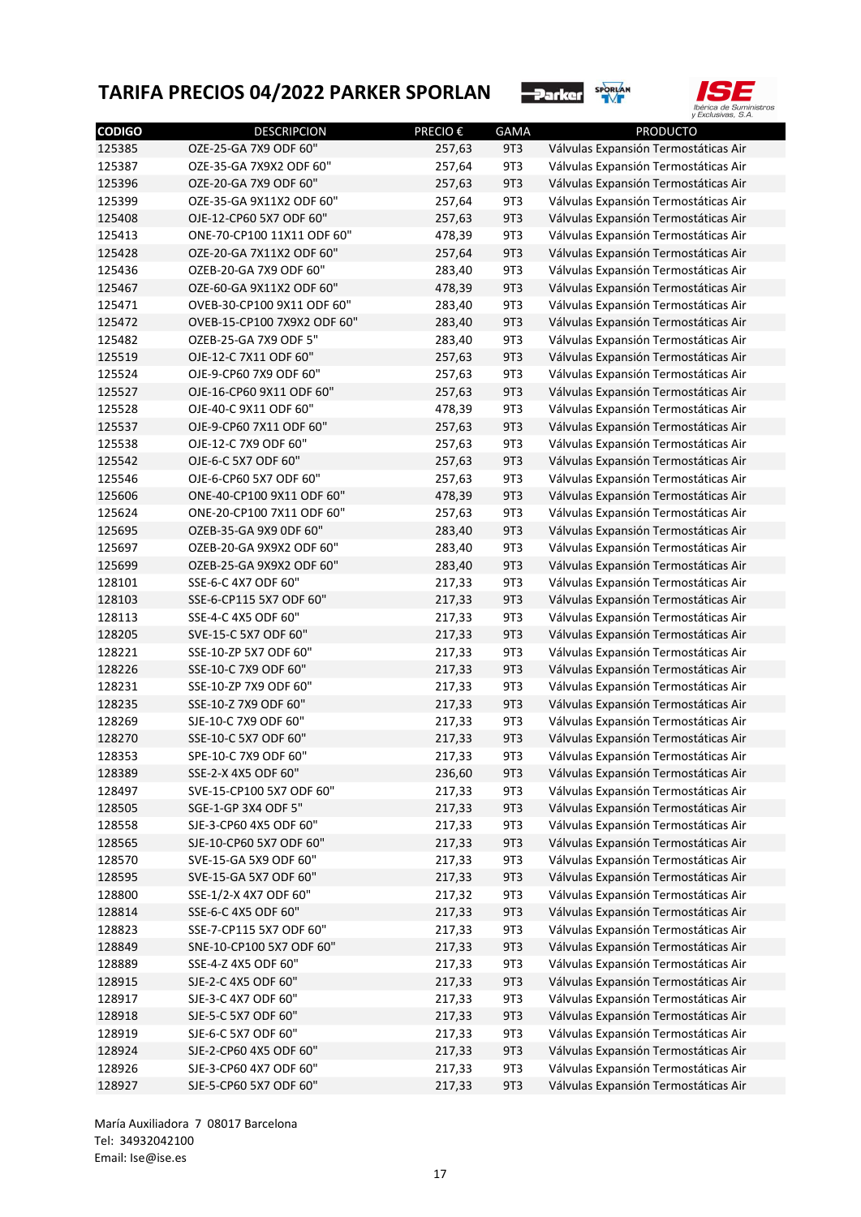# TARIFA PRECIOS 04/2022 PARKER SPORLAN

| CODIGO | DESCRIPCION | PRECIO € | GAMA | PRODUCTO |
|---|---|---|---|---|
| 125385 | OZE-25-GA 7X9 ODF 60" | 257,63 | 9T3 | Válvulas Expansión Termostáticas Air |
| 125387 | OZE-35-GA 7X9X2 ODF 60" | 257,64 | 9T3 | Válvulas Expansión Termostáticas Air |
| 125396 | OZE-20-GA 7X9 ODF 60" | 257,63 | 9T3 | Válvulas Expansión Termostáticas Air |
| 125399 | OZE-35-GA 9X11X2 ODF 60" | 257,64 | 9T3 | Válvulas Expansión Termostáticas Air |
| 125408 | OJE-12-CP60 5X7 ODF 60" | 257,63 | 9T3 | Válvulas Expansión Termostáticas Air |
| 125413 | ONE-70-CP100 11X11 ODF 60" | 478,39 | 9T3 | Válvulas Expansión Termostáticas Air |
| 125428 | OZE-20-GA 7X11X2 ODF 60" | 257,64 | 9T3 | Válvulas Expansión Termostáticas Air |
| 125436 | OZEB-20-GA 7X9 ODF 60" | 283,40 | 9T3 | Válvulas Expansión Termostáticas Air |
| 125467 | OZE-60-GA 9X11X2 ODF 60" | 478,39 | 9T3 | Válvulas Expansión Termostáticas Air |
| 125471 | OVEB-30-CP100 9X11 ODF 60" | 283,40 | 9T3 | Válvulas Expansión Termostáticas Air |
| 125472 | OVEB-15-CP100 7X9X2 ODF 60" | 283,40 | 9T3 | Válvulas Expansión Termostáticas Air |
| 125482 | OZEB-25-GA 7X9 ODF 5" | 283,40 | 9T3 | Válvulas Expansión Termostáticas Air |
| 125519 | OJE-12-C 7X11 ODF 60" | 257,63 | 9T3 | Válvulas Expansión Termostáticas Air |
| 125524 | OJE-9-CP60 7X9 ODF 60" | 257,63 | 9T3 | Válvulas Expansión Termostáticas Air |
| 125527 | OJE-16-CP60 9X11 ODF 60" | 257,63 | 9T3 | Válvulas Expansión Termostáticas Air |
| 125528 | OJE-40-C 9X11 ODF 60" | 478,39 | 9T3 | Válvulas Expansión Termostáticas Air |
| 125537 | OJE-9-CP60 7X11 ODF 60" | 257,63 | 9T3 | Válvulas Expansión Termostáticas Air |
| 125538 | OJE-12-C 7X9 ODF 60" | 257,63 | 9T3 | Válvulas Expansión Termostáticas Air |
| 125542 | OJE-6-C 5X7 ODF 60" | 257,63 | 9T3 | Válvulas Expansión Termostáticas Air |
| 125546 | OJE-6-CP60 5X7 ODF 60" | 257,63 | 9T3 | Válvulas Expansión Termostáticas Air |
| 125606 | ONE-40-CP100 9X11 ODF 60" | 478,39 | 9T3 | Válvulas Expansión Termostáticas Air |
| 125624 | ONE-20-CP100 7X11 ODF 60" | 257,63 | 9T3 | Válvulas Expansión Termostáticas Air |
| 125695 | OZEB-35-GA 9X9 ODF 60" | 283,40 | 9T3 | Válvulas Expansión Termostáticas Air |
| 125697 | OZEB-20-GA 9X9X2 ODF 60" | 283,40 | 9T3 | Válvulas Expansión Termostáticas Air |
| 125699 | OZEB-25-GA 9X9X2 ODF 60" | 283,40 | 9T3 | Válvulas Expansión Termostáticas Air |
| 128101 | SSE-6-C 4X7 ODF 60" | 217,33 | 9T3 | Válvulas Expansión Termostáticas Air |
| 128103 | SSE-6-CP115 5X7 ODF 60" | 217,33 | 9T3 | Válvulas Expansión Termostáticas Air |
| 128113 | SSE-4-C 4X5 ODF 60" | 217,33 | 9T3 | Válvulas Expansión Termostáticas Air |
| 128205 | SVE-15-C 5X7 ODF 60" | 217,33 | 9T3 | Válvulas Expansión Termostáticas Air |
| 128221 | SSE-10-ZP 5X7 ODF 60" | 217,33 | 9T3 | Válvulas Expansión Termostáticas Air |
| 128226 | SSE-10-C 7X9 ODF 60" | 217,33 | 9T3 | Válvulas Expansión Termostáticas Air |
| 128231 | SSE-10-ZP 7X9 ODF 60" | 217,33 | 9T3 | Válvulas Expansión Termostáticas Air |
| 128235 | SSE-10-Z 7X9 ODF 60" | 217,33 | 9T3 | Válvulas Expansión Termostáticas Air |
| 128269 | SJE-10-C 7X9 ODF 60" | 217,33 | 9T3 | Válvulas Expansión Termostáticas Air |
| 128270 | SSE-10-C 5X7 ODF 60" | 217,33 | 9T3 | Válvulas Expansión Termostáticas Air |
| 128353 | SPE-10-C 7X9 ODF 60" | 217,33 | 9T3 | Válvulas Expansión Termostáticas Air |
| 128389 | SSE-2-X 4X5 ODF 60" | 236,60 | 9T3 | Válvulas Expansión Termostáticas Air |
| 128497 | SVE-15-CP100 5X7 ODF 60" | 217,33 | 9T3 | Válvulas Expansión Termostáticas Air |
| 128505 | SGE-1-GP 3X4 ODF 5" | 217,33 | 9T3 | Válvulas Expansión Termostáticas Air |
| 128558 | SJE-3-CP60 4X5 ODF 60" | 217,33 | 9T3 | Válvulas Expansión Termostáticas Air |
| 128565 | SJE-10-CP60 5X7 ODF 60" | 217,33 | 9T3 | Válvulas Expansión Termostáticas Air |
| 128570 | SVE-15-GA 5X9 ODF 60" | 217,33 | 9T3 | Válvulas Expansión Termostáticas Air |
| 128595 | SVE-15-GA 5X7 ODF 60" | 217,33 | 9T3 | Válvulas Expansión Termostáticas Air |
| 128800 | SSE-1/2-X 4X7 ODF 60" | 217,32 | 9T3 | Válvulas Expansión Termostáticas Air |
| 128814 | SSE-6-C 4X5 ODF 60" | 217,33 | 9T3 | Válvulas Expansión Termostáticas Air |
| 128823 | SSE-7-CP115 5X7 ODF 60" | 217,33 | 9T3 | Válvulas Expansión Termostáticas Air |
| 128849 | SNE-10-CP100 5X7 ODF 60" | 217,33 | 9T3 | Válvulas Expansión Termostáticas Air |
| 128889 | SSE-4-Z 4X5 ODF 60" | 217,33 | 9T3 | Válvulas Expansión Termostáticas Air |
| 128915 | SJE-2-C 4X5 ODF 60" | 217,33 | 9T3 | Válvulas Expansión Termostáticas Air |
| 128917 | SJE-3-C 4X7 ODF 60" | 217,33 | 9T3 | Válvulas Expansión Termostáticas Air |
| 128918 | SJE-5-C 5X7 ODF 60" | 217,33 | 9T3 | Válvulas Expansión Termostáticas Air |
| 128919 | SJE-6-C 5X7 ODF 60" | 217,33 | 9T3 | Válvulas Expansión Termostáticas Air |
| 128924 | SJE-2-CP60 4X5 ODF 60" | 217,33 | 9T3 | Válvulas Expansión Termostáticas Air |
| 128926 | SJE-3-CP60 4X7 ODF 60" | 217,33 | 9T3 | Válvulas Expansión Termostáticas Air |
| 128927 | SJE-5-CP60 5X7 ODF 60" | 217,33 | 9T3 | Válvulas Expansión Termostáticas Air |

María Auxiliadora 7 08017 Barcelona
Tel: 34932042100
Email: Ise@ise.es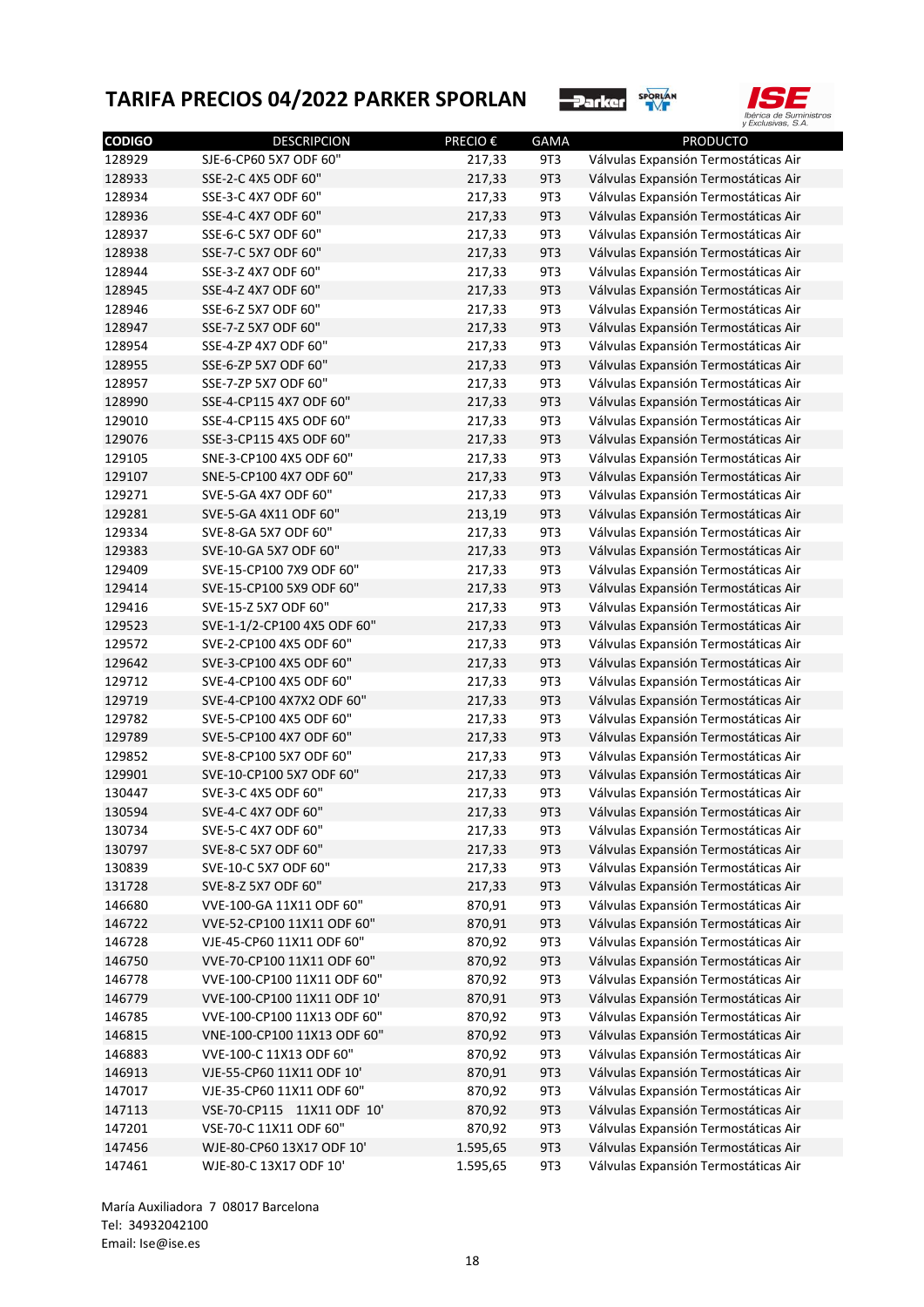# TARIFA PRECIOS 04/2022 PARKER SPORLAN

| CODIGO | DESCRIPCION | PRECIO € | GAMA | PRODUCTO |
|---|---|---|---|---|
| 128929 | SJE-6-CP60 5X7 ODF 60" | 217,33 | 9T3 | Válvulas Expansión Termostáticas Air |
| 128933 | SSE-2-C 4X5 ODF 60" | 217,33 | 9T3 | Válvulas Expansión Termostáticas Air |
| 128934 | SSE-3-C 4X7 ODF 60" | 217,33 | 9T3 | Válvulas Expansión Termostáticas Air |
| 128936 | SSE-4-C 4X7 ODF 60" | 217,33 | 9T3 | Válvulas Expansión Termostáticas Air |
| 128937 | SSE-6-C 5X7 ODF 60" | 217,33 | 9T3 | Válvulas Expansión Termostáticas Air |
| 128938 | SSE-7-C 5X7 ODF 60" | 217,33 | 9T3 | Válvulas Expansión Termostáticas Air |
| 128944 | SSE-3-Z 4X7 ODF 60" | 217,33 | 9T3 | Válvulas Expansión Termostáticas Air |
| 128945 | SSE-4-Z 4X7 ODF 60" | 217,33 | 9T3 | Válvulas Expansión Termostáticas Air |
| 128946 | SSE-6-Z 5X7 ODF 60" | 217,33 | 9T3 | Válvulas Expansión Termostáticas Air |
| 128947 | SSE-7-Z 5X7 ODF 60" | 217,33 | 9T3 | Válvulas Expansión Termostáticas Air |
| 128954 | SSE-4-ZP 4X7 ODF 60" | 217,33 | 9T3 | Válvulas Expansión Termostáticas Air |
| 128955 | SSE-6-ZP 5X7 ODF 60" | 217,33 | 9T3 | Válvulas Expansión Termostáticas Air |
| 128957 | SSE-7-ZP 5X7 ODF 60" | 217,33 | 9T3 | Válvulas Expansión Termostáticas Air |
| 128990 | SSE-4-CP115 4X7 ODF 60" | 217,33 | 9T3 | Válvulas Expansión Termostáticas Air |
| 129010 | SSE-4-CP115 4X5 ODF 60" | 217,33 | 9T3 | Válvulas Expansión Termostáticas Air |
| 129076 | SSE-3-CP115 4X5 ODF 60" | 217,33 | 9T3 | Válvulas Expansión Termostáticas Air |
| 129105 | SNE-3-CP100 4X5 ODF 60" | 217,33 | 9T3 | Válvulas Expansión Termostáticas Air |
| 129107 | SNE-5-CP100 4X7 ODF 60" | 217,33 | 9T3 | Válvulas Expansión Termostáticas Air |
| 129271 | SVE-5-GA 4X7 ODF 60" | 217,33 | 9T3 | Válvulas Expansión Termostáticas Air |
| 129281 | SVE-5-GA 4X11 ODF 60" | 213,19 | 9T3 | Válvulas Expansión Termostáticas Air |
| 129334 | SVE-8-GA 5X7 ODF 60" | 217,33 | 9T3 | Válvulas Expansión Termostáticas Air |
| 129383 | SVE-10-GA 5X7 ODF 60" | 217,33 | 9T3 | Válvulas Expansión Termostáticas Air |
| 129409 | SVE-15-CP100 7X9 ODF 60" | 217,33 | 9T3 | Válvulas Expansión Termostáticas Air |
| 129414 | SVE-15-CP100 5X9 ODF 60" | 217,33 | 9T3 | Válvulas Expansión Termostáticas Air |
| 129416 | SVE-15-Z 5X7 ODF 60" | 217,33 | 9T3 | Válvulas Expansión Termostáticas Air |
| 129523 | SVE-1-1/2-CP100 4X5 ODF 60" | 217,33 | 9T3 | Válvulas Expansión Termostáticas Air |
| 129572 | SVE-2-CP100 4X5 ODF 60" | 217,33 | 9T3 | Válvulas Expansión Termostáticas Air |
| 129642 | SVE-3-CP100 4X5 ODF 60" | 217,33 | 9T3 | Válvulas Expansión Termostáticas Air |
| 129712 | SVE-4-CP100 4X5 ODF 60" | 217,33 | 9T3 | Válvulas Expansión Termostáticas Air |
| 129719 | SVE-4-CP100 4X7X2 ODF 60" | 217,33 | 9T3 | Válvulas Expansión Termostáticas Air |
| 129782 | SVE-5-CP100 4X5 ODF 60" | 217,33 | 9T3 | Válvulas Expansión Termostáticas Air |
| 129789 | SVE-5-CP100 4X7 ODF 60" | 217,33 | 9T3 | Válvulas Expansión Termostáticas Air |
| 129852 | SVE-8-CP100 5X7 ODF 60" | 217,33 | 9T3 | Válvulas Expansión Termostáticas Air |
| 129901 | SVE-10-CP100 5X7 ODF 60" | 217,33 | 9T3 | Válvulas Expansión Termostáticas Air |
| 130447 | SVE-3-C 4X5 ODF 60" | 217,33 | 9T3 | Válvulas Expansión Termostáticas Air |
| 130594 | SVE-4-C 4X7 ODF 60" | 217,33 | 9T3 | Válvulas Expansión Termostáticas Air |
| 130734 | SVE-5-C 4X7 ODF 60" | 217,33 | 9T3 | Válvulas Expansión Termostáticas Air |
| 130797 | SVE-8-C 5X7 ODF 60" | 217,33 | 9T3 | Válvulas Expansión Termostáticas Air |
| 130839 | SVE-10-C 5X7 ODF 60" | 217,33 | 9T3 | Válvulas Expansión Termostáticas Air |
| 131728 | SVE-8-Z 5X7 ODF 60" | 217,33 | 9T3 | Válvulas Expansión Termostáticas Air |
| 146680 | VVE-100-GA 11X11 ODF 60" | 870,91 | 9T3 | Válvulas Expansión Termostáticas Air |
| 146722 | VVE-52-CP100 11X11 ODF 60" | 870,91 | 9T3 | Válvulas Expansión Termostáticas Air |
| 146728 | VJE-45-CP60 11X11 ODF 60" | 870,92 | 9T3 | Válvulas Expansión Termostáticas Air |
| 146750 | VVE-70-CP100 11X11 ODF 60" | 870,92 | 9T3 | Válvulas Expansión Termostáticas Air |
| 146778 | VVE-100-CP100 11X11 ODF 60" | 870,92 | 9T3 | Válvulas Expansión Termostáticas Air |
| 146779 | VVE-100-CP100 11X11 ODF 10' | 870,91 | 9T3 | Válvulas Expansión Termostáticas Air |
| 146785 | VVE-100-CP100 11X13 ODF 60" | 870,92 | 9T3 | Válvulas Expansión Termostáticas Air |
| 146815 | VNE-100-CP100 11X13 ODF 60" | 870,92 | 9T3 | Válvulas Expansión Termostáticas Air |
| 146883 | VVE-100-C 11X13 ODF 60" | 870,92 | 9T3 | Válvulas Expansión Termostáticas Air |
| 146913 | VJE-55-CP60 11X11 ODF 10' | 870,91 | 9T3 | Válvulas Expansión Termostáticas Air |
| 147017 | VJE-35-CP60 11X11 ODF 60" | 870,92 | 9T3 | Válvulas Expansión Termostáticas Air |
| 147113 | VSE-70-CP115 11X11 ODF 10' | 870,92 | 9T3 | Válvulas Expansión Termostáticas Air |
| 147201 | VSE-70-C 11X11 ODF 60" | 870,92 | 9T3 | Válvulas Expansión Termostáticas Air |
| 147456 | WJE-80-CP60 13X17 ODF 10' | 1.595,65 | 9T3 | Válvulas Expansión Termostáticas Air |
| 147461 | WJE-80-C 13X17 ODF 10' | 1.595,65 | 9T3 | Válvulas Expansión Termostáticas Air |

María Auxiliadora 7 08017 Barcelona
Tel: 34932042100
Email: Ise@ise.es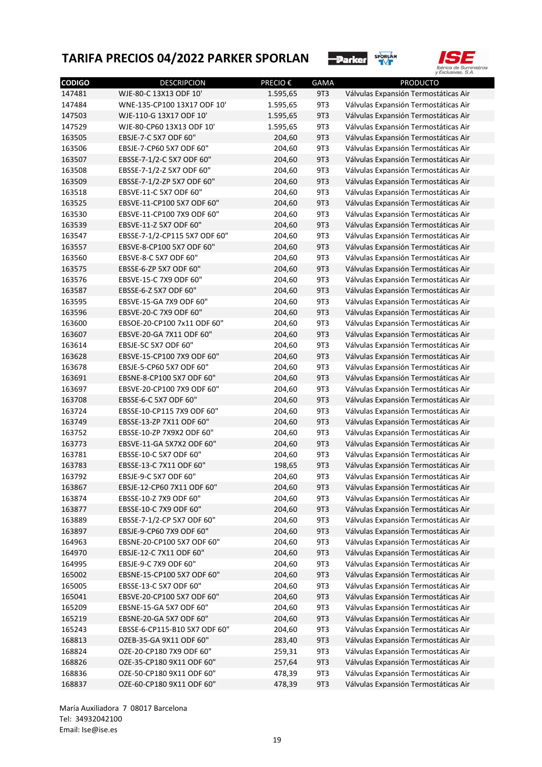# TARIFA PRECIOS 04/2022 PARKER SPORLAN

| CODIGO | DESCRIPCION | PRECIO € | GAMA | PRODUCTO |
|---|---|---|---|---|
| 147481 | WJE-80-C 13X13 ODF 10' | 1.595,65 | 9T3 | Válvulas Expansión Termostáticas Air |
| 147484 | WNE-135-CP100 13X17 ODF 10' | 1.595,65 | 9T3 | Válvulas Expansión Termostáticas Air |
| 147503 | WJE-110-G 13X17 ODF 10' | 1.595,65 | 9T3 | Válvulas Expansión Termostáticas Air |
| 147529 | WJE-80-CP60 13X13 ODF 10' | 1.595,65 | 9T3 | Válvulas Expansión Termostáticas Air |
| 163505 | EBSJE-7-C 5X7 ODF 60" | 204,60 | 9T3 | Válvulas Expansión Termostáticas Air |
| 163506 | EBSJE-7-CP60 5X7 ODF 60" | 204,60 | 9T3 | Válvulas Expansión Termostáticas Air |
| 163507 | EBSSE-7-1/2-C 5X7 ODF 60" | 204,60 | 9T3 | Válvulas Expansión Termostáticas Air |
| 163508 | EBSSE-7-1/2-Z 5X7 ODF 60" | 204,60 | 9T3 | Válvulas Expansión Termostáticas Air |
| 163509 | EBSSE-7-1/2-ZP 5X7 ODF 60" | 204,60 | 9T3 | Válvulas Expansión Termostáticas Air |
| 163518 | EBSVE-11-C 5X7 ODF 60" | 204,60 | 9T3 | Válvulas Expansión Termostáticas Air |
| 163525 | EBSVE-11-CP100 5X7 ODF 60" | 204,60 | 9T3 | Válvulas Expansión Termostáticas Air |
| 163530 | EBSVE-11-CP100 7X9 ODF 60" | 204,60 | 9T3 | Válvulas Expansión Termostáticas Air |
| 163539 | EBSVE-11-Z 5X7 ODF 60" | 204,60 | 9T3 | Válvulas Expansión Termostáticas Air |
| 163547 | EBSSE-7-1/2-CP115 5X7 ODF 60" | 204,60 | 9T3 | Válvulas Expansión Termostáticas Air |
| 163557 | EBSVE-8-CP100 5X7 ODF 60" | 204,60 | 9T3 | Válvulas Expansión Termostáticas Air |
| 163560 | EBSVE-8-C 5X7 ODF 60" | 204,60 | 9T3 | Válvulas Expansión Termostáticas Air |
| 163575 | EBSSE-6-ZP 5X7 ODF 60" | 204,60 | 9T3 | Válvulas Expansión Termostáticas Air |
| 163576 | EBSVE-15-C 7X9 ODF 60" | 204,60 | 9T3 | Válvulas Expansión Termostáticas Air |
| 163587 | EBSSE-6-Z 5X7 ODF 60" | 204,60 | 9T3 | Válvulas Expansión Termostáticas Air |
| 163595 | EBSVE-15-GA 7X9 ODF 60" | 204,60 | 9T3 | Válvulas Expansión Termostáticas Air |
| 163596 | EBSVE-20-C 7X9 ODF 60" | 204,60 | 9T3 | Válvulas Expansión Termostáticas Air |
| 163600 | EBSOE-20-CP100 7x11 ODF 60" | 204,60 | 9T3 | Válvulas Expansión Termostáticas Air |
| 163607 | EBSVE-20-GA 7X11 ODF 60" | 204,60 | 9T3 | Válvulas Expansión Termostáticas Air |
| 163614 | EBSJE-5C 5X7 ODF 60" | 204,60 | 9T3 | Válvulas Expansión Termostáticas Air |
| 163628 | EBSVE-15-CP100 7X9 ODF 60" | 204,60 | 9T3 | Válvulas Expansión Termostáticas Air |
| 163678 | EBSJE-5-CP60 5X7 ODF 60" | 204,60 | 9T3 | Válvulas Expansión Termostáticas Air |
| 163691 | EBSNE-8-CP100 5X7 ODF 60" | 204,60 | 9T3 | Válvulas Expansión Termostáticas Air |
| 163697 | EBSVE-20-CP100 7X9 ODF 60" | 204,60 | 9T3 | Válvulas Expansión Termostáticas Air |
| 163708 | EBSSE-6-C 5X7 ODF 60" | 204,60 | 9T3 | Válvulas Expansión Termostáticas Air |
| 163724 | EBSSE-10-CP115 7X9 ODF 60" | 204,60 | 9T3 | Válvulas Expansión Termostáticas Air |
| 163749 | EBSSE-13-ZP 7X11 ODF 60" | 204,60 | 9T3 | Válvulas Expansión Termostáticas Air |
| 163752 | EBSSE-10-ZP 7X9X2 ODF 60" | 204,60 | 9T3 | Válvulas Expansión Termostáticas Air |
| 163773 | EBSVE-11-GA 5X7X2 ODF 60" | 204,60 | 9T3 | Válvulas Expansión Termostáticas Air |
| 163781 | EBSSE-10-C 5X7 ODF 60" | 204,60 | 9T3 | Válvulas Expansión Termostáticas Air |
| 163783 | EBSSE-13-C 7X11 ODF 60" | 198,65 | 9T3 | Válvulas Expansión Termostáticas Air |
| 163792 | EBSJE-9-C 5X7 ODF 60" | 204,60 | 9T3 | Válvulas Expansión Termostáticas Air |
| 163867 | EBSJE-12-CP60 7X11 ODF 60" | 204,60 | 9T3 | Válvulas Expansión Termostáticas Air |
| 163874 | EBSSE-10-Z 7X9 ODF 60" | 204,60 | 9T3 | Válvulas Expansión Termostáticas Air |
| 163877 | EBSSE-10-C 7X9 ODF 60" | 204,60 | 9T3 | Válvulas Expansión Termostáticas Air |
| 163889 | EBSSE-7-1/2-CP 5X7 ODF 60" | 204,60 | 9T3 | Válvulas Expansión Termostáticas Air |
| 163897 | EBSJE-9-CP60 7X9 ODF 60" | 204,60 | 9T3 | Válvulas Expansión Termostáticas Air |
| 164963 | EBSNE-20-CP100 5X7 ODF 60" | 204,60 | 9T3 | Válvulas Expansión Termostáticas Air |
| 164970 | EBSJE-12-C 7X11 ODF 60" | 204,60 | 9T3 | Válvulas Expansión Termostáticas Air |
| 164995 | EBSJE-9-C 7X9 ODF 60" | 204,60 | 9T3 | Válvulas Expansión Termostáticas Air |
| 165002 | EBSNE-15-CP100 5X7 ODF 60" | 204,60 | 9T3 | Válvulas Expansión Termostáticas Air |
| 165005 | EBSSE-13-C 5X7 ODF 60" | 204,60 | 9T3 | Válvulas Expansión Termostáticas Air |
| 165041 | EBSVE-20-CP100 5X7 ODF 60" | 204,60 | 9T3 | Válvulas Expansión Termostáticas Air |
| 165209 | EBSNE-15-GA 5X7 ODF 60" | 204,60 | 9T3 | Válvulas Expansión Termostáticas Air |
| 165219 | EBSNE-20-GA 5X7 ODF 60" | 204,60 | 9T3 | Válvulas Expansión Termostáticas Air |
| 165243 | EBSSE-6-CP115-B10 5X7 ODF 60" | 204,60 | 9T3 | Válvulas Expansión Termostáticas Air |
| 168813 | OZEB-35-GA 9X11 ODF 60" | 283,40 | 9T3 | Válvulas Expansión Termostáticas Air |
| 168824 | OZE-20-CP180 7X9 ODF 60" | 259,31 | 9T3 | Válvulas Expansión Termostáticas Air |
| 168826 | OZE-35-CP180 9X11 ODF 60" | 257,64 | 9T3 | Válvulas Expansión Termostáticas Air |
| 168836 | OZE-50-CP180 9X11 ODF 60" | 478,39 | 9T3 | Válvulas Expansión Termostáticas Air |
| 168837 | OZE-60-CP180 9X11 ODF 60" | 478,39 | 9T3 | Válvulas Expansión Termostáticas Air |

María Auxiliadora 7 08017 Barcelona
Tel: 34932042100
Email: Ise@ise.es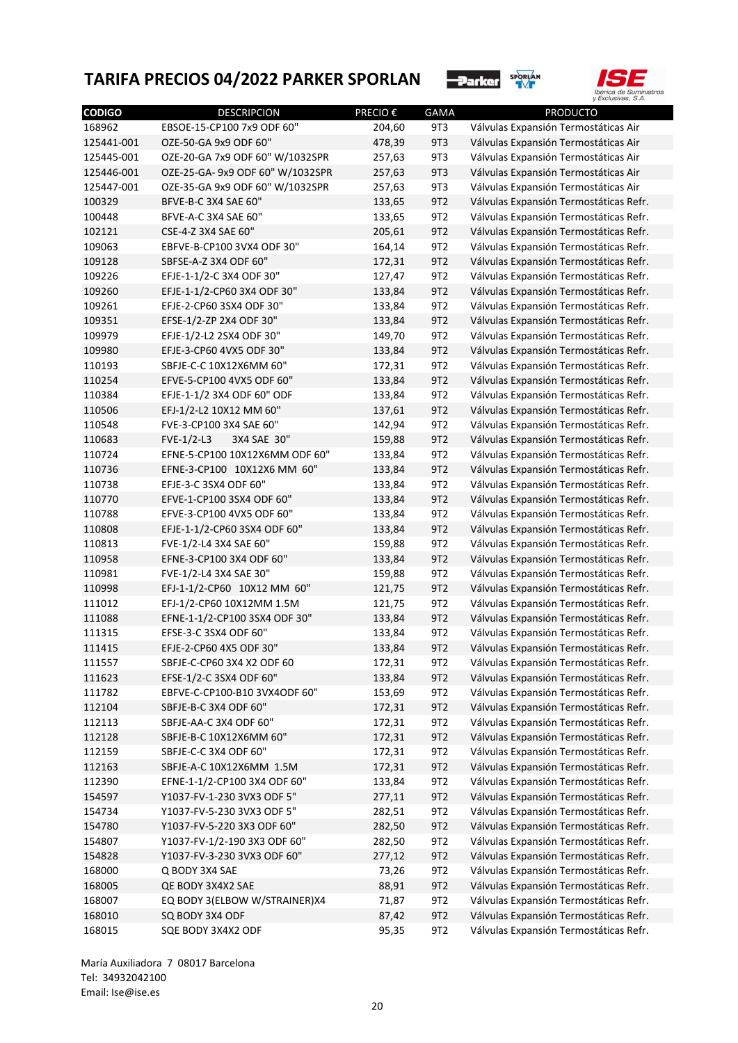# TARIFA PRECIOS 04/2022 PARKER SPORLAN

| CODIGO | DESCRIPCION | PRECIO € | GAMA | PRODUCTO |
|---|---|---|---|---|
| 168962 | EBSOE-15-CP100 7x9 ODF 60" | 204,60 | 9T3 | Válvulas Expansión Termostáticas Air |
| 125441-001 | OZE-50-GA 9x9 ODF 60" | 478,39 | 9T3 | Válvulas Expansión Termostáticas Air |
| 125445-001 | OZE-20-GA 7x9 ODF 60" W/1032SPR | 257,63 | 9T3 | Válvulas Expansión Termostáticas Air |
| 125446-001 | OZE-25-GA- 9x9 ODF 60" W/1032SPR | 257,63 | 9T3 | Válvulas Expansión Termostáticas Air |
| 125447-001 | OZE-35-GA 9x9 ODF 60" W/1032SPR | 257,63 | 9T3 | Válvulas Expansión Termostáticas Air |
| 100329 | BFVE-B-C 3X4 SAE 60" | 133,65 | 9T2 | Válvulas Expansión Termostáticas Refr. |
| 100448 | BFVE-A-C 3X4 SAE 60" | 133,65 | 9T2 | Válvulas Expansión Termostáticas Refr. |
| 102121 | CSE-4-Z 3X4 SAE 60" | 205,61 | 9T2 | Válvulas Expansión Termostáticas Refr. |
| 109063 | EBFVE-B-CP100 3VX4 ODF 30" | 164,14 | 9T2 | Válvulas Expansión Termostáticas Refr. |
| 109128 | SBFSE-A-Z 3X4 ODF 60" | 172,31 | 9T2 | Válvulas Expansión Termostáticas Refr. |
| 109226 | EFJE-1-1/2-C 3X4 ODF 30" | 127,47 | 9T2 | Válvulas Expansión Termostáticas Refr. |
| 109260 | EFJE-1-1/2-CP60 3X4 ODF 30" | 133,84 | 9T2 | Válvulas Expansión Termostáticas Refr. |
| 109261 | EFJE-2-CP60 3SX4 ODF 30" | 133,84 | 9T2 | Válvulas Expansión Termostáticas Refr. |
| 109351 | EFSE-1/2-ZP 2X4 ODF 30" | 133,84 | 9T2 | Válvulas Expansión Termostáticas Refr. |
| 109979 | EFJE-1/2-L2 2SX4 ODF 30" | 149,70 | 9T2 | Válvulas Expansión Termostáticas Refr. |
| 109980 | EFJE-3-CP60 4VX5 ODF 30" | 133,84 | 9T2 | Válvulas Expansión Termostáticas Refr. |
| 110193 | SBFJE-C-C 10X12X6MM 60" | 172,31 | 9T2 | Válvulas Expansión Termostáticas Refr. |
| 110254 | EFVE-5-CP100 4VX5 ODF 60" | 133,84 | 9T2 | Válvulas Expansión Termostáticas Refr. |
| 110384 | EFJE-1-1/2 3X4 ODF 60" ODF | 133,84 | 9T2 | Válvulas Expansión Termostáticas Refr. |
| 110506 | EFJ-1/2-L2 10X12 MM 60" | 137,61 | 9T2 | Válvulas Expansión Termostáticas Refr. |
| 110548 | FVE-3-CP100 3X4 SAE 60" | 142,94 | 9T2 | Válvulas Expansión Termostáticas Refr. |
| 110683 | FVE-1/2-L3 3X4 SAE 30" | 159,88 | 9T2 | Válvulas Expansión Termostáticas Refr. |
| 110724 | EFNE-5-CP100 10X12X6MM ODF 60" | 133,84 | 9T2 | Válvulas Expansión Termostáticas Refr. |
| 110736 | EFNE-3-CP100 10X12X6 MM 60" | 133,84 | 9T2 | Válvulas Expansión Termostáticas Refr. |
| 110738 | EFJE-3-C 3SX4 ODF 60" | 133,84 | 9T2 | Válvulas Expansión Termostáticas Refr. |
| 110770 | EFVE-1-CP100 3SX4 ODF 60" | 133,84 | 9T2 | Válvulas Expansión Termostáticas Refr. |
| 110788 | EFVE-3-CP100 4VX5 ODF 60" | 133,84 | 9T2 | Válvulas Expansión Termostáticas Refr. |
| 110808 | EFJE-1-1/2-CP60 3SX4 ODF 60" | 133,84 | 9T2 | Válvulas Expansión Termostáticas Refr. |
| 110813 | FVE-1/2-L4 3X4 SAE 60" | 159,88 | 9T2 | Válvulas Expansión Termostáticas Refr. |
| 110958 | EFNE-3-CP100 3X4 ODF 60" | 133,84 | 9T2 | Válvulas Expansión Termostáticas Refr. |
| 110981 | FVE-1/2-L4 3X4 SAE 30" | 159,88 | 9T2 | Válvulas Expansión Termostáticas Refr. |
| 110998 | EFJ-1-1/2-CP60 10X12 MM 60" | 121,75 | 9T2 | Válvulas Expansión Termostáticas Refr. |
| 111012 | EFJ-1/2-CP60 10X12MM 1.5M | 121,75 | 9T2 | Válvulas Expansión Termostáticas Refr. |
| 111088 | EFNE-1-1/2-CP100 3SX4 ODF 30" | 133,84 | 9T2 | Válvulas Expansión Termostáticas Refr. |
| 111315 | EFSE-3-C 3SX4 ODF 60" | 133,84 | 9T2 | Válvulas Expansión Termostáticas Refr. |
| 111415 | EFJE-2-CP60 4X5 ODF 30" | 133,84 | 9T2 | Válvulas Expansión Termostáticas Refr. |
| 111557 | SBFJE-C-CP60 3X4 X2 ODF 60 | 172,31 | 9T2 | Válvulas Expansión Termostáticas Refr. |
| 111623 | EFSE-1/2-C 3SX4 ODF 60" | 133,84 | 9T2 | Válvulas Expansión Termostáticas Refr. |
| 111782 | EBFVE-C-CP100-B10 3VX4ODF 60" | 153,69 | 9T2 | Válvulas Expansión Termostáticas Refr. |
| 112104 | SBFJE-B-C 3X4 ODF 60" | 172,31 | 9T2 | Válvulas Expansión Termostáticas Refr. |
| 112113 | SBFJE-AA-C 3X4 ODF 60" | 172,31 | 9T2 | Válvulas Expansión Termostáticas Refr. |
| 112128 | SBFJE-B-C 10X12X6MM 60" | 172,31 | 9T2 | Válvulas Expansión Termostáticas Refr. |
| 112159 | SBFJE-C-C 3X4 ODF 60" | 172,31 | 9T2 | Válvulas Expansión Termostáticas Refr. |
| 112163 | SBFJE-A-C 10X12X6MM 1.5M | 172,31 | 9T2 | Válvulas Expansión Termostáticas Refr. |
| 112390 | EFNE-1-1/2-CP100 3X4 ODF 60" | 133,84 | 9T2 | Válvulas Expansión Termostáticas Refr. |
| 154597 | Y1037-FV-1-230 3VX3 ODF 5" | 277,11 | 9T2 | Válvulas Expansión Termostáticas Refr. |
| 154734 | Y1037-FV-5-230 3VX3 ODF 5" | 282,51 | 9T2 | Válvulas Expansión Termostáticas Refr. |
| 154780 | Y1037-FV-5-220 3X3 ODF 60" | 282,50 | 9T2 | Válvulas Expansión Termostáticas Refr. |
| 154807 | Y1037-FV-1/2-190 3X3 ODF 60" | 282,50 | 9T2 | Válvulas Expansión Termostáticas Refr. |
| 154828 | Y1037-FV-3-230 3VX3 ODF 60" | 277,12 | 9T2 | Válvulas Expansión Termostáticas Refr. |
| 168000 | Q BODY 3X4 SAE | 73,26 | 9T2 | Válvulas Expansión Termostáticas Refr. |
| 168005 | QE BODY 3X4X2 SAE | 88,91 | 9T2 | Válvulas Expansión Termostáticas Refr. |
| 168007 | EQ BODY 3(ELBOW W/STRAINER)X4 | 71,87 | 9T2 | Válvulas Expansión Termostáticas Refr. |
| 168010 | SQ BODY 3X4 ODF | 87,42 | 9T2 | Válvulas Expansión Termostáticas Refr. |
| 168015 | SQE BODY 3X4X2 ODF | 95,35 | 9T2 | Válvulas Expansión Termostáticas Refr. |

María Auxiliadora 7 08017 Barcelona
Tel: 34932042100
Email: Ise@ise.es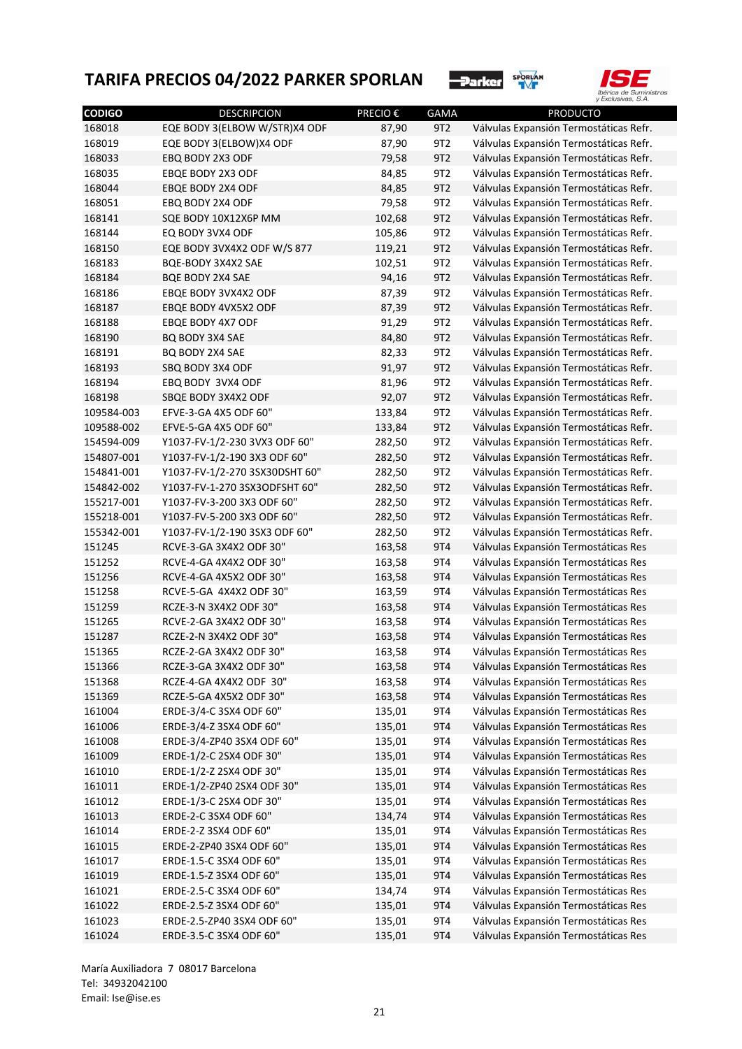# TARIFA PRECIOS 04/2022 PARKER SPORLAN

| CODIGO | DESCRIPCION | PRECIO € | GAMA | PRODUCTO |
|---|---|---|---|---|
| 168018 | EQE BODY 3(ELBOW W/STR)X4 ODF | 87,90 | 9T2 | Válvulas Expansión Termostáticas Refr. |
| 168019 | EQE BODY 3(ELBOW)X4 ODF | 87,90 | 9T2 | Válvulas Expansión Termostáticas Refr. |
| 168033 | EBQ BODY 2X3 ODF | 79,58 | 9T2 | Válvulas Expansión Termostáticas Refr. |
| 168035 | EBQE BODY 2X3 ODF | 84,85 | 9T2 | Válvulas Expansión Termostáticas Refr. |
| 168044 | EBQE BODY 2X4 ODF | 84,85 | 9T2 | Válvulas Expansión Termostáticas Refr. |
| 168051 | EBQ BODY 2X4 ODF | 79,58 | 9T2 | Válvulas Expansión Termostáticas Refr. |
| 168141 | SQE BODY 10X12X6P MM | 102,68 | 9T2 | Válvulas Expansión Termostáticas Refr. |
| 168144 | EQ BODY 3VX4 ODF | 105,86 | 9T2 | Válvulas Expansión Termostáticas Refr. |
| 168150 | EQE BODY 3VX4X2 ODF W/S 877 | 119,21 | 9T2 | Válvulas Expansión Termostáticas Refr. |
| 168183 | BQE-BODY 3X4X2 SAE | 102,51 | 9T2 | Válvulas Expansión Termostáticas Refr. |
| 168184 | BQE BODY 2X4 SAE | 94,16 | 9T2 | Válvulas Expansión Termostáticas Refr. |
| 168186 | EBQE BODY 3VX4X2 ODF | 87,39 | 9T2 | Válvulas Expansión Termostáticas Refr. |
| 168187 | EBQE BODY 4VX5X2 ODF | 87,39 | 9T2 | Válvulas Expansión Termostáticas Refr. |
| 168188 | EBQE BODY 4X7 ODF | 91,29 | 9T2 | Válvulas Expansión Termostáticas Refr. |
| 168190 | BQ BODY 3X4 SAE | 84,80 | 9T2 | Válvulas Expansión Termostáticas Refr. |
| 168191 | BQ BODY 2X4 SAE | 82,33 | 9T2 | Válvulas Expansión Termostáticas Refr. |
| 168193 | SBQ BODY 3X4 ODF | 91,97 | 9T2 | Válvulas Expansión Termostáticas Refr. |
| 168194 | EBQ BODY 3VX4 ODF | 81,96 | 9T2 | Válvulas Expansión Termostáticas Refr. |
| 168198 | SBQE BODY 3X4X2 ODF | 92,07 | 9T2 | Válvulas Expansión Termostáticas Refr. |
| 109584-003 | EFVE-3-GA 4X5 ODF 60" | 133,84 | 9T2 | Válvulas Expansión Termostáticas Refr. |
| 109588-002 | EFVE-5-GA 4X5 ODF 60" | 133,84 | 9T2 | Válvulas Expansión Termostáticas Refr. |
| 154594-009 | Y1037-FV-1/2-230 3VX3 ODF 60" | 282,50 | 9T2 | Válvulas Expansión Termostáticas Refr. |
| 154807-001 | Y1037-FV-1/2-190 3X3 ODF 60" | 282,50 | 9T2 | Válvulas Expansión Termostáticas Refr. |
| 154841-001 | Y1037-FV-1/2-270 3SX30DSHT 60" | 282,50 | 9T2 | Válvulas Expansión Termostáticas Refr. |
| 154842-002 | Y1037-FV-1/2-270 3SX3ODFSHT 60" | 282,50 | 9T2 | Válvulas Expansión Termostáticas Refr. |
| 155217-001 | Y1037-FV-3-200 3X3 ODF 60" | 282,50 | 9T2 | Válvulas Expansión Termostáticas Refr. |
| 155218-001 | Y1037-FV-5-200 3X3 ODF 60" | 282,50 | 9T2 | Válvulas Expansión Termostáticas Refr. |
| 155342-001 | Y1037-FV-1/2-190 3SX3 ODF 60" | 282,50 | 9T2 | Válvulas Expansión Termostáticas Refr. |
| 151245 | RCVE-3-GA 3X4X2 ODF 30" | 163,58 | 9T4 | Válvulas Expansión Termostáticas Res |
| 151252 | RCVE-4-GA 4X4X2 ODF 30" | 163,58 | 9T4 | Válvulas Expansión Termostáticas Res |
| 151256 | RCVE-4-GA 4X5X2 ODF 30" | 163,58 | 9T4 | Válvulas Expansión Termostáticas Res |
| 151258 | RCVE-5-GA 4X4X2 ODF 30" | 163,59 | 9T4 | Válvulas Expansión Termostáticas Res |
| 151259 | RCZE-3-N 3X4X2 ODF 30" | 163,58 | 9T4 | Válvulas Expansión Termostáticas Res |
| 151265 | RCVE-2-GA 3X4X2 ODF 30" | 163,58 | 9T4 | Válvulas Expansión Termostáticas Res |
| 151287 | RCZE-2-N 3X4X2 ODF 30" | 163,58 | 9T4 | Válvulas Expansión Termostáticas Res |
| 151365 | RCZE-2-GA 3X4X2 ODF 30" | 163,58 | 9T4 | Válvulas Expansión Termostáticas Res |
| 151366 | RCZE-3-GA 3X4X2 ODF 30" | 163,58 | 9T4 | Válvulas Expansión Termostáticas Res |
| 151368 | RCZE-4-GA 4X4X2 ODF 30" | 163,58 | 9T4 | Válvulas Expansión Termostáticas Res |
| 151369 | RCZE-5-GA 4X5X2 ODF 30" | 163,58 | 9T4 | Válvulas Expansión Termostáticas Res |
| 161004 | ERDE-3/4-C 3SX4 ODF 60" | 135,01 | 9T4 | Válvulas Expansión Termostáticas Res |
| 161006 | ERDE-3/4-Z 3SX4 ODF 60" | 135,01 | 9T4 | Válvulas Expansión Termostáticas Res |
| 161008 | ERDE-3/4-ZP40 3SX4 ODF 60" | 135,01 | 9T4 | Válvulas Expansión Termostáticas Res |
| 161009 | ERDE-1/2-C 2SX4 ODF 30" | 135,01 | 9T4 | Válvulas Expansión Termostáticas Res |
| 161010 | ERDE-1/2-Z 2SX4 ODF 30" | 135,01 | 9T4 | Válvulas Expansión Termostáticas Res |
| 161011 | ERDE-1/2-ZP40 2SX4 ODF 30" | 135,01 | 9T4 | Válvulas Expansión Termostáticas Res |
| 161012 | ERDE-1/3-C 2SX4 ODF 30" | 135,01 | 9T4 | Válvulas Expansión Termostáticas Res |
| 161013 | ERDE-2-C 3SX4 ODF 60" | 134,74 | 9T4 | Válvulas Expansión Termostáticas Res |
| 161014 | ERDE-2-Z 3SX4 ODF 60" | 135,01 | 9T4 | Válvulas Expansión Termostáticas Res |
| 161015 | ERDE-2-ZP40 3SX4 ODF 60" | 135,01 | 9T4 | Válvulas Expansión Termostáticas Res |
| 161017 | ERDE-1.5-C 3SX4 ODF 60" | 135,01 | 9T4 | Válvulas Expansión Termostáticas Res |
| 161019 | ERDE-1.5-Z 3SX4 ODF 60" | 135,01 | 9T4 | Válvulas Expansión Termostáticas Res |
| 161021 | ERDE-2.5-C 3SX4 ODF 60" | 134,74 | 9T4 | Válvulas Expansión Termostáticas Res |
| 161022 | ERDE-2.5-Z 3SX4 ODF 60" | 135,01 | 9T4 | Válvulas Expansión Termostáticas Res |
| 161023 | ERDE-2.5-ZP40 3SX4 ODF 60" | 135,01 | 9T4 | Válvulas Expansión Termostáticas Res |
| 161024 | ERDE-3.5-C 3SX4 ODF 60" | 135,01 | 9T4 | Válvulas Expansión Termostáticas Res |

María Auxiliadora 7 08017 Barcelona
Tel: 34932042100
Email: Ise@ise.es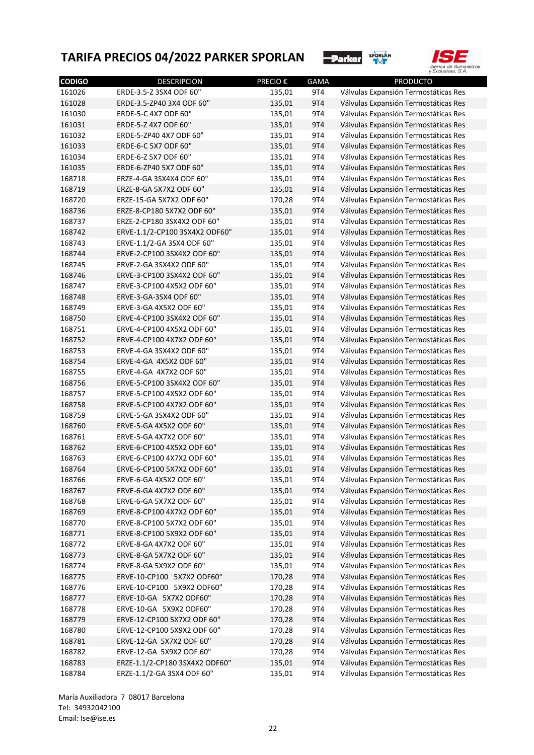# TARIFA PRECIOS 04/2022 PARKER SPORLAN

| CODIGO | DESCRIPCION | PRECIO € | GAMA | PRODUCTO |
|---|---|---|---|---|
| 161026 | ERDE-3.5-Z 3SX4 ODF 60" | 135,01 | 9T4 | Válvulas Expansión Termostáticas Res |
| 161028 | ERDE-3.5-ZP40 3X4 ODF 60" | 135,01 | 9T4 | Válvulas Expansión Termostáticas Res |
| 161030 | ERDE-5-C 4X7 ODF 60" | 135,01 | 9T4 | Válvulas Expansión Termostáticas Res |
| 161031 | ERDE-5-Z 4X7 ODF 60" | 135,01 | 9T4 | Válvulas Expansión Termostáticas Res |
| 161032 | ERDE-5-ZP40 4X7 ODF 60" | 135,01 | 9T4 | Válvulas Expansión Termostáticas Res |
| 161033 | ERDE-6-C 5X7 ODF 60" | 135,01 | 9T4 | Válvulas Expansión Termostáticas Res |
| 161034 | ERDE-6-Z 5X7 ODF 60" | 135,01 | 9T4 | Válvulas Expansión Termostáticas Res |
| 161035 | ERDE-6-ZP40 5X7 ODF 60" | 135,01 | 9T4 | Válvulas Expansión Termostáticas Res |
| 168718 | ERZE-4-GA 3SX4X4 ODF 60" | 135,01 | 9T4 | Válvulas Expansión Termostáticas Res |
| 168719 | ERZE-8-GA 5X7X2 ODF 60" | 135,01 | 9T4 | Válvulas Expansión Termostáticas Res |
| 168720 | ERZE-15-GA 5X7X2 ODF 60" | 170,28 | 9T4 | Válvulas Expansión Termostáticas Res |
| 168736 | ERZE-8-CP180 5X7X2 ODF 60" | 135,01 | 9T4 | Válvulas Expansión Termostáticas Res |
| 168737 | ERZE-2-CP180 3SX4X2 ODF 60" | 135,01 | 9T4 | Válvulas Expansión Termostáticas Res |
| 168742 | ERVE-1.1/2-CP100 3SX4X2 ODF60" | 135,01 | 9T4 | Válvulas Expansión Termostáticas Res |
| 168743 | ERVE-1.1/2-GA 3SX4X2 ODF 60" | 135,01 | 9T4 | Válvulas Expansión Termostáticas Res |
| 168744 | ERVE-2-CP100 3SX4X2 ODF 60" | 135,01 | 9T4 | Válvulas Expansión Termostáticas Res |
| 168745 | ERVE-2-GA 3SX4X2 ODF 60" | 135,01 | 9T4 | Válvulas Expansión Termostáticas Res |
| 168746 | ERVE-3-CP100 3SX4X2 ODF 60" | 135,01 | 9T4 | Válvulas Expansión Termostáticas Res |
| 168747 | ERVE-3-CP100 4X5X2 ODF 60" | 135,01 | 9T4 | Válvulas Expansión Termostáticas Res |
| 168748 | ERVE-3-GA-3SX4 ODF 60" | 135,01 | 9T4 | Válvulas Expansión Termostáticas Res |
| 168749 | ERVE-3-GA 4X5X2 ODF 60" | 135,01 | 9T4 | Válvulas Expansión Termostáticas Res |
| 168750 | ERVE-4-CP100 3SX4X2 ODF 60" | 135,01 | 9T4 | Válvulas Expansión Termostáticas Res |
| 168751 | ERVE-4-CP100 4X5X2 ODF 60" | 135,01 | 9T4 | Válvulas Expansión Termostáticas Res |
| 168752 | ERVE-4-CP100 4X7X2 ODF 60" | 135,01 | 9T4 | Válvulas Expansión Termostáticas Res |
| 168753 | ERVE-4-GA 3SX4X2 ODF 60" | 135,01 | 9T4 | Válvulas Expansión Termostáticas Res |
| 168754 | ERVE-4-GA 4X5X2 ODF 60" | 135,01 | 9T4 | Válvulas Expansión Termostáticas Res |
| 168755 | ERVE-4-GA 4X7X2 ODF 60" | 135,01 | 9T4 | Válvulas Expansión Termostáticas Res |
| 168756 | ERVE-5-CP100 3SX4X2 ODF 60" | 135,01 | 9T4 | Válvulas Expansión Termostáticas Res |
| 168757 | ERVE-5-CP100 4X5X2 ODF 60" | 135,01 | 9T4 | Válvulas Expansión Termostáticas Res |
| 168758 | ERVE-5-CP100 4X7X2 ODF 60" | 135,01 | 9T4 | Válvulas Expansión Termostáticas Res |
| 168759 | ERVE-5-GA 3SX4X2 ODF 60" | 135,01 | 9T4 | Válvulas Expansión Termostáticas Res |
| 168760 | ERVE-5-GA 4X5X2 ODF 60" | 135,01 | 9T4 | Válvulas Expansión Termostáticas Res |
| 168761 | ERVE-5-GA 4X7X2 ODF 60" | 135,01 | 9T4 | Válvulas Expansión Termostáticas Res |
| 168762 | ERVE-6-CP100 4X5X2 ODF 60" | 135,01 | 9T4 | Válvulas Expansión Termostáticas Res |
| 168763 | ERVE-6-CP100 4X7X2 ODF 60" | 135,01 | 9T4 | Válvulas Expansión Termostáticas Res |
| 168764 | ERVE-6-CP100 5X7X2 ODF 60" | 135,01 | 9T4 | Válvulas Expansión Termostáticas Res |
| 168766 | ERVE-6-GA 4X5X2 ODF 60" | 135,01 | 9T4 | Válvulas Expansión Termostáticas Res |
| 168767 | ERVE-6-GA 4X7X2 ODF 60" | 135,01 | 9T4 | Válvulas Expansión Termostáticas Res |
| 168768 | ERVE-6-GA 5X7X2 ODF 60" | 135,01 | 9T4 | Válvulas Expansión Termostáticas Res |
| 168769 | ERVE-8-CP100 4X7X2 ODF 60" | 135,01 | 9T4 | Válvulas Expansión Termostáticas Res |
| 168770 | ERVE-8-CP100 5X7X2 ODF 60" | 135,01 | 9T4 | Válvulas Expansión Termostáticas Res |
| 168771 | ERVE-8-CP100 5X9X2 ODF 60" | 135,01 | 9T4 | Válvulas Expansión Termostáticas Res |
| 168772 | ERVE-8-GA 4X7X2 ODF 60" | 135,01 | 9T4 | Válvulas Expansión Termostáticas Res |
| 168773 | ERVE-8-GA 5X7X2 ODF 60" | 135,01 | 9T4 | Válvulas Expansión Termostáticas Res |
| 168774 | ERVE-8-GA 5X9X2 ODF 60" | 135,01 | 9T4 | Válvulas Expansión Termostáticas Res |
| 168775 | ERVE-10-CP100 5X7X2 ODF60" | 170,28 | 9T4 | Válvulas Expansión Termostáticas Res |
| 168776 | ERVE-10-CP100 5X9X2 ODF60" | 170,28 | 9T4 | Válvulas Expansión Termostáticas Res |
| 168777 | ERVE-10-GA 5X7X2 ODF60" | 170,28 | 9T4 | Válvulas Expansión Termostáticas Res |
| 168778 | ERVE-10-GA 5X9X2 ODF60" | 170,28 | 9T4 | Válvulas Expansión Termostáticas Res |
| 168779 | ERVE-12-CP100 5X7X2 ODF 60" | 170,28 | 9T4 | Válvulas Expansión Termostáticas Res |
| 168780 | ERVE-12-CP100 5X9X2 ODF 60" | 170,28 | 9T4 | Válvulas Expansión Termostáticas Res |
| 168781 | ERVE-12-GA 5X7X2 ODF 60" | 170,28 | 9T4 | Válvulas Expansión Termostáticas Res |
| 168782 | ERVE-12-GA 5X9X2 ODF 60" | 170,28 | 9T4 | Válvulas Expansión Termostáticas Res |
| 168783 | ERZE-1.1/2-CP180 3SX4X2 ODF60" | 135,01 | 9T4 | Válvulas Expansión Termostáticas Res |
| 168784 | ERZE-1.1/2-GA 3SX4 ODF 60" | 135,01 | 9T4 | Válvulas Expansión Termostáticas Res |

María Auxiliadora 7 08017 Barcelona
Tel: 34932042100
Email: Ise@ise.es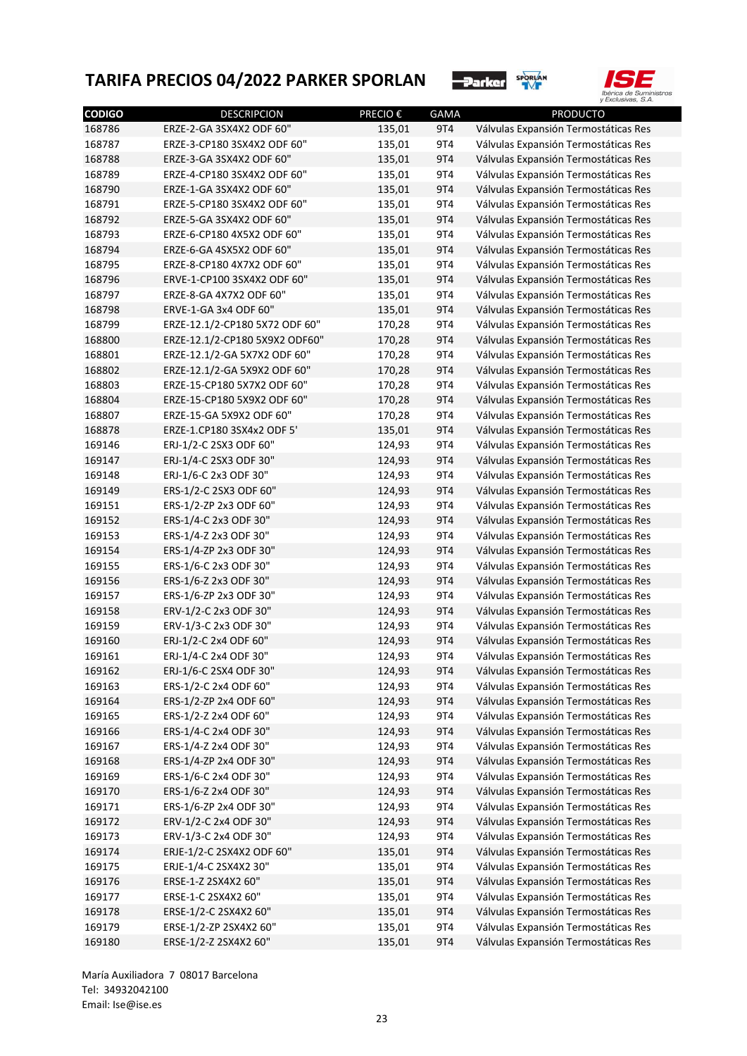# TARIFA PRECIOS 04/2022 PARKER SPORLAN

| CODIGO | DESCRIPCION | PRECIO € | GAMA | PRODUCTO |
|---|---|---|---|---|
| 168786 | ERZE-2-GA 3SX4X2 ODF 60" | 135,01 | 9T4 | Válvulas Expansión Termostáticas Res |
| 168787 | ERZE-3-CP180 3SX4X2 ODF 60" | 135,01 | 9T4 | Válvulas Expansión Termostáticas Res |
| 168788 | ERZE-3-GA 3SX4X2 ODF 60" | 135,01 | 9T4 | Válvulas Expansión Termostáticas Res |
| 168789 | ERZE-4-CP180 3SX4X2 ODF 60" | 135,01 | 9T4 | Válvulas Expansión Termostáticas Res |
| 168790 | ERZE-1-GA 3SX4X2 ODF 60" | 135,01 | 9T4 | Válvulas Expansión Termostáticas Res |
| 168791 | ERZE-5-CP180 3SX4X2 ODF 60" | 135,01 | 9T4 | Válvulas Expansión Termostáticas Res |
| 168792 | ERZE-5-GA 3SX4X2 ODF 60" | 135,01 | 9T4 | Válvulas Expansión Termostáticas Res |
| 168793 | ERZE-6-CP180 4X5X2 ODF 60" | 135,01 | 9T4 | Válvulas Expansión Termostáticas Res |
| 168794 | ERZE-6-GA 4SX5X2 ODF 60" | 135,01 | 9T4 | Válvulas Expansión Termostáticas Res |
| 168795 | ERZE-8-CP180 4X7X2 ODF 60" | 135,01 | 9T4 | Válvulas Expansión Termostáticas Res |
| 168796 | ERVE-1-CP100 3SX4X2 ODF 60" | 135,01 | 9T4 | Válvulas Expansión Termostáticas Res |
| 168797 | ERZE-8-GA 4X7X2 ODF 60" | 135,01 | 9T4 | Válvulas Expansión Termostáticas Res |
| 168798 | ERVE-1-GA 3x4 ODF 60" | 135,01 | 9T4 | Válvulas Expansión Termostáticas Res |
| 168799 | ERZE-12.1/2-CP180 5X72 ODF 60" | 170,28 | 9T4 | Válvulas Expansión Termostáticas Res |
| 168800 | ERZE-12.1/2-CP180 5X9X2 ODF60" | 170,28 | 9T4 | Válvulas Expansión Termostáticas Res |
| 168801 | ERZE-12.1/2-GA 5X7X2 ODF 60" | 170,28 | 9T4 | Válvulas Expansión Termostáticas Res |
| 168802 | ERZE-12.1/2-GA 5X9X2 ODF 60" | 170,28 | 9T4 | Válvulas Expansión Termostáticas Res |
| 168803 | ERZE-15-CP180 5X7X2 ODF 60" | 170,28 | 9T4 | Válvulas Expansión Termostáticas Res |
| 168804 | ERZE-15-CP180 5X9X2 ODF 60" | 170,28 | 9T4 | Válvulas Expansión Termostáticas Res |
| 168807 | ERZE-15-GA 5X9X2 ODF 60" | 170,28 | 9T4 | Válvulas Expansión Termostáticas Res |
| 168878 | ERZE-1.CP180 3SX4x2 ODF 5' | 135,01 | 9T4 | Válvulas Expansión Termostáticas Res |
| 169146 | ERJ-1/2-C 2SX3 ODF 60" | 124,93 | 9T4 | Válvulas Expansión Termostáticas Res |
| 169147 | ERJ-1/4-C 2SX3 ODF 30" | 124,93 | 9T4 | Válvulas Expansión Termostáticas Res |
| 169148 | ERJ-1/6-C 2x3 ODF 30" | 124,93 | 9T4 | Válvulas Expansión Termostáticas Res |
| 169149 | ERS-1/2-C 2SX3 ODF 60" | 124,93 | 9T4 | Válvulas Expansión Termostáticas Res |
| 169151 | ERS-1/2-ZP 2x3 ODF 60" | 124,93 | 9T4 | Válvulas Expansión Termostáticas Res |
| 169152 | ERS-1/4-C 2x3 ODF 30" | 124,93 | 9T4 | Válvulas Expansión Termostáticas Res |
| 169153 | ERS-1/4-Z 2x3 ODF 30" | 124,93 | 9T4 | Válvulas Expansión Termostáticas Res |
| 169154 | ERS-1/4-ZP 2x3 ODF 30" | 124,93 | 9T4 | Válvulas Expansión Termostáticas Res |
| 169155 | ERS-1/6-C 2x3 ODF 30" | 124,93 | 9T4 | Válvulas Expansión Termostáticas Res |
| 169156 | ERS-1/6-Z 2x3 ODF 30" | 124,93 | 9T4 | Válvulas Expansión Termostáticas Res |
| 169157 | ERS-1/6-ZP 2x3 ODF 30" | 124,93 | 9T4 | Válvulas Expansión Termostáticas Res |
| 169158 | ERV-1/2-C 2x3 ODF 30" | 124,93 | 9T4 | Válvulas Expansión Termostáticas Res |
| 169159 | ERV-1/3-C 2x3 ODF 30" | 124,93 | 9T4 | Válvulas Expansión Termostáticas Res |
| 169160 | ERJ-1/2-C 2x4 ODF 60" | 124,93 | 9T4 | Válvulas Expansión Termostáticas Res |
| 169161 | ERJ-1/4-C 2x4 ODF 30" | 124,93 | 9T4 | Válvulas Expansión Termostáticas Res |
| 169162 | ERJ-1/6-C 2SX4 ODF 30" | 124,93 | 9T4 | Válvulas Expansión Termostáticas Res |
| 169163 | ERS-1/2-C 2x4 ODF 60" | 124,93 | 9T4 | Válvulas Expansión Termostáticas Res |
| 169164 | ERS-1/2-ZP 2x4 ODF 60" | 124,93 | 9T4 | Válvulas Expansión Termostáticas Res |
| 169165 | ERS-1/2-Z 2x4 ODF 60" | 124,93 | 9T4 | Válvulas Expansión Termostáticas Res |
| 169166 | ERS-1/4-C 2x4 ODF 30" | 124,93 | 9T4 | Válvulas Expansión Termostáticas Res |
| 169167 | ERS-1/4-Z 2x4 ODF 30" | 124,93 | 9T4 | Válvulas Expansión Termostáticas Res |
| 169168 | ERS-1/4-ZP 2x4 ODF 30" | 124,93 | 9T4 | Válvulas Expansión Termostáticas Res |
| 169169 | ERS-1/6-C 2x4 ODF 30" | 124,93 | 9T4 | Válvulas Expansión Termostáticas Res |
| 169170 | ERS-1/6-Z 2x4 ODF 30" | 124,93 | 9T4 | Válvulas Expansión Termostáticas Res |
| 169171 | ERS-1/6-ZP 2x4 ODF 30" | 124,93 | 9T4 | Válvulas Expansión Termostáticas Res |
| 169172 | ERV-1/2-C 2x4 ODF 30" | 124,93 | 9T4 | Válvulas Expansión Termostáticas Res |
| 169173 | ERV-1/3-C 2x4 ODF 30" | 124,93 | 9T4 | Válvulas Expansión Termostáticas Res |
| 169174 | ERJE-1/2-C 2SX4X2 ODF 60" | 135,01 | 9T4 | Válvulas Expansión Termostáticas Res |
| 169175 | ERJE-1/4-C 2SX4X2 30" | 135,01 | 9T4 | Válvulas Expansión Termostáticas Res |
| 169176 | ERSE-1-Z 2SX4X2 60" | 135,01 | 9T4 | Válvulas Expansión Termostáticas Res |
| 169177 | ERSE-1-C 2SX4X2 60" | 135,01 | 9T4 | Válvulas Expansión Termostáticas Res |
| 169178 | ERSE-1/2-C 2SX4X2 60" | 135,01 | 9T4 | Válvulas Expansión Termostáticas Res |
| 169179 | ERSE-1/2-ZP 2SX4X2 60" | 135,01 | 9T4 | Válvulas Expansión Termostáticas Res |
| 169180 | ERSE-1/2-Z 2SX4X2 60" | 135,01 | 9T4 | Válvulas Expansión Termostáticas Res |

María Auxiliadora 7 08017 Barcelona
Tel: 34932042100
Email: Ise@ise.es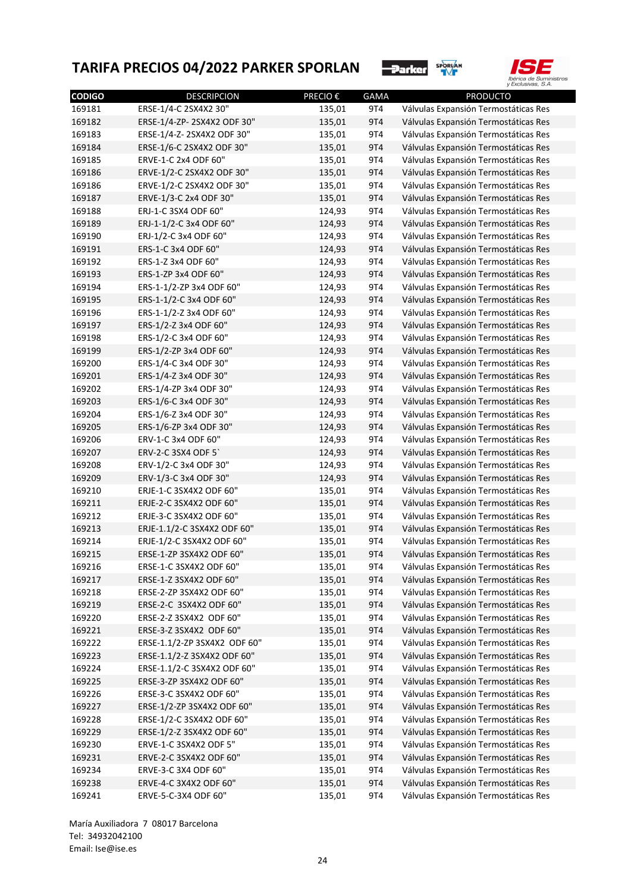# TARIFA PRECIOS 04/2022 PARKER SPORLAN

| CODIGO | DESCRIPCION | PRECIO € | GAMA | PRODUCTO |
|---|---|---|---|---|
| 169181 | ERSE-1/4-C 2SX4X2 30" | 135,01 | 9T4 | Válvulas Expansión Termostáticas Res |
| 169182 | ERSE-1/4-ZP- 2SX4X2 ODF 30" | 135,01 | 9T4 | Válvulas Expansión Termostáticas Res |
| 169183 | ERSE-1/4-Z- 2SX4X2 ODF 30" | 135,01 | 9T4 | Válvulas Expansión Termostáticas Res |
| 169184 | ERSE-1/6-C 2SX4X2 ODF 30" | 135,01 | 9T4 | Válvulas Expansión Termostáticas Res |
| 169185 | ERVE-1-C 2x4 ODF 60" | 135,01 | 9T4 | Válvulas Expansión Termostáticas Res |
| 169186 | ERVE-1/2-C 2SX4X2 ODF 30" | 135,01 | 9T4 | Válvulas Expansión Termostáticas Res |
| 169186 | ERVE-1/2-C 2SX4X2 ODF 30" | 135,01 | 9T4 | Válvulas Expansión Termostáticas Res |
| 169187 | ERVE-1/3-C 2x4 ODF 30" | 135,01 | 9T4 | Válvulas Expansión Termostáticas Res |
| 169188 | ERJ-1-C 3SX4 ODF 60" | 124,93 | 9T4 | Válvulas Expansión Termostáticas Res |
| 169189 | ERJ-1-1/2-C 3x4 ODF 60" | 124,93 | 9T4 | Válvulas Expansión Termostáticas Res |
| 169190 | ERJ-1/2-C 3x4 ODF 60" | 124,93 | 9T4 | Válvulas Expansión Termostáticas Res |
| 169191 | ERS-1-C 3x4 ODF 60" | 124,93 | 9T4 | Válvulas Expansión Termostáticas Res |
| 169192 | ERS-1-Z 3x4 ODF 60" | 124,93 | 9T4 | Válvulas Expansión Termostáticas Res |
| 169193 | ERS-1-ZP 3x4 ODF 60" | 124,93 | 9T4 | Válvulas Expansión Termostáticas Res |
| 169194 | ERS-1-1/2-ZP 3x4 ODF 60" | 124,93 | 9T4 | Válvulas Expansión Termostáticas Res |
| 169195 | ERS-1-1/2-C 3x4 ODF 60" | 124,93 | 9T4 | Válvulas Expansión Termostáticas Res |
| 169196 | ERS-1-1/2-Z 3x4 ODF 60" | 124,93 | 9T4 | Válvulas Expansión Termostáticas Res |
| 169197 | ERS-1/2-Z 3x4 ODF 60" | 124,93 | 9T4 | Válvulas Expansión Termostáticas Res |
| 169198 | ERS-1/2-C 3x4 ODF 60" | 124,93 | 9T4 | Válvulas Expansión Termostáticas Res |
| 169199 | ERS-1/2-ZP 3x4 ODF 60" | 124,93 | 9T4 | Válvulas Expansión Termostáticas Res |
| 169200 | ERS-1/4-C 3x4 ODF 30" | 124,93 | 9T4 | Válvulas Expansión Termostáticas Res |
| 169201 | ERS-1/4-Z 3x4 ODF 30" | 124,93 | 9T4 | Válvulas Expansión Termostáticas Res |
| 169202 | ERS-1/4-ZP 3x4 ODF 30" | 124,93 | 9T4 | Válvulas Expansión Termostáticas Res |
| 169203 | ERS-1/6-C 3x4 ODF 30" | 124,93 | 9T4 | Válvulas Expansión Termostáticas Res |
| 169204 | ERS-1/6-Z 3x4 ODF 30" | 124,93 | 9T4 | Válvulas Expansión Termostáticas Res |
| 169205 | ERS-1/6-ZP 3x4 ODF 30" | 124,93 | 9T4 | Válvulas Expansión Termostáticas Res |
| 169206 | ERV-1-C 3x4 ODF 60" | 124,93 | 9T4 | Válvulas Expansión Termostáticas Res |
| 169207 | ERV-2-C 3SX4 ODF 5` | 124,93 | 9T4 | Válvulas Expansión Termostáticas Res |
| 169208 | ERV-1/2-C 3x4 ODF 30" | 124,93 | 9T4 | Válvulas Expansión Termostáticas Res |
| 169209 | ERV-1/3-C 3x4 ODF 30" | 124,93 | 9T4 | Válvulas Expansión Termostáticas Res |
| 169210 | ERJE-1-C 3SX4X2 ODF 60" | 135,01 | 9T4 | Válvulas Expansión Termostáticas Res |
| 169211 | ERJE-2-C 3SX4X2 ODF 60" | 135,01 | 9T4 | Válvulas Expansión Termostáticas Res |
| 169212 | ERJE-3-C 3SX4X2 ODF 60" | 135,01 | 9T4 | Válvulas Expansión Termostáticas Res |
| 169213 | ERJE-1.1/2-C 3SX4X2 ODF 60" | 135,01 | 9T4 | Válvulas Expansión Termostáticas Res |
| 169214 | ERJE-1/2-C 3SX4X2 ODF 60" | 135,01 | 9T4 | Válvulas Expansión Termostáticas Res |
| 169215 | ERSE-1-ZP 3SX4X2 ODF 60" | 135,01 | 9T4 | Válvulas Expansión Termostáticas Res |
| 169216 | ERSE-1-C 3SX4X2 ODF 60" | 135,01 | 9T4 | Válvulas Expansión Termostáticas Res |
| 169217 | ERSE-1-Z 3SX4X2 ODF 60" | 135,01 | 9T4 | Válvulas Expansión Termostáticas Res |
| 169218 | ERSE-2-ZP 3SX4X2 ODF 60" | 135,01 | 9T4 | Válvulas Expansión Termostáticas Res |
| 169219 | ERSE-2-C 3SX4X2 ODF 60" | 135,01 | 9T4 | Válvulas Expansión Termostáticas Res |
| 169220 | ERSE-2-Z 3SX4X2 ODF 60" | 135,01 | 9T4 | Válvulas Expansión Termostáticas Res |
| 169221 | ERSE-3-Z 3SX4X2 ODF 60" | 135,01 | 9T4 | Válvulas Expansión Termostáticas Res |
| 169222 | ERSE-1.1/2-ZP 3SX4X2 ODF 60" | 135,01 | 9T4 | Válvulas Expansión Termostáticas Res |
| 169223 | ERSE-1.1/2-Z 3SX4X2 ODF 60" | 135,01 | 9T4 | Válvulas Expansión Termostáticas Res |
| 169224 | ERSE-1.1/2-C 3SX4X2 ODF 60" | 135,01 | 9T4 | Válvulas Expansión Termostáticas Res |
| 169225 | ERSE-3-ZP 3SX4X2 ODF 60" | 135,01 | 9T4 | Válvulas Expansión Termostáticas Res |
| 169226 | ERSE-3-C 3SX4X2 ODF 60" | 135,01 | 9T4 | Válvulas Expansión Termostáticas Res |
| 169227 | ERSE-1/2-ZP 3SX4X2 ODF 60" | 135,01 | 9T4 | Válvulas Expansión Termostáticas Res |
| 169228 | ERSE-1/2-C 3SX4X2 ODF 60" | 135,01 | 9T4 | Válvulas Expansión Termostáticas Res |
| 169229 | ERSE-1/2-Z 3SX4X2 ODF 60" | 135,01 | 9T4 | Válvulas Expansión Termostáticas Res |
| 169230 | ERVE-1-C 3SX4X2 ODF 5" | 135,01 | 9T4 | Válvulas Expansión Termostáticas Res |
| 169231 | ERVE-2-C 3SX4X2 ODF 60" | 135,01 | 9T4 | Válvulas Expansión Termostáticas Res |
| 169234 | ERVE-3-C 3X4 ODF 60" | 135,01 | 9T4 | Válvulas Expansión Termostáticas Res |
| 169238 | ERVE-4-C 3X4X2 ODF 60" | 135,01 | 9T4 | Válvulas Expansión Termostáticas Res |
| 169241 | ERVE-5-C-3X4 ODF 60" | 135,01 | 9T4 | Válvulas Expansión Termostáticas Res |

María Auxiliadora 7 08017 Barcelona
Tel: 34932042100
Email: Ise@ise.es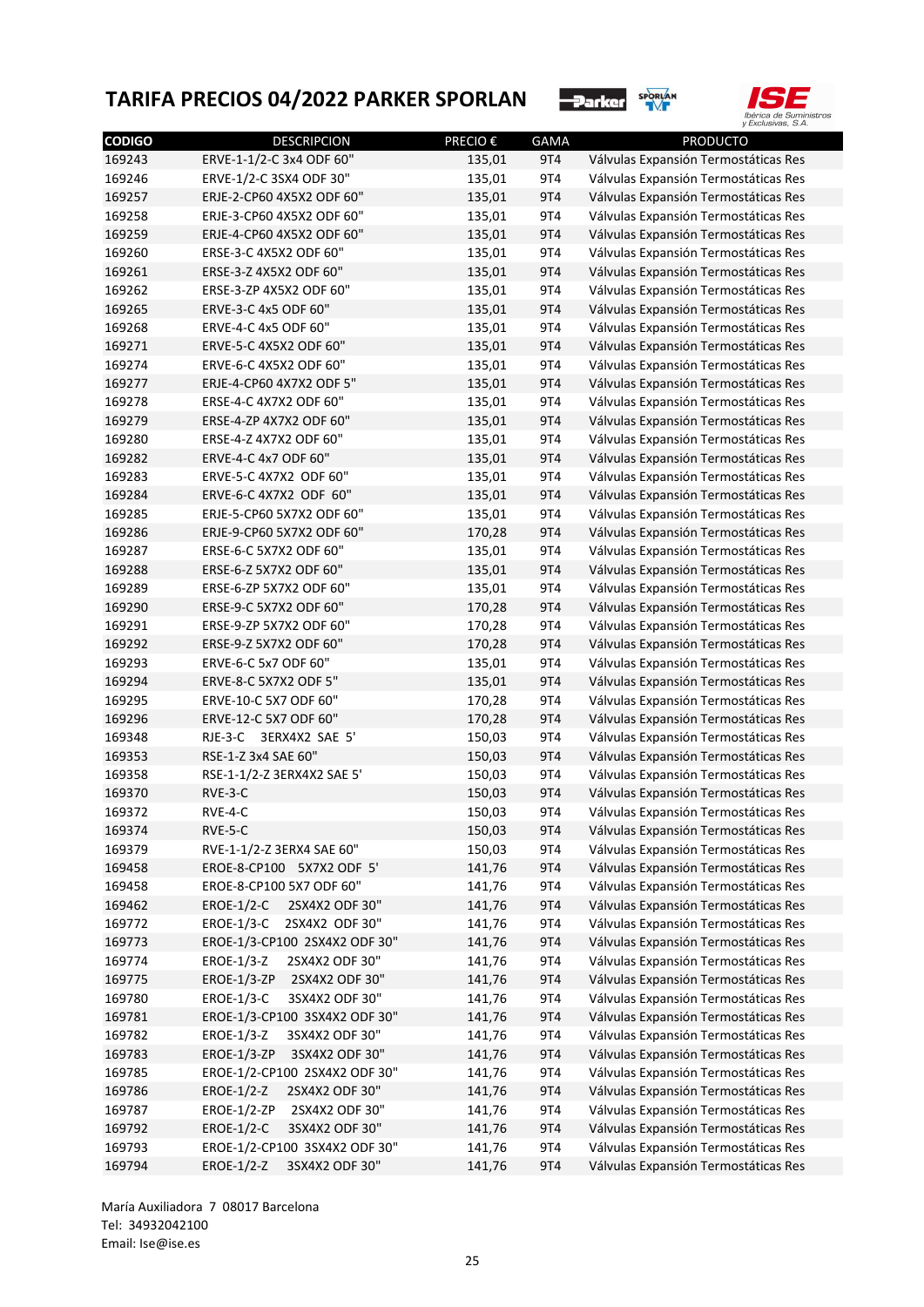# TARIFA PRECIOS 04/2022 PARKER SPORLAN

| CODIGO | DESCRIPCION | PRECIO € | GAMA | PRODUCTO |
|---|---|---|---|---|
| 169243 | ERVE-1-1/2-C 3x4 ODF 60" | 135,01 | 9T4 | Válvulas Expansión Termostáticas Res |
| 169246 | ERVE-1/2-C 3SX4 ODF 30" | 135,01 | 9T4 | Válvulas Expansión Termostáticas Res |
| 169257 | ERJE-2-CP60 4X5X2 ODF 60" | 135,01 | 9T4 | Válvulas Expansión Termostáticas Res |
| 169258 | ERJE-3-CP60 4X5X2 ODF 60" | 135,01 | 9T4 | Válvulas Expansión Termostáticas Res |
| 169259 | ERJE-4-CP60 4X5X2 ODF 60" | 135,01 | 9T4 | Válvulas Expansión Termostáticas Res |
| 169260 | ERSE-3-C 4X5X2 ODF 60" | 135,01 | 9T4 | Válvulas Expansión Termostáticas Res |
| 169261 | ERSE-3-Z 4X5X2 ODF 60" | 135,01 | 9T4 | Válvulas Expansión Termostáticas Res |
| 169262 | ERSE-3-ZP 4X5X2 ODF 60" | 135,01 | 9T4 | Válvulas Expansión Termostáticas Res |
| 169265 | ERVE-3-C 4x5 ODF 60" | 135,01 | 9T4 | Válvulas Expansión Termostáticas Res |
| 169268 | ERVE-4-C 4x5 ODF 60" | 135,01 | 9T4 | Válvulas Expansión Termostáticas Res |
| 169271 | ERVE-5-C 4X5X2 ODF 60" | 135,01 | 9T4 | Válvulas Expansión Termostáticas Res |
| 169274 | ERVE-6-C 4X5X2 ODF 60" | 135,01 | 9T4 | Válvulas Expansión Termostáticas Res |
| 169277 | ERJE-4-CP60 4X7X2 ODF 5" | 135,01 | 9T4 | Válvulas Expansión Termostáticas Res |
| 169278 | ERSE-4-C 4X7X2 ODF 60" | 135,01 | 9T4 | Válvulas Expansión Termostáticas Res |
| 169279 | ERSE-4-ZP 4X7X2 ODF 60" | 135,01 | 9T4 | Válvulas Expansión Termostáticas Res |
| 169280 | ERSE-4-Z 4X7X2 ODF 60" | 135,01 | 9T4 | Válvulas Expansión Termostáticas Res |
| 169282 | ERVE-4-C 4x7 ODF 60" | 135,01 | 9T4 | Válvulas Expansión Termostáticas Res |
| 169283 | ERVE-5-C 4X7X2 ODF 60" | 135,01 | 9T4 | Válvulas Expansión Termostáticas Res |
| 169284 | ERVE-6-C 4X7X2 ODF 60" | 135,01 | 9T4 | Válvulas Expansión Termostáticas Res |
| 169285 | ERJE-5-CP60 5X7X2 ODF 60" | 135,01 | 9T4 | Válvulas Expansión Termostáticas Res |
| 169286 | ERJE-9-CP60 5X7X2 ODF 60" | 170,28 | 9T4 | Válvulas Expansión Termostáticas Res |
| 169287 | ERSE-6-C 5X7X2 ODF 60" | 135,01 | 9T4 | Válvulas Expansión Termostáticas Res |
| 169288 | ERSE-6-Z 5X7X2 ODF 60" | 135,01 | 9T4 | Válvulas Expansión Termostáticas Res |
| 169289 | ERSE-6-ZP 5X7X2 ODF 60" | 135,01 | 9T4 | Válvulas Expansión Termostáticas Res |
| 169290 | ERSE-9-C 5X7X2 ODF 60" | 170,28 | 9T4 | Válvulas Expansión Termostáticas Res |
| 169291 | ERSE-9-ZP 5X7X2 ODF 60" | 170,28 | 9T4 | Válvulas Expansión Termostáticas Res |
| 169292 | ERSE-9-Z 5X7X2 ODF 60" | 170,28 | 9T4 | Válvulas Expansión Termostáticas Res |
| 169293 | ERVE-6-C 5x7 ODF 60" | 135,01 | 9T4 | Válvulas Expansión Termostáticas Res |
| 169294 | ERVE-8-C 5X7X2 ODF 5" | 135,01 | 9T4 | Válvulas Expansión Termostáticas Res |
| 169295 | ERVE-10-C 5X7 ODF 60" | 170,28 | 9T4 | Válvulas Expansión Termostáticas Res |
| 169296 | ERVE-12-C 5X7 ODF 60" | 170,28 | 9T4 | Válvulas Expansión Termostáticas Res |
| 169348 | RJE-3-C 3ERX4X2 SAE 5' | 150,03 | 9T4 | Válvulas Expansión Termostáticas Res |
| 169353 | RSE-1-Z 3x4 SAE 60" | 150,03 | 9T4 | Válvulas Expansión Termostáticas Res |
| 169358 | RSE-1-1/2-Z 3ERX4X2 SAE 5' | 150,03 | 9T4 | Válvulas Expansión Termostáticas Res |
| 169370 | RVE-3-C | 150,03 | 9T4 | Válvulas Expansión Termostáticas Res |
| 169372 | RVE-4-C | 150,03 | 9T4 | Válvulas Expansión Termostáticas Res |
| 169374 | RVE-5-C | 150,03 | 9T4 | Válvulas Expansión Termostáticas Res |
| 169379 | RVE-1-1/2-Z 3ERX4 SAE 60" | 150,03 | 9T4 | Válvulas Expansión Termostáticas Res |
| 169458 | EROE-8-CP100 5X7X2 ODF 5' | 141,76 | 9T4 | Válvulas Expansión Termostáticas Res |
| 169458 | EROE-8-CP100 5X7 ODF 60" | 141,76 | 9T4 | Válvulas Expansión Termostáticas Res |
| 169462 | EROE-1/2-C 2SX4X2 ODF 30" | 141,76 | 9T4 | Válvulas Expansión Termostáticas Res |
| 169772 | EROE-1/3-C 2SX4X2 ODF 30" | 141,76 | 9T4 | Válvulas Expansión Termostáticas Res |
| 169773 | EROE-1/3-CP100 2SX4X2 ODF 30" | 141,76 | 9T4 | Válvulas Expansión Termostáticas Res |
| 169774 | EROE-1/3-Z 2SX4X2 ODF 30" | 141,76 | 9T4 | Válvulas Expansión Termostáticas Res |
| 169775 | EROE-1/3-ZP 2SX4X2 ODF 30" | 141,76 | 9T4 | Válvulas Expansión Termostáticas Res |
| 169780 | EROE-1/3-C 3SX4X2 ODF 30" | 141,76 | 9T4 | Válvulas Expansión Termostáticas Res |
| 169781 | EROE-1/3-CP100 3SX4X2 ODF 30" | 141,76 | 9T4 | Válvulas Expansión Termostáticas Res |
| 169782 | EROE-1/3-Z 3SX4X2 ODF 30" | 141,76 | 9T4 | Válvulas Expansión Termostáticas Res |
| 169783 | EROE-1/3-ZP 3SX4X2 ODF 30" | 141,76 | 9T4 | Válvulas Expansión Termostáticas Res |
| 169785 | EROE-1/2-CP100 2SX4X2 ODF 30" | 141,76 | 9T4 | Válvulas Expansión Termostáticas Res |
| 169786 | EROE-1/2-Z 2SX4X2 ODF 30" | 141,76 | 9T4 | Válvulas Expansión Termostáticas Res |
| 169787 | EROE-1/2-ZP 2SX4X2 ODF 30" | 141,76 | 9T4 | Válvulas Expansión Termostáticas Res |
| 169792 | EROE-1/2-C 3SX4X2 ODF 30" | 141,76 | 9T4 | Válvulas Expansión Termostáticas Res |
| 169793 | EROE-1/2-CP100 3SX4X2 ODF 30" | 141,76 | 9T4 | Válvulas Expansión Termostáticas Res |
| 169794 | EROE-1/2-Z 3SX4X2 ODF 30" | 141,76 | 9T4 | Válvulas Expansión Termostáticas Res |

María Auxiliadora 7 08017 Barcelona
Tel: 34932042100
Email: Ise@ise.es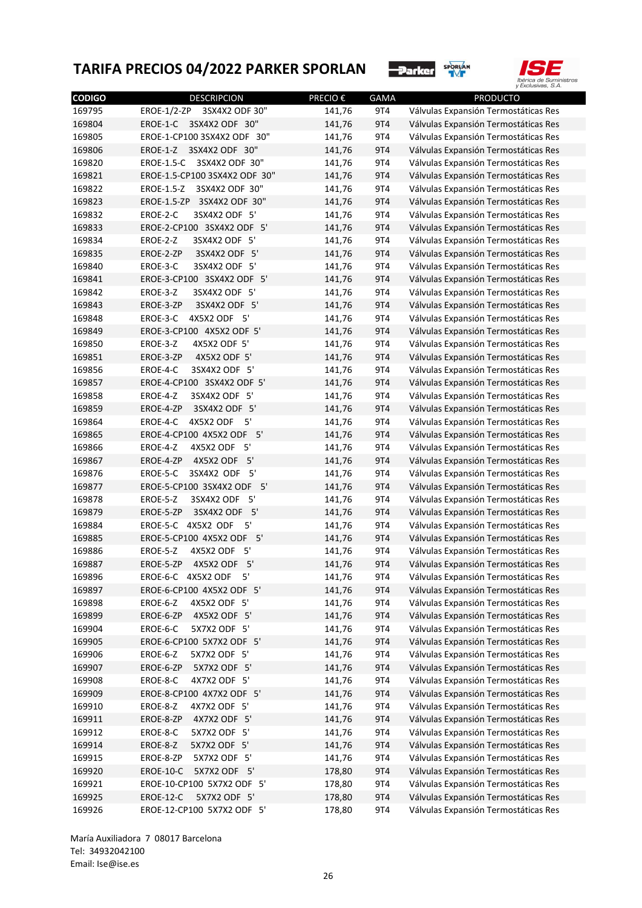# TARIFA PRECIOS 04/2022 PARKER SPORLAN

| CODIGO | DESCRIPCION | PRECIO € | GAMA | PRODUCTO |
|---|---|---|---|---|
| 169795 | EROE-1/2-ZP 3SX4X2 ODF 30" | 141,76 | 9T4 | Válvulas Expansión Termostáticas Res |
| 169804 | EROE-1-C 3SX4X2 ODF 30" | 141,76 | 9T4 | Válvulas Expansión Termostáticas Res |
| 169805 | EROE-1-CP100 3SX4X2 ODF 30" | 141,76 | 9T4 | Válvulas Expansión Termostáticas Res |
| 169806 | EROE-1-Z 3SX4X2 ODF 30" | 141,76 | 9T4 | Válvulas Expansión Termostáticas Res |
| 169820 | EROE-1.5-C 3SX4X2 ODF 30" | 141,76 | 9T4 | Válvulas Expansión Termostáticas Res |
| 169821 | EROE-1.5-CP100 3SX4X2 ODF 30" | 141,76 | 9T4 | Válvulas Expansión Termostáticas Res |
| 169822 | EROE-1.5-Z 3SX4X2 ODF 30" | 141,76 | 9T4 | Válvulas Expansión Termostáticas Res |
| 169823 | EROE-1.5-ZP 3SX4X2 ODF 30" | 141,76 | 9T4 | Válvulas Expansión Termostáticas Res |
| 169832 | EROE-2-C 3SX4X2 ODF 5' | 141,76 | 9T4 | Válvulas Expansión Termostáticas Res |
| 169833 | EROE-2-CP100 3SX4X2 ODF 5' | 141,76 | 9T4 | Válvulas Expansión Termostáticas Res |
| 169834 | EROE-2-Z 3SX4X2 ODF 5' | 141,76 | 9T4 | Válvulas Expansión Termostáticas Res |
| 169835 | EROE-2-ZP 3SX4X2 ODF 5' | 141,76 | 9T4 | Válvulas Expansión Termostáticas Res |
| 169840 | EROE-3-C 3SX4X2 ODF 5' | 141,76 | 9T4 | Válvulas Expansión Termostáticas Res |
| 169841 | EROE-3-CP100 3SX4X2 ODF 5' | 141,76 | 9T4 | Válvulas Expansión Termostáticas Res |
| 169842 | EROE-3-Z 3SX4X2 ODF 5' | 141,76 | 9T4 | Válvulas Expansión Termostáticas Res |
| 169843 | EROE-3-ZP 3SX4X2 ODF 5' | 141,76 | 9T4 | Válvulas Expansión Termostáticas Res |
| 169848 | EROE-3-C 4X5X2 ODF 5' | 141,76 | 9T4 | Válvulas Expansión Termostáticas Res |
| 169849 | EROE-3-CP100 4X5X2 ODF 5' | 141,76 | 9T4 | Válvulas Expansión Termostáticas Res |
| 169850 | EROE-3-Z 4X5X2 ODF 5' | 141,76 | 9T4 | Válvulas Expansión Termostáticas Res |
| 169851 | EROE-3-ZP 4X5X2 ODF 5' | 141,76 | 9T4 | Válvulas Expansión Termostáticas Res |
| 169856 | EROE-4-C 3SX4X2 ODF 5' | 141,76 | 9T4 | Válvulas Expansión Termostáticas Res |
| 169857 | EROE-4-CP100 3SX4X2 ODF 5' | 141,76 | 9T4 | Válvulas Expansión Termostáticas Res |
| 169858 | EROE-4-Z 3SX4X2 ODF 5' | 141,76 | 9T4 | Válvulas Expansión Termostáticas Res |
| 169859 | EROE-4-ZP 3SX4X2 ODF 5' | 141,76 | 9T4 | Válvulas Expansión Termostáticas Res |
| 169864 | EROE-4-C 4X5X2 ODF 5' | 141,76 | 9T4 | Válvulas Expansión Termostáticas Res |
| 169865 | EROE-4-CP100 4X5X2 ODF 5' | 141,76 | 9T4 | Válvulas Expansión Termostáticas Res |
| 169866 | EROE-4-Z 4X5X2 ODF 5' | 141,76 | 9T4 | Válvulas Expansión Termostáticas Res |
| 169867 | EROE-4-ZP 4X5X2 ODF 5' | 141,76 | 9T4 | Válvulas Expansión Termostáticas Res |
| 169876 | EROE-5-C 3SX4X2 ODF 5' | 141,76 | 9T4 | Válvulas Expansión Termostáticas Res |
| 169877 | EROE-5-CP100 3SX4X2 ODF 5' | 141,76 | 9T4 | Válvulas Expansión Termostáticas Res |
| 169878 | EROE-5-Z 3SX4X2 ODF 5' | 141,76 | 9T4 | Válvulas Expansión Termostáticas Res |
| 169879 | EROE-5-ZP 3SX4X2 ODF 5' | 141,76 | 9T4 | Válvulas Expansión Termostáticas Res |
| 169884 | EROE-5-C 4X5X2 ODF 5' | 141,76 | 9T4 | Válvulas Expansión Termostáticas Res |
| 169885 | EROE-5-CP100 4X5X2 ODF 5' | 141,76 | 9T4 | Válvulas Expansión Termostáticas Res |
| 169886 | EROE-5-Z 4X5X2 ODF 5' | 141,76 | 9T4 | Válvulas Expansión Termostáticas Res |
| 169887 | EROE-5-ZP 4X5X2 ODF 5' | 141,76 | 9T4 | Válvulas Expansión Termostáticas Res |
| 169896 | EROE-6-C 4X5X2 ODF 5' | 141,76 | 9T4 | Válvulas Expansión Termostáticas Res |
| 169897 | EROE-6-CP100 4X5X2 ODF 5' | 141,76 | 9T4 | Válvulas Expansión Termostáticas Res |
| 169898 | EROE-6-Z 4X5X2 ODF 5' | 141,76 | 9T4 | Válvulas Expansión Termostáticas Res |
| 169899 | EROE-6-ZP 4X5X2 ODF 5' | 141,76 | 9T4 | Válvulas Expansión Termostáticas Res |
| 169904 | EROE-6-C 5X7X2 ODF 5' | 141,76 | 9T4 | Válvulas Expansión Termostáticas Res |
| 169905 | EROE-6-CP100 5X7X2 ODF 5' | 141,76 | 9T4 | Válvulas Expansión Termostáticas Res |
| 169906 | EROE-6-Z 5X7X2 ODF 5' | 141,76 | 9T4 | Válvulas Expansión Termostáticas Res |
| 169907 | EROE-6-ZP 5X7X2 ODF 5' | 141,76 | 9T4 | Válvulas Expansión Termostáticas Res |
| 169908 | EROE-8-C 4X7X2 ODF 5' | 141,76 | 9T4 | Válvulas Expansión Termostáticas Res |
| 169909 | EROE-8-CP100 4X7X2 ODF 5' | 141,76 | 9T4 | Válvulas Expansión Termostáticas Res |
| 169910 | EROE-8-Z 4X7X2 ODF 5' | 141,76 | 9T4 | Válvulas Expansión Termostáticas Res |
| 169911 | EROE-8-ZP 4X7X2 ODF 5' | 141,76 | 9T4 | Válvulas Expansión Termostáticas Res |
| 169912 | EROE-8-C 5X7X2 ODF 5' | 141,76 | 9T4 | Válvulas Expansión Termostáticas Res |
| 169914 | EROE-8-Z 5X7X2 ODF 5' | 141,76 | 9T4 | Válvulas Expansión Termostáticas Res |
| 169915 | EROE-8-ZP 5X7X2 ODF 5' | 141,76 | 9T4 | Válvulas Expansión Termostáticas Res |
| 169920 | EROE-10-C 5X7X2 ODF 5' | 178,80 | 9T4 | Válvulas Expansión Termostáticas Res |
| 169921 | EROE-10-CP100 5X7X2 ODF 5' | 178,80 | 9T4 | Válvulas Expansión Termostáticas Res |
| 169925 | EROE-12-C 5X7X2 ODF 5' | 178,80 | 9T4 | Válvulas Expansión Termostáticas Res |
| 169926 | EROE-12-CP100 5X7X2 ODF 5' | 178,80 | 9T4 | Válvulas Expansión Termostáticas Res |

María Auxiliadora 7 08017 Barcelona
Tel: 34932042100
Email: Ise@ise.es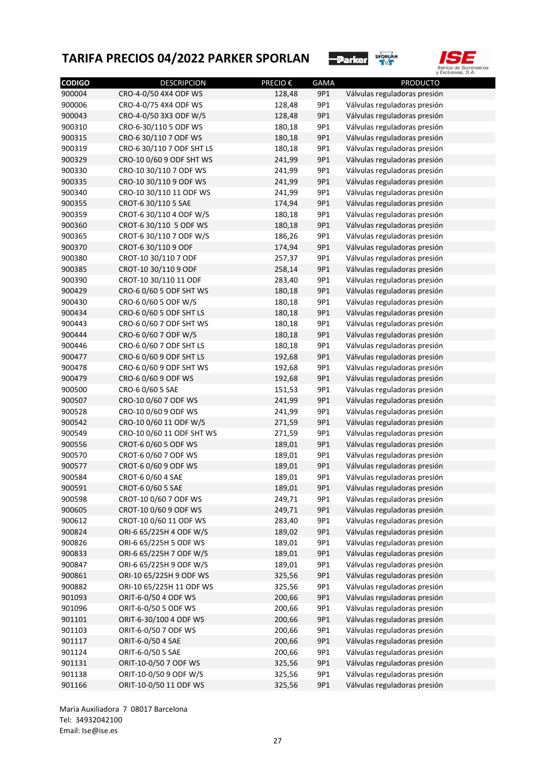# TARIFA PRECIOS 04/2022 PARKER SPORLAN

| CODIGO | DESCRIPCION | PRECIO € | GAMA | PRODUCTO |
|---|---|---|---|---|
| 900004 | CRO-4-0/50 4X4 ODF WS | 128,48 | 9P1 | Válvulas reguladoras presión |
| 900006 | CRO-4-0/75 4X4 ODF WS | 128,48 | 9P1 | Válvulas reguladoras presión |
| 900043 | CRO-4-0/50 3X3 ODF W/S | 128,48 | 9P1 | Válvulas reguladoras presión |
| 900310 | CRO-6-30/110 5 ODF WS | 180,18 | 9P1 | Válvulas reguladoras presión |
| 900315 | CRO-6 30/110 7 ODF WS | 180,18 | 9P1 | Válvulas reguladoras presión |
| 900319 | CRO-6 30/110 7 ODF SHT LS | 180,18 | 9P1 | Válvulas reguladoras presión |
| 900329 | CRO-10 0/60 9 ODF SHT WS | 241,99 | 9P1 | Válvulas reguladoras presión |
| 900330 | CRO-10 30/110 7 ODF WS | 241,99 | 9P1 | Válvulas reguladoras presión |
| 900335 | CRO-10 30/110 9 ODF WS | 241,99 | 9P1 | Válvulas reguladoras presión |
| 900340 | CRO-10 30/110 11 ODF WS | 241,99 | 9P1 | Válvulas reguladoras presión |
| 900355 | CROT-6 30/110 5 SAE | 174,94 | 9P1 | Válvulas reguladoras presión |
| 900359 | CROT-6 30/110 4 ODF W/S | 180,18 | 9P1 | Válvulas reguladoras presión |
| 900360 | CROT-6 30/110 5 ODF WS | 180,18 | 9P1 | Válvulas reguladoras presión |
| 900365 | CROT-6 30/110 7 ODF W/S | 186,26 | 9P1 | Válvulas reguladoras presión |
| 900370 | CROT-6 30/110 9 ODF | 174,94 | 9P1 | Válvulas reguladoras presión |
| 900380 | CROT-10 30/110 7 ODF | 257,37 | 9P1 | Válvulas reguladoras presión |
| 900385 | CROT-10 30/110 9 ODF | 258,14 | 9P1 | Válvulas reguladoras presión |
| 900390 | CROT-10 30/110 11 ODF | 283,40 | 9P1 | Válvulas reguladoras presión |
| 900429 | CRO-6 0/60 5 ODF SHT WS | 180,18 | 9P1 | Válvulas reguladoras presión |
| 900430 | CRO-6 0/60 5 ODF W/S | 180,18 | 9P1 | Válvulas reguladoras presión |
| 900434 | CRO-6 0/60 5 ODF SHT LS | 180,18 | 9P1 | Válvulas reguladoras presión |
| 900443 | CRO-6 0/60 7 ODF SHT WS | 180,18 | 9P1 | Válvulas reguladoras presión |
| 900444 | CRO-6 0/60 7 ODF W/S | 180,18 | 9P1 | Válvulas reguladoras presión |
| 900446 | CRO-6 0/60 7 ODF SHT LS | 180,18 | 9P1 | Válvulas reguladoras presión |
| 900477 | CRO-6 0/60 9 ODF SHT LS | 192,68 | 9P1 | Válvulas reguladoras presión |
| 900478 | CRO-6 0/60 9 ODF SHT WS | 192,68 | 9P1 | Válvulas reguladoras presión |
| 900479 | CRO-6 0/60 9 ODF WS | 192,68 | 9P1 | Válvulas reguladoras presión |
| 900500 | CRO-6 0/60 5 SAE | 151,53 | 9P1 | Válvulas reguladoras presión |
| 900507 | CRO-10 0/60 7 ODF WS | 241,99 | 9P1 | Válvulas reguladoras presión |
| 900528 | CRO-10 0/60 9 ODF WS | 241,99 | 9P1 | Válvulas reguladoras presión |
| 900542 | CRO-10 0/60 11 ODF W/S | 271,59 | 9P1 | Válvulas reguladoras presión |
| 900549 | CRO-10 0/60 11 ODF SHT WS | 271,59 | 9P1 | Válvulas reguladoras presión |
| 900556 | CROT-6 0/60 5 ODF WS | 189,01 | 9P1 | Válvulas reguladoras presión |
| 900570 | CROT-6 0/60 7 ODF WS | 189,01 | 9P1 | Válvulas reguladoras presión |
| 900577 | CROT-6 0/60 9 ODF WS | 189,01 | 9P1 | Válvulas reguladoras presión |
| 900584 | CROT-6 0/60 4 SAE | 189,01 | 9P1 | Válvulas reguladoras presión |
| 900591 | CROT-6 0/60 5 SAE | 189,01 | 9P1 | Válvulas reguladoras presión |
| 900598 | CROT-10 0/60 7 ODF WS | 249,71 | 9P1 | Válvulas reguladoras presión |
| 900605 | CROT-10 0/60 9 ODF WS | 249,71 | 9P1 | Válvulas reguladoras presión |
| 900612 | CROT-10 0/60 11 ODF WS | 283,40 | 9P1 | Válvulas reguladoras presión |
| 900824 | ORI-6 65/225H 4 ODF W/S | 189,02 | 9P1 | Válvulas reguladoras presión |
| 900826 | ORI-6 65/225H 5 ODF WS | 189,01 | 9P1 | Válvulas reguladoras presión |
| 900833 | ORI-6 65/225H 7 ODF W/S | 189,01 | 9P1 | Válvulas reguladoras presión |
| 900847 | ORI-6 65/225H 9 ODF W/S | 189,01 | 9P1 | Válvulas reguladoras presión |
| 900861 | ORI-10 65/225H 9 ODF WS | 325,56 | 9P1 | Válvulas reguladoras presión |
| 900882 | ORI-10 65/225H 11 ODF WS | 325,56 | 9P1 | Válvulas reguladoras presión |
| 901093 | ORIT-6-0/50 4 ODF WS | 200,66 | 9P1 | Válvulas reguladoras presión |
| 901096 | ORIT-6-0/50 5 ODF WS | 200,66 | 9P1 | Válvulas reguladoras presión |
| 901101 | ORIT-6-30/100 4 ODF WS | 200,66 | 9P1 | Válvulas reguladoras presión |
| 901103 | ORIT-6-0/50 7 ODF WS | 200,66 | 9P1 | Válvulas reguladoras presión |
| 901117 | ORIT-6-0/50 4 SAE | 200,66 | 9P1 | Válvulas reguladoras presión |
| 901124 | ORIT-6-0/50 5 SAE | 200,66 | 9P1 | Válvulas reguladoras presión |
| 901131 | ORIT-10-0/50 7 ODF WS | 325,56 | 9P1 | Válvulas reguladoras presión |
| 901138 | ORIT-10-0/50 9 ODF W/S | 325,56 | 9P1 | Válvulas reguladoras presión |
| 901166 | ORIT-10-0/50 11 ODF WS | 325,56 | 9P1 | Válvulas reguladoras presión |

María Auxiliadora 7 08017 Barcelona
Tel: 34932042100
Email: Ise@ise.es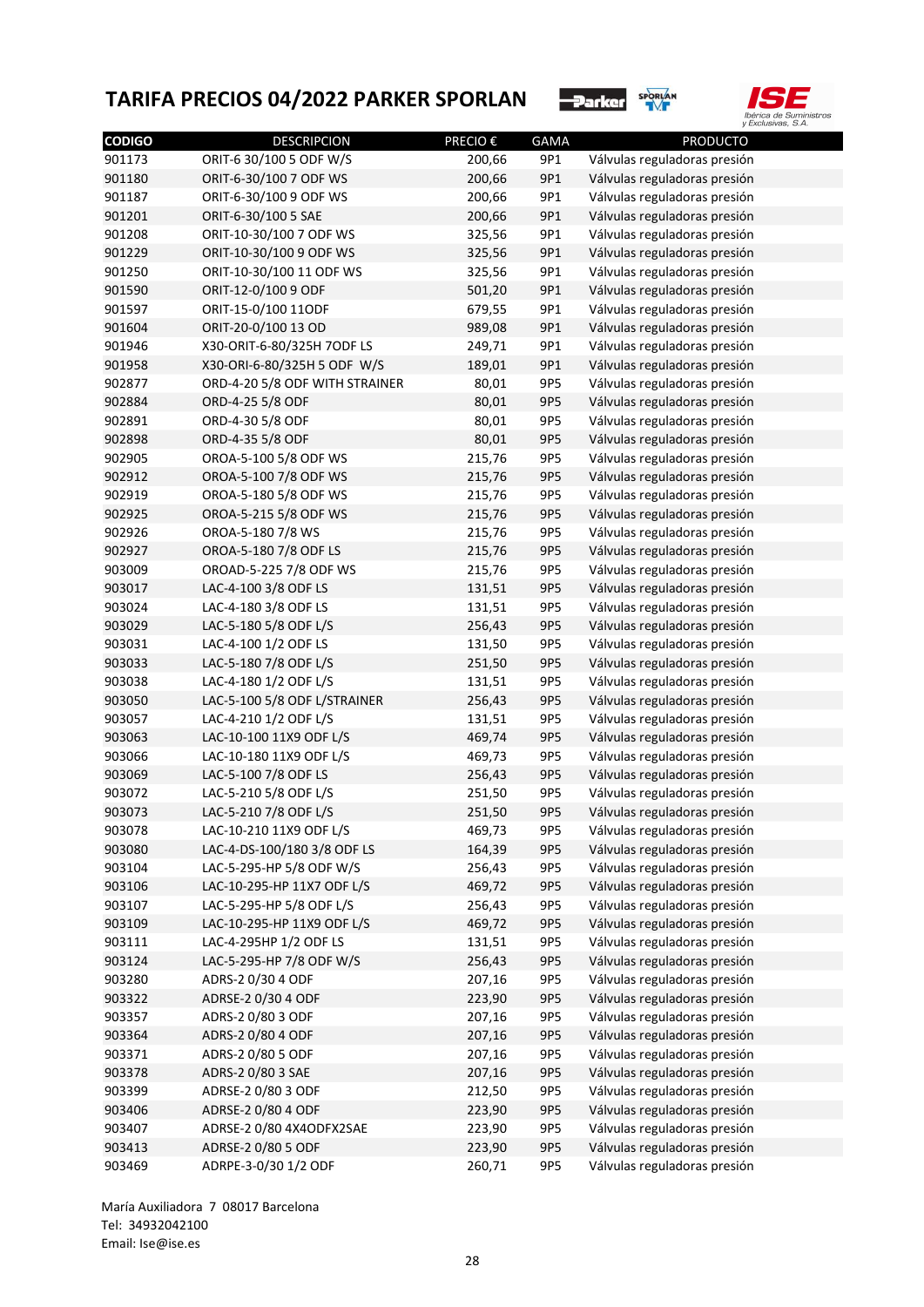# TARIFA PRECIOS 04/2022 PARKER SPORLAN

| CODIGO | DESCRIPCION | PRECIO € | GAMA | PRODUCTO |
|---|---|---|---|---|
| 901173 | ORIT-6 30/100 5 ODF W/S | 200,66 | 9P1 | Válvulas reguladoras presión |
| 901180 | ORIT-6-30/100 7 ODF WS | 200,66 | 9P1 | Válvulas reguladoras presión |
| 901187 | ORIT-6-30/100 9 ODF WS | 200,66 | 9P1 | Válvulas reguladoras presión |
| 901201 | ORIT-6-30/100 5 SAE | 200,66 | 9P1 | Válvulas reguladoras presión |
| 901208 | ORIT-10-30/100 7 ODF WS | 325,56 | 9P1 | Válvulas reguladoras presión |
| 901229 | ORIT-10-30/100 9 ODF WS | 325,56 | 9P1 | Válvulas reguladoras presión |
| 901250 | ORIT-10-30/100 11 ODF WS | 325,56 | 9P1 | Válvulas reguladoras presión |
| 901590 | ORIT-12-0/100 9 ODF | 501,20 | 9P1 | Válvulas reguladoras presión |
| 901597 | ORIT-15-0/100 11ODF | 679,55 | 9P1 | Válvulas reguladoras presión |
| 901604 | ORIT-20-0/100 13 OD | 989,08 | 9P1 | Válvulas reguladoras presión |
| 901946 | X30-ORIT-6-80/325H 7ODF LS | 249,71 | 9P1 | Válvulas reguladoras presión |
| 901958 | X30-ORI-6-80/325H 5 ODF W/S | 189,01 | 9P1 | Válvulas reguladoras presión |
| 902877 | ORD-4-20 5/8 ODF WITH STRAINER | 80,01 | 9P5 | Válvulas reguladoras presión |
| 902884 | ORD-4-25 5/8 ODF | 80,01 | 9P5 | Válvulas reguladoras presión |
| 902891 | ORD-4-30 5/8 ODF | 80,01 | 9P5 | Válvulas reguladoras presión |
| 902898 | ORD-4-35 5/8 ODF | 80,01 | 9P5 | Válvulas reguladoras presión |
| 902905 | OROA-5-100 5/8 ODF WS | 215,76 | 9P5 | Válvulas reguladoras presión |
| 902912 | OROA-5-100 7/8 ODF WS | 215,76 | 9P5 | Válvulas reguladoras presión |
| 902919 | OROA-5-180 5/8 ODF WS | 215,76 | 9P5 | Válvulas reguladoras presión |
| 902925 | OROA-5-215 5/8 ODF WS | 215,76 | 9P5 | Válvulas reguladoras presión |
| 902926 | OROA-5-180 7/8 WS | 215,76 | 9P5 | Válvulas reguladoras presión |
| 902927 | OROA-5-180 7/8 ODF LS | 215,76 | 9P5 | Válvulas reguladoras presión |
| 903009 | OROAD-5-225 7/8 ODF WS | 215,76 | 9P5 | Válvulas reguladoras presión |
| 903017 | LAC-4-100 3/8 ODF LS | 131,51 | 9P5 | Válvulas reguladoras presión |
| 903024 | LAC-4-180 3/8 ODF LS | 131,51 | 9P5 | Válvulas reguladoras presión |
| 903029 | LAC-5-180 5/8 ODF L/S | 256,43 | 9P5 | Válvulas reguladoras presión |
| 903031 | LAC-4-100 1/2 ODF LS | 131,50 | 9P5 | Válvulas reguladoras presión |
| 903033 | LAC-5-180 7/8 ODF L/S | 251,50 | 9P5 | Válvulas reguladoras presión |
| 903038 | LAC-4-180 1/2 ODF L/S | 131,51 | 9P5 | Válvulas reguladoras presión |
| 903050 | LAC-5-100 5/8 ODF L/STRAINER | 256,43 | 9P5 | Válvulas reguladoras presión |
| 903057 | LAC-4-210 1/2 ODF L/S | 131,51 | 9P5 | Válvulas reguladoras presión |
| 903063 | LAC-10-100 11X9 ODF L/S | 469,74 | 9P5 | Válvulas reguladoras presión |
| 903066 | LAC-10-180 11X9 ODF L/S | 469,73 | 9P5 | Válvulas reguladoras presión |
| 903069 | LAC-5-100 7/8 ODF LS | 256,43 | 9P5 | Válvulas reguladoras presión |
| 903072 | LAC-5-210 5/8 ODF L/S | 251,50 | 9P5 | Válvulas reguladoras presión |
| 903073 | LAC-5-210 7/8 ODF L/S | 251,50 | 9P5 | Válvulas reguladoras presión |
| 903078 | LAC-10-210 11X9 ODF L/S | 469,73 | 9P5 | Válvulas reguladoras presión |
| 903080 | LAC-4-DS-100/180 3/8 ODF LS | 164,39 | 9P5 | Válvulas reguladoras presión |
| 903104 | LAC-5-295-HP 5/8 ODF W/S | 256,43 | 9P5 | Válvulas reguladoras presión |
| 903106 | LAC-10-295-HP 11X7 ODF L/S | 469,72 | 9P5 | Válvulas reguladoras presión |
| 903107 | LAC-5-295-HP 5/8 ODF L/S | 256,43 | 9P5 | Válvulas reguladoras presión |
| 903109 | LAC-10-295-HP 11X9 ODF L/S | 469,72 | 9P5 | Válvulas reguladoras presión |
| 903111 | LAC-4-295HP 1/2 ODF LS | 131,51 | 9P5 | Válvulas reguladoras presión |
| 903124 | LAC-5-295-HP 7/8 ODF W/S | 256,43 | 9P5 | Válvulas reguladoras presión |
| 903280 | ADRS-2 0/30 4 ODF | 207,16 | 9P5 | Válvulas reguladoras presión |
| 903322 | ADRSE-2 0/30 4 ODF | 223,90 | 9P5 | Válvulas reguladoras presión |
| 903357 | ADRS-2 0/80 3 ODF | 207,16 | 9P5 | Válvulas reguladoras presión |
| 903364 | ADRS-2 0/80 4 ODF | 207,16 | 9P5 | Válvulas reguladoras presión |
| 903371 | ADRS-2 0/80 5 ODF | 207,16 | 9P5 | Válvulas reguladoras presión |
| 903378 | ADRS-2 0/80 3 SAE | 207,16 | 9P5 | Válvulas reguladoras presión |
| 903399 | ADRSE-2 0/80 3 ODF | 212,50 | 9P5 | Válvulas reguladoras presión |
| 903406 | ADRSE-2 0/80 4 ODF | 223,90 | 9P5 | Válvulas reguladoras presión |
| 903407 | ADRSE-2 0/80 4X4ODFX2SAE | 223,90 | 9P5 | Válvulas reguladoras presión |
| 903413 | ADRSE-2 0/80 5 ODF | 223,90 | 9P5 | Válvulas reguladoras presión |
| 903469 | ADRPE-3-0/30 1/2 ODF | 260,71 | 9P5 | Válvulas reguladoras presión |

María Auxiliadora 7 08017 Barcelona
Tel: 34932042100
Email: Ise@ise.es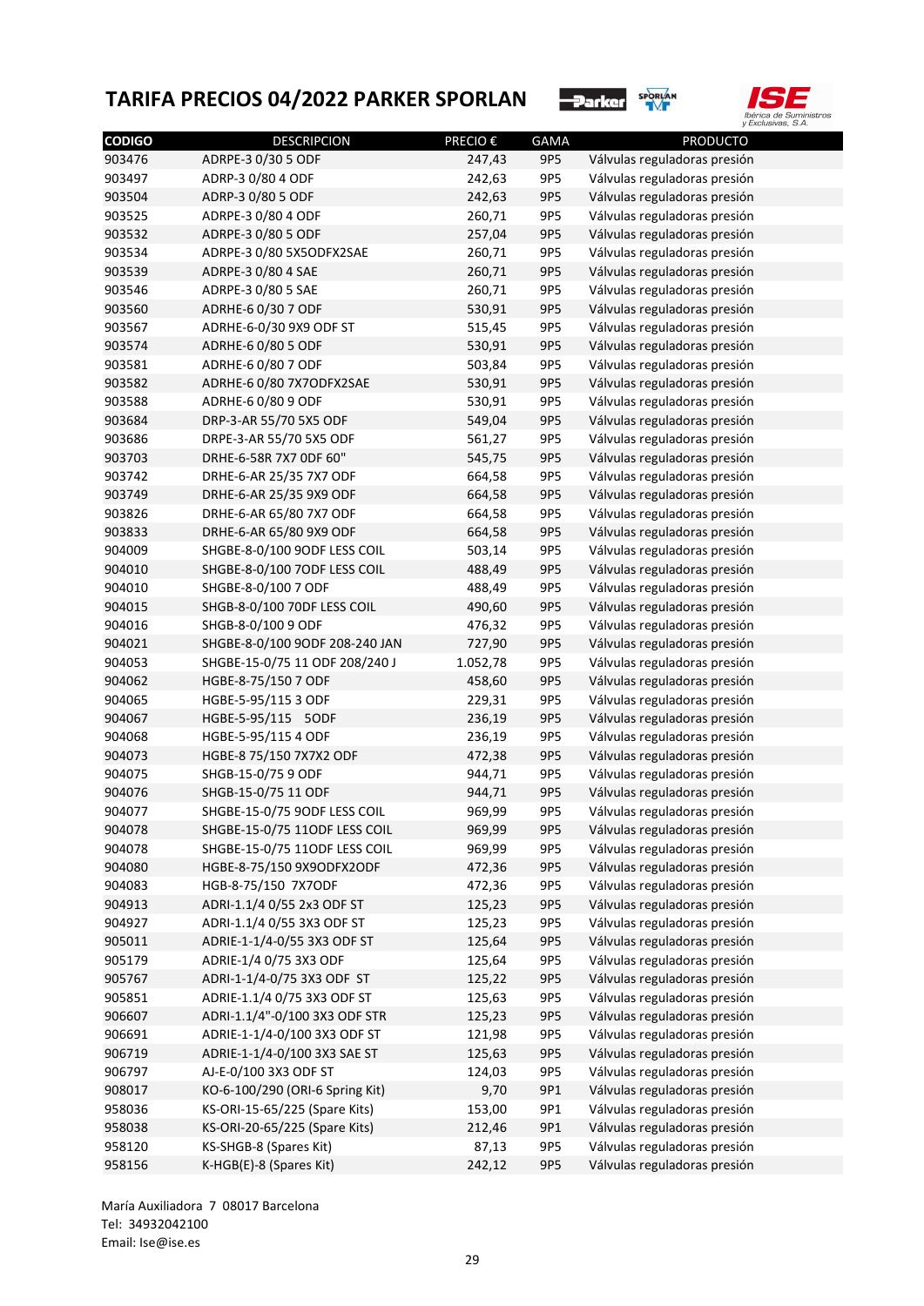# TARIFA PRECIOS 04/2022 PARKER SPORLAN

| CODIGO | DESCRIPCION | PRECIO € | GAMA | PRODUCTO |
|---|---|---|---|---|
| 903476 | ADRPE-3 0/30 5 ODF | 247,43 | 9P5 | Válvulas reguladoras presión |
| 903497 | ADRP-3 0/80 4 ODF | 242,63 | 9P5 | Válvulas reguladoras presión |
| 903504 | ADRP-3 0/80 5 ODF | 242,63 | 9P5 | Válvulas reguladoras presión |
| 903525 | ADRPE-3 0/80 4 ODF | 260,71 | 9P5 | Válvulas reguladoras presión |
| 903532 | ADRPE-3 0/80 5 ODF | 257,04 | 9P5 | Válvulas reguladoras presión |
| 903534 | ADRPE-3 0/80 5X5ODFX2SAE | 260,71 | 9P5 | Válvulas reguladoras presión |
| 903539 | ADRPE-3 0/80 4 SAE | 260,71 | 9P5 | Válvulas reguladoras presión |
| 903546 | ADRPE-3 0/80 5 SAE | 260,71 | 9P5 | Válvulas reguladoras presión |
| 903560 | ADRHE-6 0/30 7 ODF | 530,91 | 9P5 | Válvulas reguladoras presión |
| 903567 | ADRHE-6-0/30 9X9 ODF ST | 515,45 | 9P5 | Válvulas reguladoras presión |
| 903574 | ADRHE-6 0/80 5 ODF | 530,91 | 9P5 | Válvulas reguladoras presión |
| 903581 | ADRHE-6 0/80 7 ODF | 503,84 | 9P5 | Válvulas reguladoras presión |
| 903582 | ADRHE-6 0/80 7X7ODFX2SAE | 530,91 | 9P5 | Válvulas reguladoras presión |
| 903588 | ADRHE-6 0/80 9 ODF | 530,91 | 9P5 | Válvulas reguladoras presión |
| 903684 | DRP-3-AR 55/70 5X5 ODF | 549,04 | 9P5 | Válvulas reguladoras presión |
| 903686 | DRPE-3-AR 55/70 5X5 ODF | 561,27 | 9P5 | Válvulas reguladoras presión |
| 903703 | DRHE-6-58R 7X7 ODF 60" | 545,75 | 9P5 | Válvulas reguladoras presión |
| 903742 | DRHE-6-AR 25/35 7X7 ODF | 664,58 | 9P5 | Válvulas reguladoras presión |
| 903749 | DRHE-6-AR 25/35 9X9 ODF | 664,58 | 9P5 | Válvulas reguladoras presión |
| 903826 | DRHE-6-AR 65/80 7X7 ODF | 664,58 | 9P5 | Válvulas reguladoras presión |
| 903833 | DRHE-6-AR 65/80 9X9 ODF | 664,58 | 9P5 | Válvulas reguladoras presión |
| 904009 | SHGBE-8-0/100 9ODF LESS COIL | 503,14 | 9P5 | Válvulas reguladoras presión |
| 904010 | SHGBE-8-0/100 7ODF LESS COIL | 488,49 | 9P5 | Válvulas reguladoras presión |
| 904010 | SHGBE-8-0/100 7 ODF | 488,49 | 9P5 | Válvulas reguladoras presión |
| 904015 | SHGB-8-0/100 70DF LESS COIL | 490,60 | 9P5 | Válvulas reguladoras presión |
| 904016 | SHGB-8-0/100 9 ODF | 476,32 | 9P5 | Válvulas reguladoras presión |
| 904021 | SHGBE-8-0/100 9ODF 208-240 JAN | 727,90 | 9P5 | Válvulas reguladoras presión |
| 904053 | SHGBE-15-0/75 11 ODF 208/240 J | 1.052,78 | 9P5 | Válvulas reguladoras presión |
| 904062 | HGBE-8-75/150 7 ODF | 458,60 | 9P5 | Válvulas reguladoras presión |
| 904065 | HGBE-5-95/115 3 ODF | 229,31 | 9P5 | Válvulas reguladoras presión |
| 904067 | HGBE-5-95/115 5ODF | 236,19 | 9P5 | Válvulas reguladoras presión |
| 904068 | HGBE-5-95/115 4 ODF | 236,19 | 9P5 | Válvulas reguladoras presión |
| 904073 | HGBE-8 75/150 7X7X2 ODF | 472,38 | 9P5 | Válvulas reguladoras presión |
| 904075 | SHGB-15-0/75 9 ODF | 944,71 | 9P5 | Válvulas reguladoras presión |
| 904076 | SHGB-15-0/75 11 ODF | 944,71 | 9P5 | Válvulas reguladoras presión |
| 904077 | SHGBE-15-0/75 9ODF LESS COIL | 969,99 | 9P5 | Válvulas reguladoras presión |
| 904078 | SHGBE-15-0/75 11ODF LESS COIL | 969,99 | 9P5 | Válvulas reguladoras presión |
| 904078 | SHGBE-15-0/75 11ODF LESS COIL | 969,99 | 9P5 | Válvulas reguladoras presión |
| 904080 | HGBE-8-75/150 9X9ODFX2ODF | 472,36 | 9P5 | Válvulas reguladoras presión |
| 904083 | HGB-8-75/150 7X7ODF | 472,36 | 9P5 | Válvulas reguladoras presión |
| 904913 | ADRI-1.1/4 0/55 2x3 ODF ST | 125,23 | 9P5 | Válvulas reguladoras presión |
| 904927 | ADRI-1.1/4 0/55 3X3 ODF ST | 125,23 | 9P5 | Válvulas reguladoras presión |
| 905011 | ADRIE-1-1/4-0/55 3X3 ODF ST | 125,64 | 9P5 | Válvulas reguladoras presión |
| 905179 | ADRIE-1/4 0/75 3X3 ODF | 125,64 | 9P5 | Válvulas reguladoras presión |
| 905767 | ADRI-1-1/4-0/75 3X3 ODF ST | 125,22 | 9P5 | Válvulas reguladoras presión |
| 905851 | ADRIE-1.1/4 0/75 3X3 ODF ST | 125,63 | 9P5 | Válvulas reguladoras presión |
| 906607 | ADRI-1.1/4"-0/100 3X3 ODF STR | 125,23 | 9P5 | Válvulas reguladoras presión |
| 906691 | ADRIE-1-1/4-0/100 3X3 ODF ST | 121,98 | 9P5 | Válvulas reguladoras presión |
| 906719 | ADRIE-1-1/4-0/100 3X3 SAE ST | 125,63 | 9P5 | Válvulas reguladoras presión |
| 906797 | AJ-E-0/100 3X3 ODF ST | 124,03 | 9P5 | Válvulas reguladoras presión |
| 908017 | KO-6-100/290 (ORI-6 Spring Kit) | 9,70 | 9P1 | Válvulas reguladoras presión |
| 958036 | KS-ORI-15-65/225 (Spare Kits) | 153,00 | 9P1 | Válvulas reguladoras presión |
| 958038 | KS-ORI-20-65/225 (Spare Kits) | 212,46 | 9P1 | Válvulas reguladoras presión |
| 958120 | KS-SHGB-8 (Spares Kit) | 87,13 | 9P5 | Válvulas reguladoras presión |
| 958156 | K-HGB(E)-8 (Spares Kit) | 242,12 | 9P5 | Válvulas reguladoras presión |

María Auxiliadora 7 08017 Barcelona
Tel: 34932042100
Email: Ise@ise.es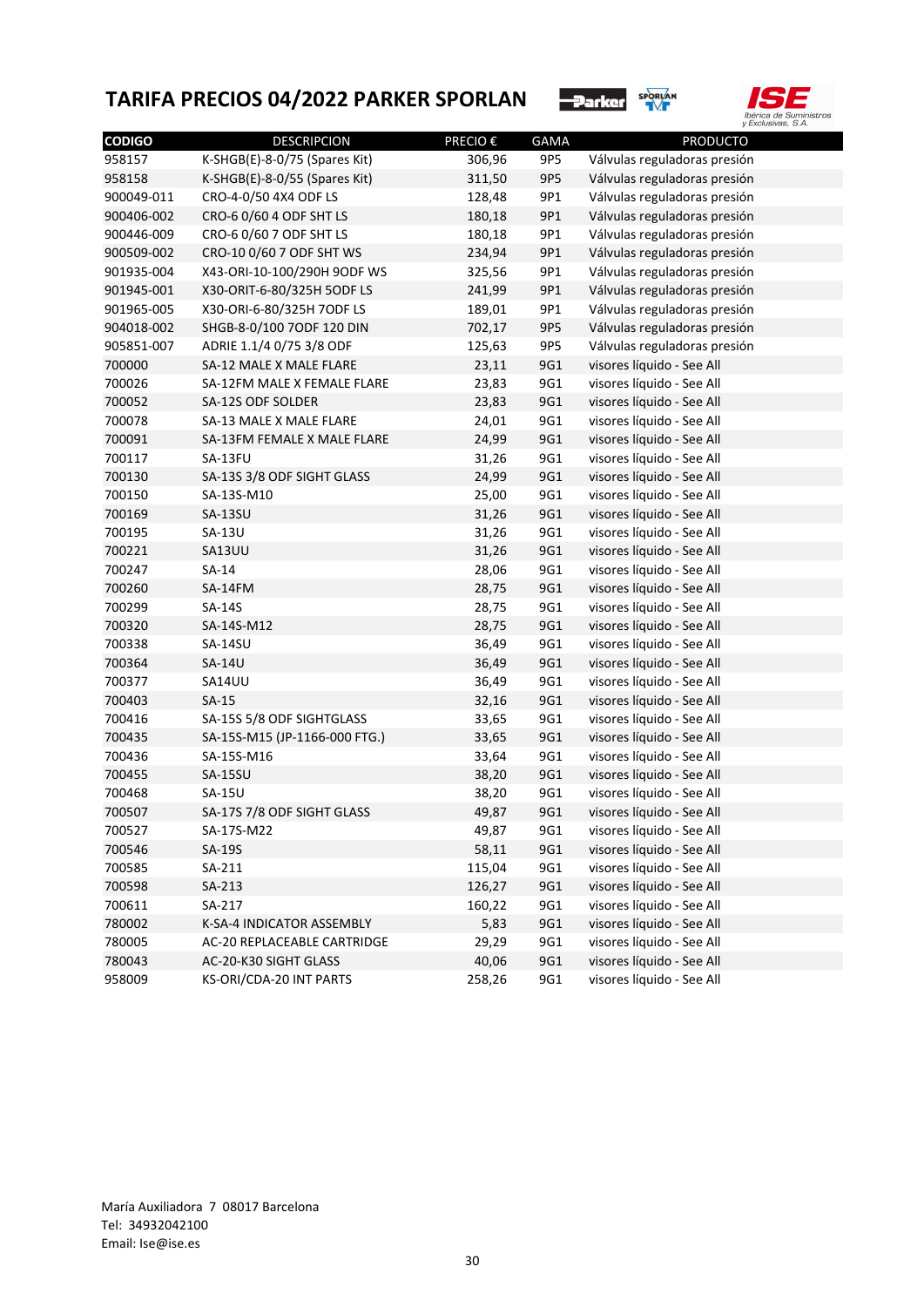# TARIFA PRECIOS 04/2022 PARKER SPORLAN

| CODIGO | DESCRIPCION | PRECIO € | GAMA | PRODUCTO |
|---|---|---|---|---|
| 958157 | K-SHGB(E)-8-0/75 (Spares Kit) | 306,96 | 9P5 | Válvulas reguladoras presión |
| 958158 | K-SHGB(E)-8-0/55 (Spares Kit) | 311,50 | 9P5 | Válvulas reguladoras presión |
| 900049-011 | CRO-4-0/50 4X4 ODF LS | 128,48 | 9P1 | Válvulas reguladoras presión |
| 900406-002 | CRO-6 0/60 4 ODF SHT LS | 180,18 | 9P1 | Válvulas reguladoras presión |
| 900446-009 | CRO-6 0/60 7 ODF SHT LS | 180,18 | 9P1 | Válvulas reguladoras presión |
| 900509-002 | CRO-10 0/60 7 ODF SHT WS | 234,94 | 9P1 | Válvulas reguladoras presión |
| 901935-004 | X43-ORI-10-100/290H 9ODF WS | 325,56 | 9P1 | Válvulas reguladoras presión |
| 901945-001 | X30-ORIT-6-80/325H 5ODF LS | 241,99 | 9P1 | Válvulas reguladoras presión |
| 901965-005 | X30-ORI-6-80/325H 7ODF LS | 189,01 | 9P1 | Válvulas reguladoras presión |
| 904018-002 | SHGB-8-0/100 7ODF 120 DIN | 702,17 | 9P5 | Válvulas reguladoras presión |
| 905851-007 | ADRIE 1.1/4 0/75 3/8 ODF | 125,63 | 9P5 | Válvulas reguladoras presión |
| 700000 | SA-12 MALE X MALE FLARE | 23,11 | 9G1 | visores líquido - See All |
| 700026 | SA-12FM MALE X FEMALE FLARE | 23,83 | 9G1 | visores líquido - See All |
| 700052 | SA-12S ODF SOLDER | 23,83 | 9G1 | visores líquido - See All |
| 700078 | SA-13 MALE X MALE FLARE | 24,01 | 9G1 | visores líquido - See All |
| 700091 | SA-13FM FEMALE X MALE FLARE | 24,99 | 9G1 | visores líquido - See All |
| 700117 | SA-13FU | 31,26 | 9G1 | visores líquido - See All |
| 700130 | SA-13S 3/8 ODF SIGHT GLASS | 24,99 | 9G1 | visores líquido - See All |
| 700150 | SA-13S-M10 | 25,00 | 9G1 | visores líquido - See All |
| 700169 | SA-13SU | 31,26 | 9G1 | visores líquido - See All |
| 700195 | SA-13U | 31,26 | 9G1 | visores líquido - See All |
| 700221 | SA13UU | 31,26 | 9G1 | visores líquido - See All |
| 700247 | SA-14 | 28,06 | 9G1 | visores líquido - See All |
| 700260 | SA-14FM | 28,75 | 9G1 | visores líquido - See All |
| 700299 | SA-14S | 28,75 | 9G1 | visores líquido - See All |
| 700320 | SA-14S-M12 | 28,75 | 9G1 | visores líquido - See All |
| 700338 | SA-14SU | 36,49 | 9G1 | visores líquido - See All |
| 700364 | SA-14U | 36,49 | 9G1 | visores líquido - See All |
| 700377 | SA14UU | 36,49 | 9G1 | visores líquido - See All |
| 700403 | SA-15 | 32,16 | 9G1 | visores líquido - See All |
| 700416 | SA-15S 5/8 ODF SIGHTGLASS | 33,65 | 9G1 | visores líquido - See All |
| 700435 | SA-15S-M15 (JP-1166-000 FTG.) | 33,65 | 9G1 | visores líquido - See All |
| 700436 | SA-15S-M16 | 33,64 | 9G1 | visores líquido - See All |
| 700455 | SA-15SU | 38,20 | 9G1 | visores líquido - See All |
| 700468 | SA-15U | 38,20 | 9G1 | visores líquido - See All |
| 700507 | SA-17S 7/8 ODF SIGHT GLASS | 49,87 | 9G1 | visores líquido - See All |
| 700527 | SA-17S-M22 | 49,87 | 9G1 | visores líquido - See All |
| 700546 | SA-19S | 58,11 | 9G1 | visores líquido - See All |
| 700585 | SA-211 | 115,04 | 9G1 | visores líquido - See All |
| 700598 | SA-213 | 126,27 | 9G1 | visores líquido - See All |
| 700611 | SA-217 | 160,22 | 9G1 | visores líquido - See All |
| 780002 | K-SA-4 INDICATOR ASSEMBLY | 5,83 | 9G1 | visores líquido - See All |
| 780005 | AC-20 REPLACEABLE CARTRIDGE | 29,29 | 9G1 | visores líquido - See All |
| 780043 | AC-20-K30 SIGHT GLASS | 40,06 | 9G1 | visores líquido - See All |
| 958009 | KS-ORI/CDA-20 INT PARTS | 258,26 | 9G1 | visores líquido - See All |

María Auxiliadora 7 08017 Barcelona
Tel: 34932042100
Email: Ise@ise.es